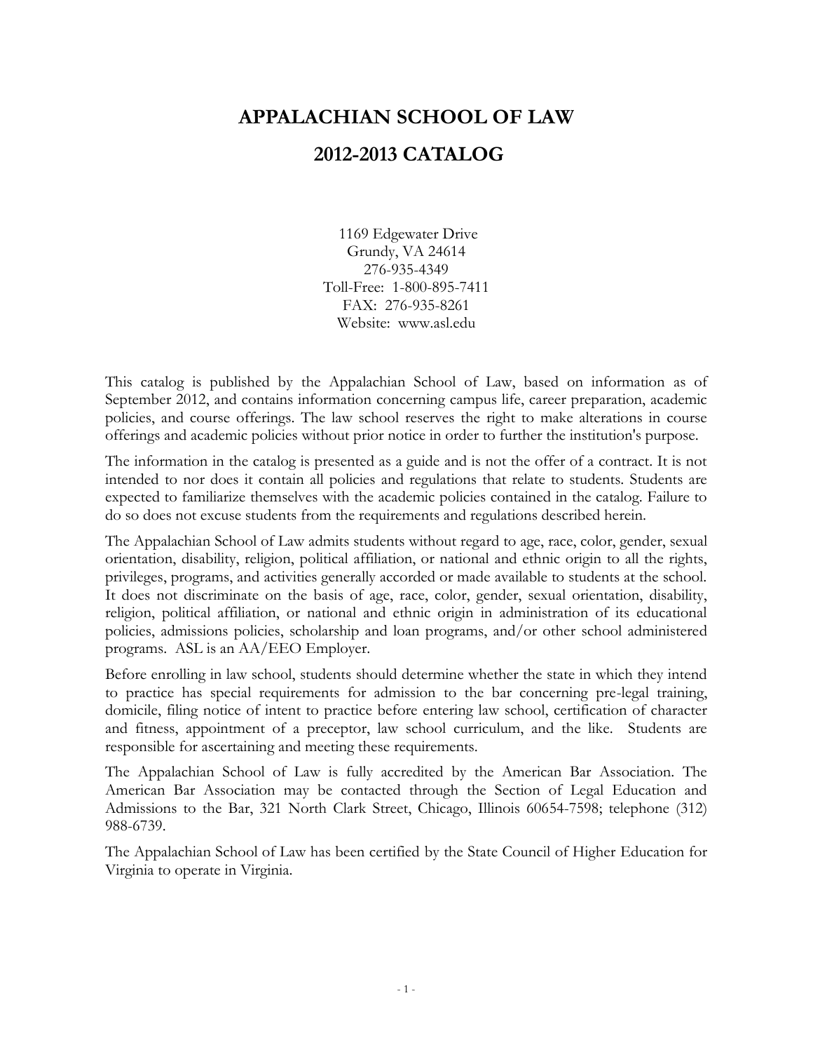# APPALACHIAN SCHOOL OF LAW

# 2012-2013 CATALOG

1169 Edgewater Drive
Grundy, VA 24614
276-935-4349
Toll-Free: 1-800-895-7411
FAX: 276-935-8261
Website: www.asl.edu

This catalog is published by the Appalachian School of Law, based on information as of September 2012, and contains information concerning campus life, career preparation, academic policies, and course offerings. The law school reserves the right to make alterations in course offerings and academic policies without prior notice in order to further the institution's purpose.

The information in the catalog is presented as a guide and is not the offer of a contract. It is not intended to nor does it contain all policies and regulations that relate to students. Students are expected to familiarize themselves with the academic policies contained in the catalog. Failure to do so does not excuse students from the requirements and regulations described herein.

The Appalachian School of Law admits students without regard to age, race, color, gender, sexual orientation, disability, religion, political affiliation, or national and ethnic origin to all the rights, privileges, programs, and activities generally accorded or made available to students at the school. It does not discriminate on the basis of age, race, color, gender, sexual orientation, disability, religion, political affiliation, or national and ethnic origin in administration of its educational policies, admissions policies, scholarship and loan programs, and/or other school administered programs. ASL is an AA/EEO Employer.

Before enrolling in law school, students should determine whether the state in which they intend to practice has special requirements for admission to the bar concerning pre-legal training, domicile, filing notice of intent to practice before entering law school, certification of character and fitness, appointment of a preceptor, law school curriculum, and the like. Students are responsible for ascertaining and meeting these requirements.

The Appalachian School of Law is fully accredited by the American Bar Association. The American Bar Association may be contacted through the Section of Legal Education and Admissions to the Bar, 321 North Clark Street, Chicago, Illinois 60654-7598; telephone (312) 988-6739.

The Appalachian School of Law has been certified by the State Council of Higher Education for Virginia to operate in Virginia.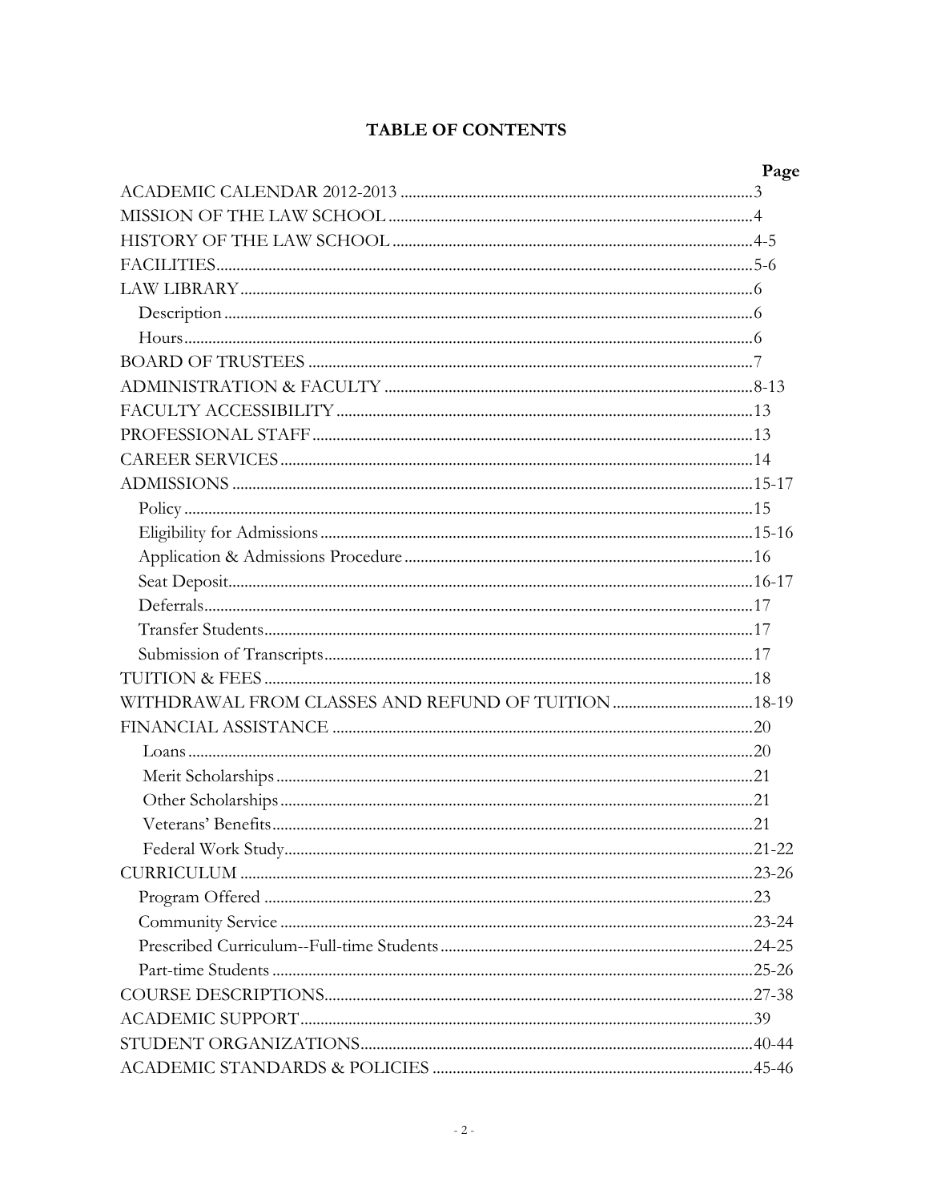# TABLE OF CONTENTS

| | Page |
|---|---|
| ACADEMIC CALENDAR 2012-2013 | 3 |
| MISSION OF THE LAW SCHOOL | 4 |
| HISTORY OF THE LAW SCHOOL | 4-5 |
| FACILITIES | 5-6 |
| LAW LIBRARY | 6 |
| Description | 6 |
| Hours | 6 |
| BOARD OF TRUSTEES | 7 |
| ADMINISTRATION & FACULTY | 8-13 |
| FACULTY ACCESSIBILITY | 13 |
| PROFESSIONAL STAFF | 13 |
| CAREER SERVICES | 14 |
| ADMISSIONS | 15-17 |
| Policy | 15 |
| Eligibility for Admissions | 15-16 |
| Application & Admissions Procedure | 16 |
| Seat Deposit | 16-17 |
| Deferrals | 17 |
| Transfer Students | 17 |
| Submission of Transcripts | 17 |
| TUITION & FEES | 18 |
| WITHDRAWAL FROM CLASSES AND REFUND OF TUITION | 18-19 |
| FINANCIAL ASSISTANCE | 20 |
| Loans | 20 |
| Merit Scholarships | 21 |
| Other Scholarships | 21 |
| Veterans' Benefits | 21 |
| Federal Work Study | 21-22 |
| CURRICULUM | 23-26 |
| Program Offered | 23 |
| Community Service | 23-24 |
| Prescribed Curriculum--Full-time Students | 24-25 |
| Part-time Students | 25-26 |
| COURSE DESCRIPTIONS | 27-38 |
| ACADEMIC SUPPORT | 39 |
| STUDENT ORGANIZATIONS | 40-44 |
| ACADEMIC STANDARDS & POLICIES | 45-46 |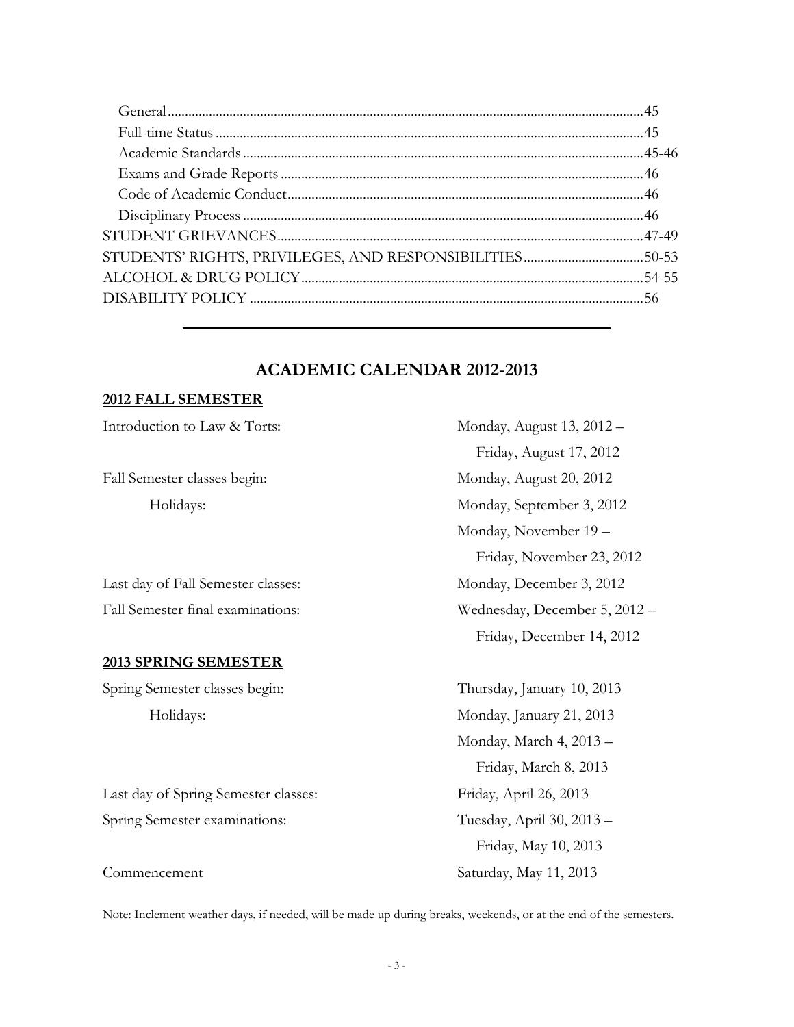- General ........................................................................................................................45
- Full-time Status ...........................................................................................................45
- Academic Standards ...................................................................................................45-46
- Exams and Grade Reports .........................................................................................46
- Code of Academic Conduct.......................................................................................46
- Disciplinary Process ...................................................................................................46

STUDENT GRIEVANCES.........................................................................................................47-49
STUDENTS' RIGHTS, PRIVILEGES, AND RESPONSIBILITIES..................................50-53
ALCOHOL & DRUG POLICY..................................................................................................54-55
DISABILITY POLICY .................................................................................................................56

---

## ACADEMIC CALENDAR 2012-2013

### 2012 FALL SEMESTER

| | |
|---|---|
| Introduction to Law & Torts: | Monday, August 13, 2012 – Friday, August 17, 2012 |
| Fall Semester classes begin: | Monday, August 20, 2012 |
| Holidays: | Monday, September 3, 2012 |
| | Monday, November 19 – Friday, November 23, 2012 |
| Last day of Fall Semester classes: | Monday, December 3, 2012 |
| Fall Semester final examinations: | Wednesday, December 5, 2012 – Friday, December 14, 2012 |

### 2013 SPRING SEMESTER

| | |
|---|---|
| Spring Semester classes begin: | Thursday, January 10, 2013 |
| Holidays: | Monday, January 21, 2013 |
| | Monday, March 4, 2013 – Friday, March 8, 2013 |
| Last day of Spring Semester classes: | Friday, April 26, 2013 |
| Spring Semester examinations: | Tuesday, April 30, 2013 – Friday, May 10, 2013 |
| Commencement | Saturday, May 11, 2013 |

Note: Inclement weather days, if needed, will be made up during breaks, weekends, or at the end of the semesters.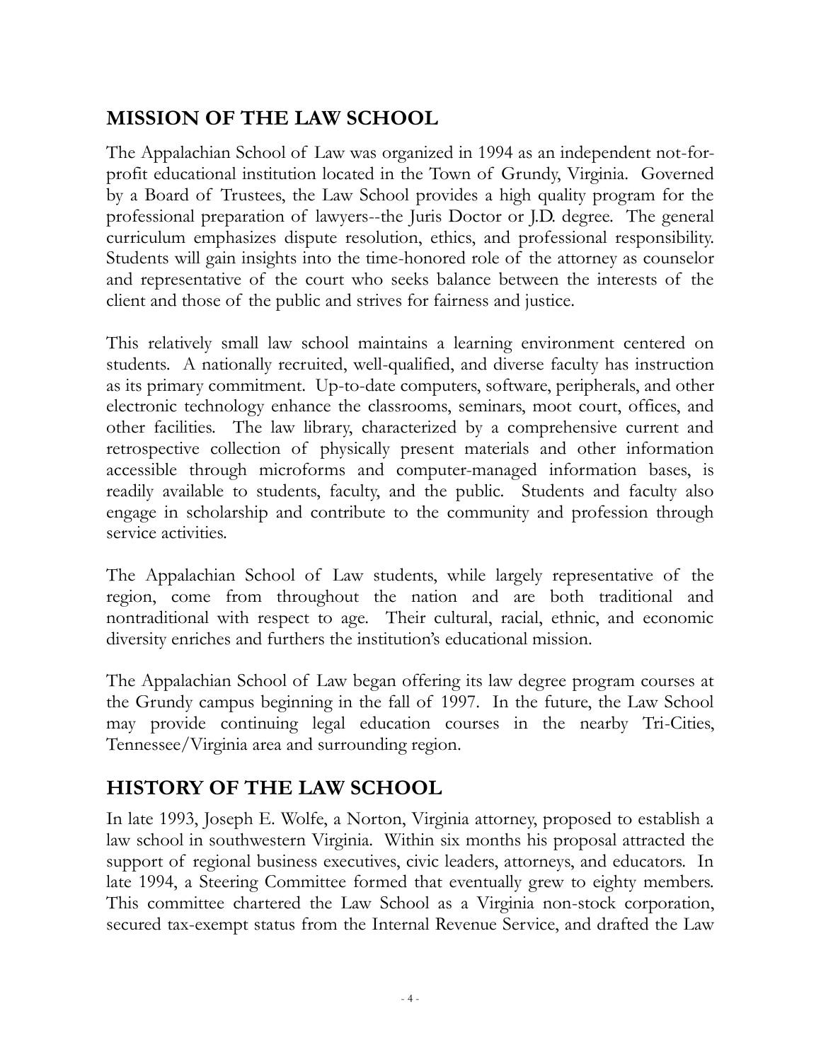## MISSION OF THE LAW SCHOOL

The Appalachian School of Law was organized in 1994 as an independent not-for-profit educational institution located in the Town of Grundy, Virginia. Governed by a Board of Trustees, the Law School provides a high quality program for the professional preparation of lawyers--the Juris Doctor or J.D. degree. The general curriculum emphasizes dispute resolution, ethics, and professional responsibility. Students will gain insights into the time-honored role of the attorney as counselor and representative of the court who seeks balance between the interests of the client and those of the public and strives for fairness and justice.

This relatively small law school maintains a learning environment centered on students. A nationally recruited, well-qualified, and diverse faculty has instruction as its primary commitment. Up-to-date computers, software, peripherals, and other electronic technology enhance the classrooms, seminars, moot court, offices, and other facilities. The law library, characterized by a comprehensive current and retrospective collection of physically present materials and other information accessible through microforms and computer-managed information bases, is readily available to students, faculty, and the public. Students and faculty also engage in scholarship and contribute to the community and profession through service activities.

The Appalachian School of Law students, while largely representative of the region, come from throughout the nation and are both traditional and nontraditional with respect to age. Their cultural, racial, ethnic, and economic diversity enriches and furthers the institution's educational mission.

The Appalachian School of Law began offering its law degree program courses at the Grundy campus beginning in the fall of 1997. In the future, the Law School may provide continuing legal education courses in the nearby Tri-Cities, Tennessee/Virginia area and surrounding region.

## HISTORY OF THE LAW SCHOOL

In late 1993, Joseph E. Wolfe, a Norton, Virginia attorney, proposed to establish a law school in southwestern Virginia. Within six months his proposal attracted the support of regional business executives, civic leaders, attorneys, and educators. In late 1994, a Steering Committee formed that eventually grew to eighty members. This committee chartered the Law School as a Virginia non-stock corporation, secured tax-exempt status from the Internal Revenue Service, and drafted the Law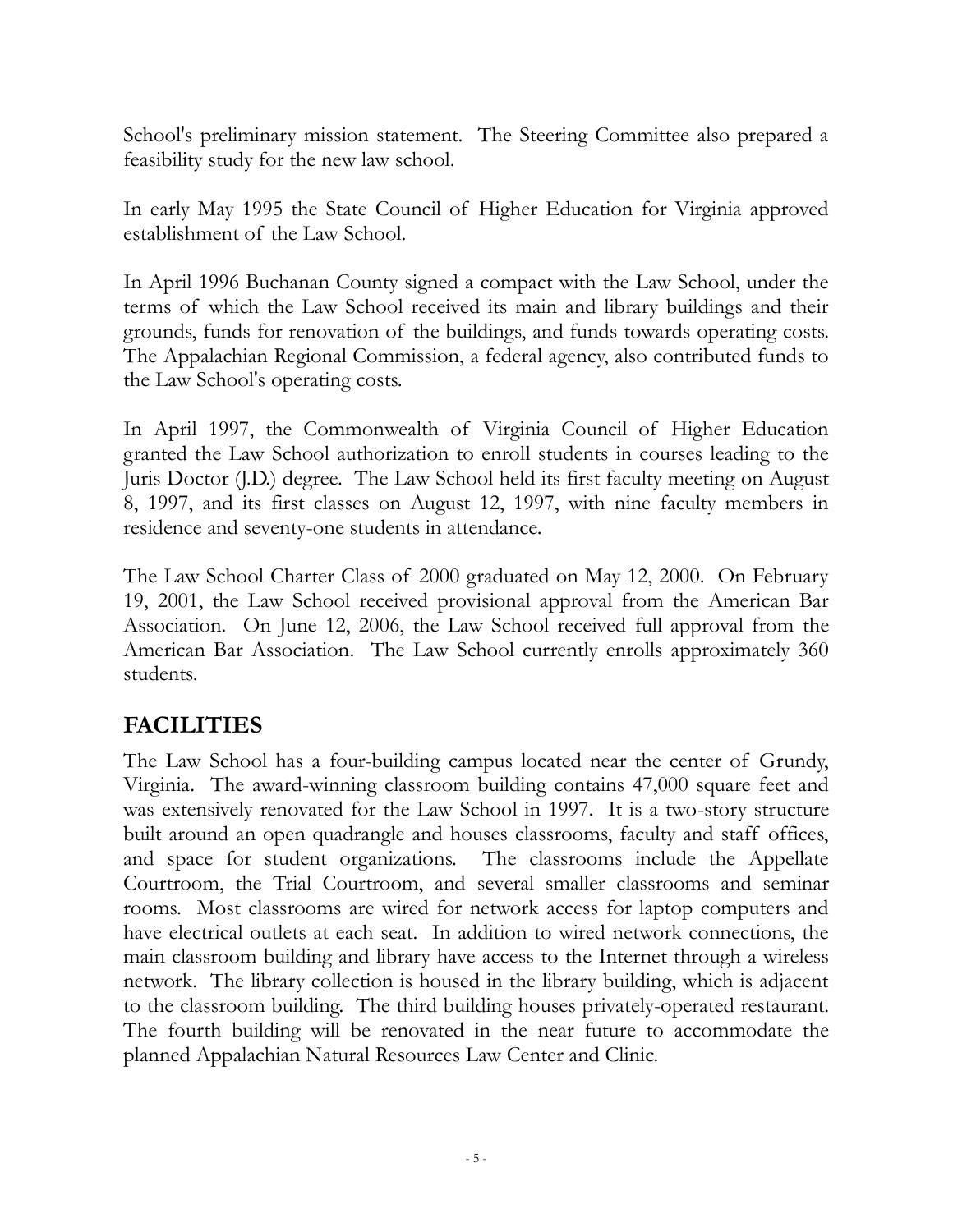School's preliminary mission statement. The Steering Committee also prepared a feasibility study for the new law school.

In early May 1995 the State Council of Higher Education for Virginia approved establishment of the Law School.

In April 1996 Buchanan County signed a compact with the Law School, under the terms of which the Law School received its main and library buildings and their grounds, funds for renovation of the buildings, and funds towards operating costs. The Appalachian Regional Commission, a federal agency, also contributed funds to the Law School's operating costs.

In April 1997, the Commonwealth of Virginia Council of Higher Education granted the Law School authorization to enroll students in courses leading to the Juris Doctor (J.D.) degree. The Law School held its first faculty meeting on August 8, 1997, and its first classes on August 12, 1997, with nine faculty members in residence and seventy-one students in attendance.

The Law School Charter Class of 2000 graduated on May 12, 2000. On February 19, 2001, the Law School received provisional approval from the American Bar Association. On June 12, 2006, the Law School received full approval from the American Bar Association. The Law School currently enrolls approximately 360 students.

## FACILITIES

The Law School has a four-building campus located near the center of Grundy, Virginia. The award-winning classroom building contains 47,000 square feet and was extensively renovated for the Law School in 1997. It is a two-story structure built around an open quadrangle and houses classrooms, faculty and staff offices, and space for student organizations. The classrooms include the Appellate Courtroom, the Trial Courtroom, and several smaller classrooms and seminar rooms. Most classrooms are wired for network access for laptop computers and have electrical outlets at each seat. In addition to wired network connections, the main classroom building and library have access to the Internet through a wireless network. The library collection is housed in the library building, which is adjacent to the classroom building. The third building houses privately-operated restaurant. The fourth building will be renovated in the near future to accommodate the planned Appalachian Natural Resources Law Center and Clinic.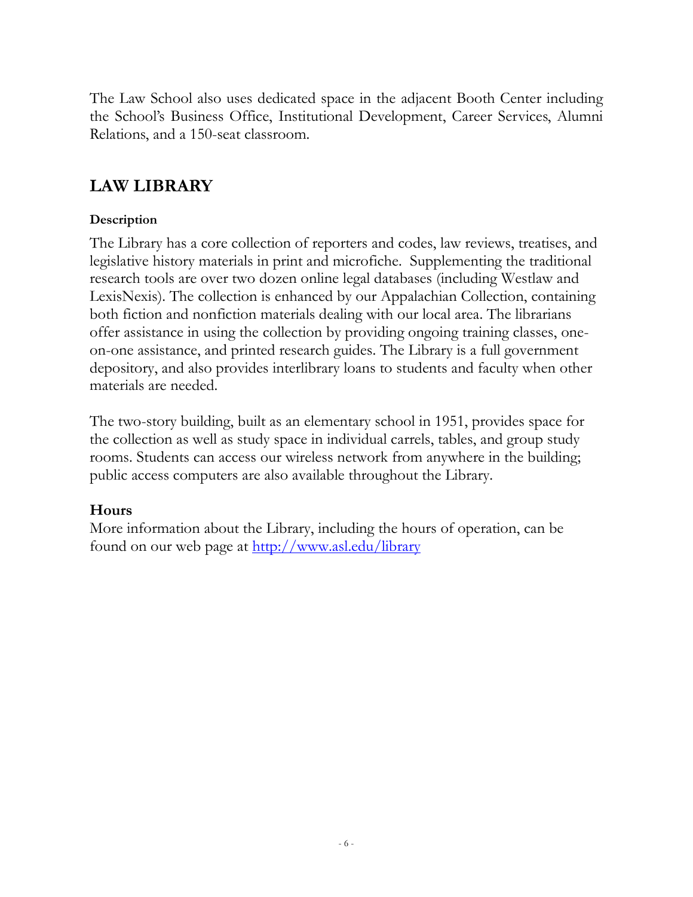The Law School also uses dedicated space in the adjacent Booth Center including the School's Business Office, Institutional Development, Career Services, Alumni Relations, and a 150-seat classroom.

## LAW LIBRARY

#### Description

The Library has a core collection of reporters and codes, law reviews, treatises, and legislative history materials in print and microfiche. Supplementing the traditional research tools are over two dozen online legal databases (including Westlaw and LexisNexis). The collection is enhanced by our Appalachian Collection, containing both fiction and nonfiction materials dealing with our local area. The librarians offer assistance in using the collection by providing ongoing training classes, one-on-one assistance, and printed research guides. The Library is a full government depository, and also provides interlibrary loans to students and faculty when other materials are needed.

The two-story building, built as an elementary school in 1951, provides space for the collection as well as study space in individual carrels, tables, and group study rooms. Students can access our wireless network from anywhere in the building; public access computers are also available throughout the Library.

### Hours

More information about the Library, including the hours of operation, can be found on our web page at http://www.asl.edu/library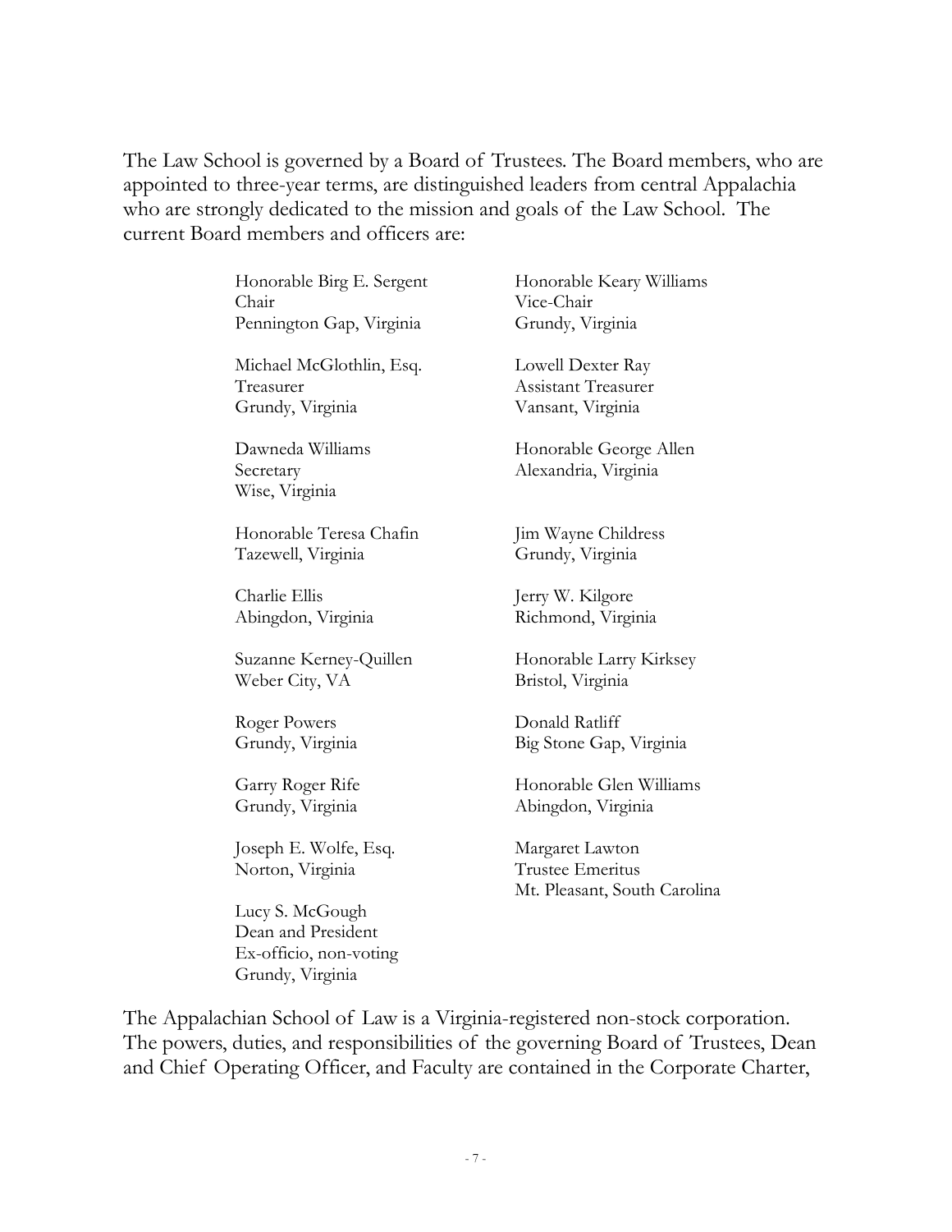The Law School is governed by a Board of Trustees. The Board members, who are appointed to three-year terms, are distinguished leaders from central Appalachia who are strongly dedicated to the mission and goals of the Law School. The current Board members and officers are:

Honorable Birg E. Sergent
Chair
Pennington Gap, Virginia

Honorable Keary Williams
Vice-Chair
Grundy, Virginia

Michael McGlothlin, Esq.
Treasurer
Grundy, Virginia

Lowell Dexter Ray
Assistant Treasurer
Vansant, Virginia

Dawneda Williams
Secretary
Wise, Virginia

Honorable George Allen
Alexandria, Virginia

Honorable Teresa Chafin
Tazewell, Virginia

Jim Wayne Childress
Grundy, Virginia

Charlie Ellis
Abingdon, Virginia

Jerry W. Kilgore
Richmond, Virginia

Suzanne Kerney-Quillen
Weber City, VA

Honorable Larry Kirksey
Bristol, Virginia

Roger Powers
Grundy, Virginia

Donald Ratliff
Big Stone Gap, Virginia

Garry Roger Rife
Grundy, Virginia

Honorable Glen Williams
Abingdon, Virginia

Joseph E. Wolfe, Esq.
Norton, Virginia

Margaret Lawton
Trustee Emeritus
Mt. Pleasant, South Carolina

Lucy S. McGough
Dean and President
Ex-officio, non-voting
Grundy, Virginia

The Appalachian School of Law is a Virginia-registered non-stock corporation. The powers, duties, and responsibilities of the governing Board of Trustees, Dean and Chief Operating Officer, and Faculty are contained in the Corporate Charter,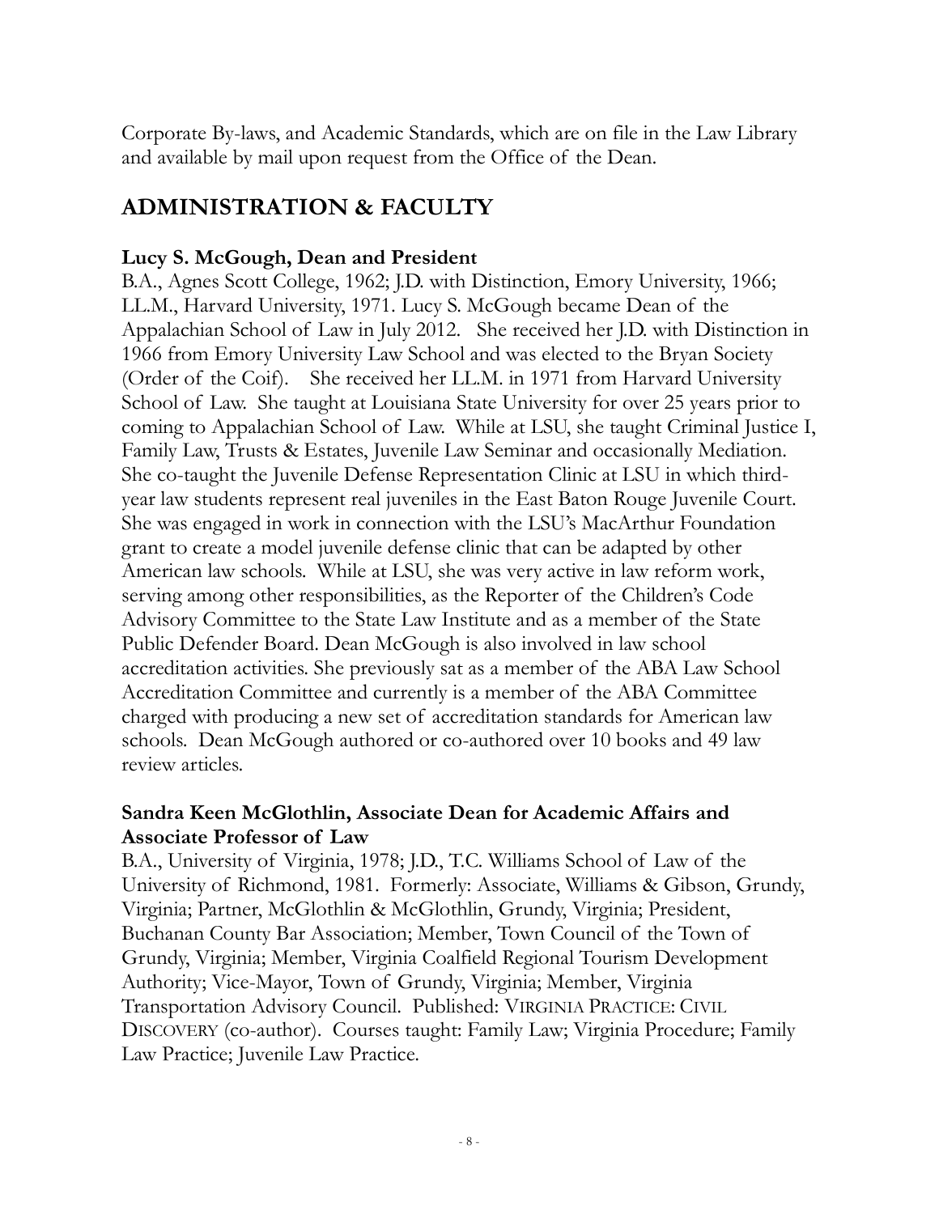Corporate By-laws, and Academic Standards, which are on file in the Law Library and available by mail upon request from the Office of the Dean.

## ADMINISTRATION & FACULTY

### Lucy S. McGough, Dean and President

B.A., Agnes Scott College, 1962; J.D. with Distinction, Emory University, 1966; LL.M., Harvard University, 1971. Lucy S. McGough became Dean of the Appalachian School of Law in July 2012. She received her J.D. with Distinction in 1966 from Emory University Law School and was elected to the Bryan Society (Order of the Coif). She received her LL.M. in 1971 from Harvard University School of Law. She taught at Louisiana State University for over 25 years prior to coming to Appalachian School of Law. While at LSU, she taught Criminal Justice I, Family Law, Trusts & Estates, Juvenile Law Seminar and occasionally Mediation. She co-taught the Juvenile Defense Representation Clinic at LSU in which third-year law students represent real juveniles in the East Baton Rouge Juvenile Court. She was engaged in work in connection with the LSU's MacArthur Foundation grant to create a model juvenile defense clinic that can be adapted by other American law schools. While at LSU, she was very active in law reform work, serving among other responsibilities, as the Reporter of the Children's Code Advisory Committee to the State Law Institute and as a member of the State Public Defender Board. Dean McGough is also involved in law school accreditation activities. She previously sat as a member of the ABA Law School Accreditation Committee and currently is a member of the ABA Committee charged with producing a new set of accreditation standards for American law schools. Dean McGough authored or co-authored over 10 books and 49 law review articles.

### Sandra Keen McGlothlin, Associate Dean for Academic Affairs and Associate Professor of Law

B.A., University of Virginia, 1978; J.D., T.C. Williams School of Law of the University of Richmond, 1981. Formerly: Associate, Williams & Gibson, Grundy, Virginia; Partner, McGlothlin & McGlothlin, Grundy, Virginia; President, Buchanan County Bar Association; Member, Town Council of the Town of Grundy, Virginia; Member, Virginia Coalfield Regional Tourism Development Authority; Vice-Mayor, Town of Grundy, Virginia; Member, Virginia Transportation Advisory Council. Published: VIRGINIA PRACTICE: CIVIL DISCOVERY (co-author). Courses taught: Family Law; Virginia Procedure; Family Law Practice; Juvenile Law Practice.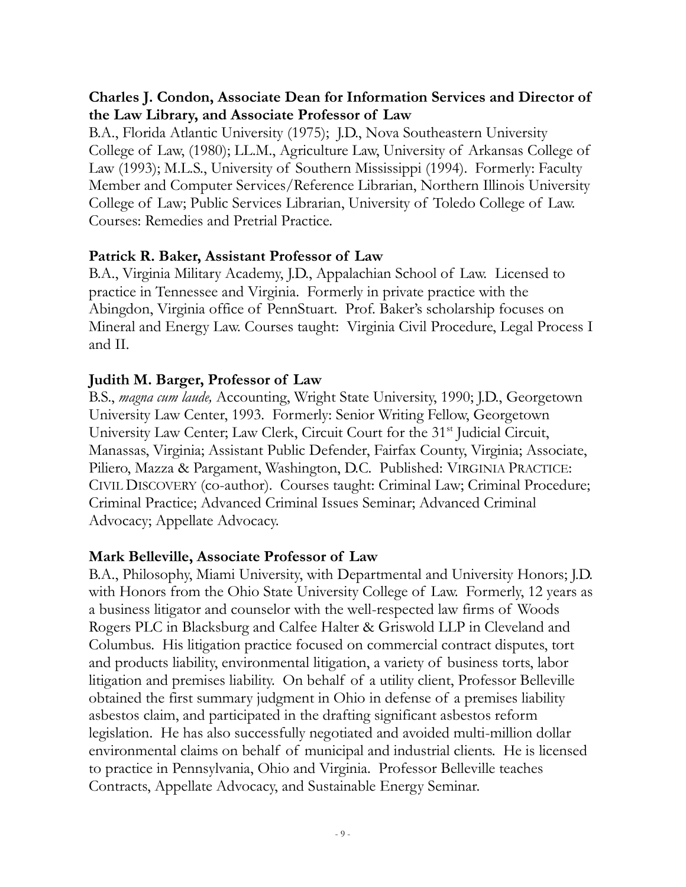**Charles J. Condon, Associate Dean for Information Services and Director of the Law Library, and Associate Professor of Law**
B.A., Florida Atlantic University (1975); J.D., Nova Southeastern University College of Law, (1980); LL.M., Agriculture Law, University of Arkansas College of Law (1993); M.L.S., University of Southern Mississippi (1994). Formerly: Faculty Member and Computer Services/Reference Librarian, Northern Illinois University College of Law; Public Services Librarian, University of Toledo College of Law. Courses: Remedies and Pretrial Practice.

**Patrick R. Baker, Assistant Professor of Law**
B.A., Virginia Military Academy, J.D., Appalachian School of Law. Licensed to practice in Tennessee and Virginia. Formerly in private practice with the Abingdon, Virginia office of PennStuart. Prof. Baker's scholarship focuses on Mineral and Energy Law. Courses taught: Virginia Civil Procedure, Legal Process I and II.

**Judith M. Barger, Professor of Law**
B.S., *magna cum laude,* Accounting, Wright State University, 1990; J.D., Georgetown University Law Center, 1993. Formerly: Senior Writing Fellow, Georgetown University Law Center; Law Clerk, Circuit Court for the 31st Judicial Circuit, Manassas, Virginia; Assistant Public Defender, Fairfax County, Virginia; Associate, Piliero, Mazza & Pargament, Washington, D.C. Published: VIRGINIA PRACTICE: CIVIL DISCOVERY (co-author). Courses taught: Criminal Law; Criminal Procedure; Criminal Practice; Advanced Criminal Issues Seminar; Advanced Criminal Advocacy; Appellate Advocacy.

**Mark Belleville, Associate Professor of Law**
B.A., Philosophy, Miami University, with Departmental and University Honors; J.D. with Honors from the Ohio State University College of Law. Formerly, 12 years as a business litigator and counselor with the well-respected law firms of Woods Rogers PLC in Blacksburg and Calfee Halter & Griswold LLP in Cleveland and Columbus. His litigation practice focused on commercial contract disputes, tort and products liability, environmental litigation, a variety of business torts, labor litigation and premises liability. On behalf of a utility client, Professor Belleville obtained the first summary judgment in Ohio in defense of a premises liability asbestos claim, and participated in the drafting significant asbestos reform legislation. He has also successfully negotiated and avoided multi-million dollar environmental claims on behalf of municipal and industrial clients. He is licensed to practice in Pennsylvania, Ohio and Virginia. Professor Belleville teaches Contracts, Appellate Advocacy, and Sustainable Energy Seminar.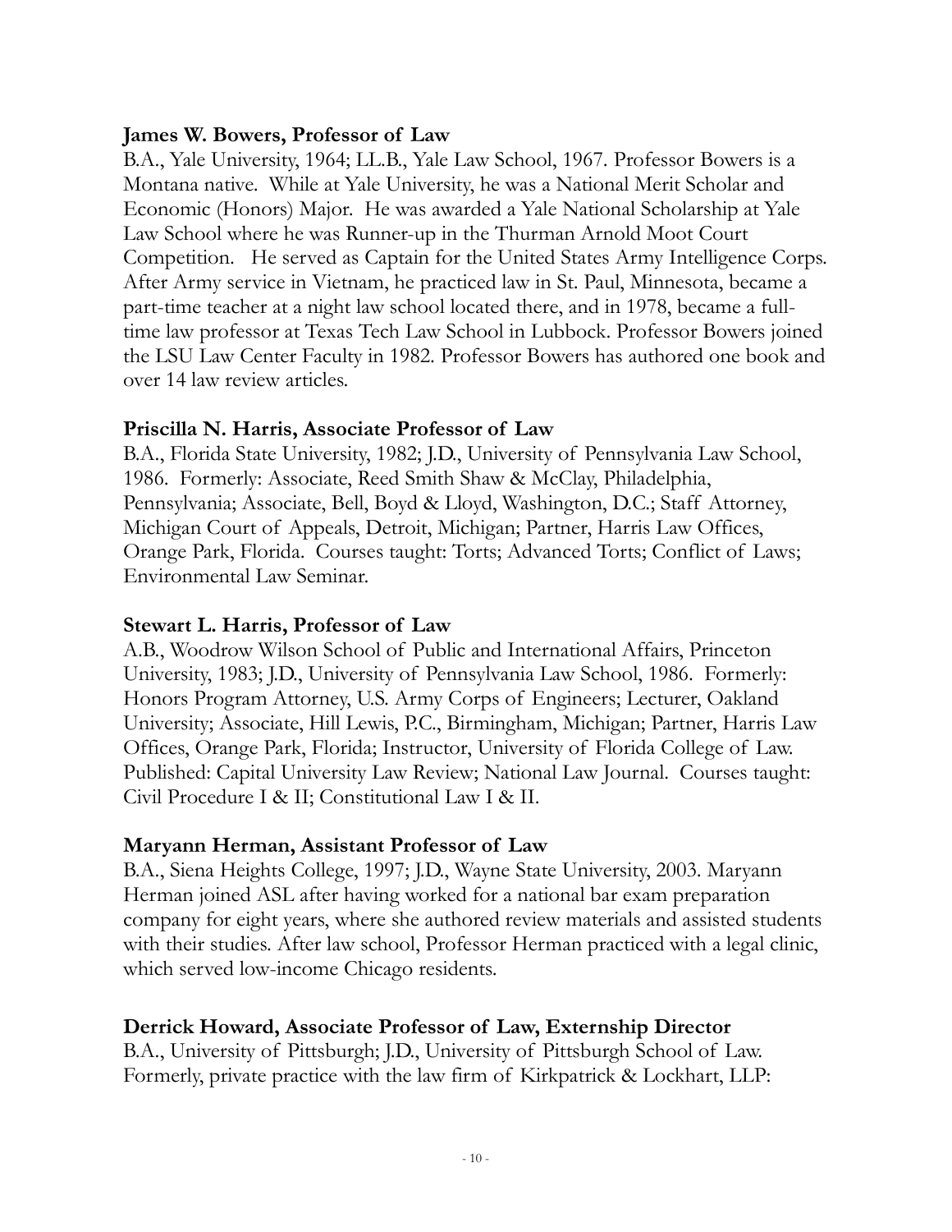**James W. Bowers, Professor of Law**
B.A., Yale University, 1964; LL.B., Yale Law School, 1967. Professor Bowers is a Montana native. While at Yale University, he was a National Merit Scholar and Economic (Honors) Major. He was awarded a Yale National Scholarship at Yale Law School where he was Runner-up in the Thurman Arnold Moot Court Competition. He served as Captain for the United States Army Intelligence Corps. After Army service in Vietnam, he practiced law in St. Paul, Minnesota, became a part-time teacher at a night law school located there, and in 1978, became a full-time law professor at Texas Tech Law School in Lubbock. Professor Bowers joined the LSU Law Center Faculty in 1982. Professor Bowers has authored one book and over 14 law review articles.

**Priscilla N. Harris, Associate Professor of Law**
B.A., Florida State University, 1982; J.D., University of Pennsylvania Law School, 1986. Formerly: Associate, Reed Smith Shaw & McClay, Philadelphia, Pennsylvania; Associate, Bell, Boyd & Lloyd, Washington, D.C.; Staff Attorney, Michigan Court of Appeals, Detroit, Michigan; Partner, Harris Law Offices, Orange Park, Florida. Courses taught: Torts; Advanced Torts; Conflict of Laws; Environmental Law Seminar.

**Stewart L. Harris, Professor of Law**
A.B., Woodrow Wilson School of Public and International Affairs, Princeton University, 1983; J.D., University of Pennsylvania Law School, 1986. Formerly: Honors Program Attorney, U.S. Army Corps of Engineers; Lecturer, Oakland University; Associate, Hill Lewis, P.C., Birmingham, Michigan; Partner, Harris Law Offices, Orange Park, Florida; Instructor, University of Florida College of Law. Published: Capital University Law Review; National Law Journal. Courses taught: Civil Procedure I & II; Constitutional Law I & II.

**Maryann Herman, Assistant Professor of Law**
B.A., Siena Heights College, 1997; J.D., Wayne State University, 2003. Maryann Herman joined ASL after having worked for a national bar exam preparation company for eight years, where she authored review materials and assisted students with their studies. After law school, Professor Herman practiced with a legal clinic, which served low-income Chicago residents.

**Derrick Howard, Associate Professor of Law, Externship Director**
B.A., University of Pittsburgh; J.D., University of Pittsburgh School of Law. Formerly, private practice with the law firm of Kirkpatrick & Lockhart, LLP: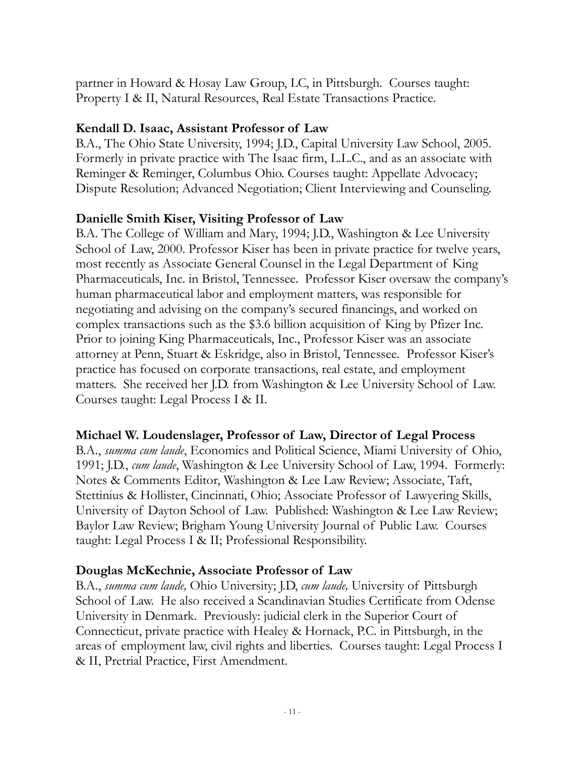partner in Howard & Hosay Law Group, LC, in Pittsburgh. Courses taught: Property I & II, Natural Resources, Real Estate Transactions Practice.

**Kendall D. Isaac, Assistant Professor of Law**
B.A., The Ohio State University, 1994; J.D., Capital University Law School, 2005. Formerly in private practice with The Isaac firm, L.L.C., and as an associate with Reminger & Reminger, Columbus Ohio. Courses taught: Appellate Advocacy; Dispute Resolution; Advanced Negotiation; Client Interviewing and Counseling.

**Danielle Smith Kiser, Visiting Professor of Law**
B.A. The College of William and Mary, 1994; J.D., Washington & Lee University School of Law, 2000. Professor Kiser has been in private practice for twelve years, most recently as Associate General Counsel in the Legal Department of King Pharmaceuticals, Inc. in Bristol, Tennessee. Professor Kiser oversaw the company's human pharmaceutical labor and employment matters, was responsible for negotiating and advising on the company's secured financings, and worked on complex transactions such as the $3.6 billion acquisition of King by Pfizer Inc. Prior to joining King Pharmaceuticals, Inc., Professor Kiser was an associate attorney at Penn, Stuart & Eskridge, also in Bristol, Tennessee. Professor Kiser's practice has focused on corporate transactions, real estate, and employment matters. She received her J.D. from Washington & Lee University School of Law. Courses taught: Legal Process I & II.

**Michael W. Loudenslager, Professor of Law, Director of Legal Process**
B.A., *summa cum laude*, Economics and Political Science, Miami University of Ohio, 1991; J.D., *cum laude*, Washington & Lee University School of Law, 1994. Formerly: Notes & Comments Editor, Washington & Lee Law Review; Associate, Taft, Stettinius & Hollister, Cincinnati, Ohio; Associate Professor of Lawyering Skills, University of Dayton School of Law. Published: Washington & Lee Law Review; Baylor Law Review; Brigham Young University Journal of Public Law. Courses taught: Legal Process I & II; Professional Responsibility.

**Douglas McKechnie, Associate Professor of Law**
B.A., *summa cum laude,* Ohio University; J.D, *cum laude,* University of Pittsburgh School of Law. He also received a Scandinavian Studies Certificate from Odense University in Denmark. Previously: judicial clerk in the Superior Court of Connecticut, private practice with Healey & Hornack, P.C. in Pittsburgh, in the areas of employment law, civil rights and liberties. Courses taught: Legal Process I & II, Pretrial Practice, First Amendment.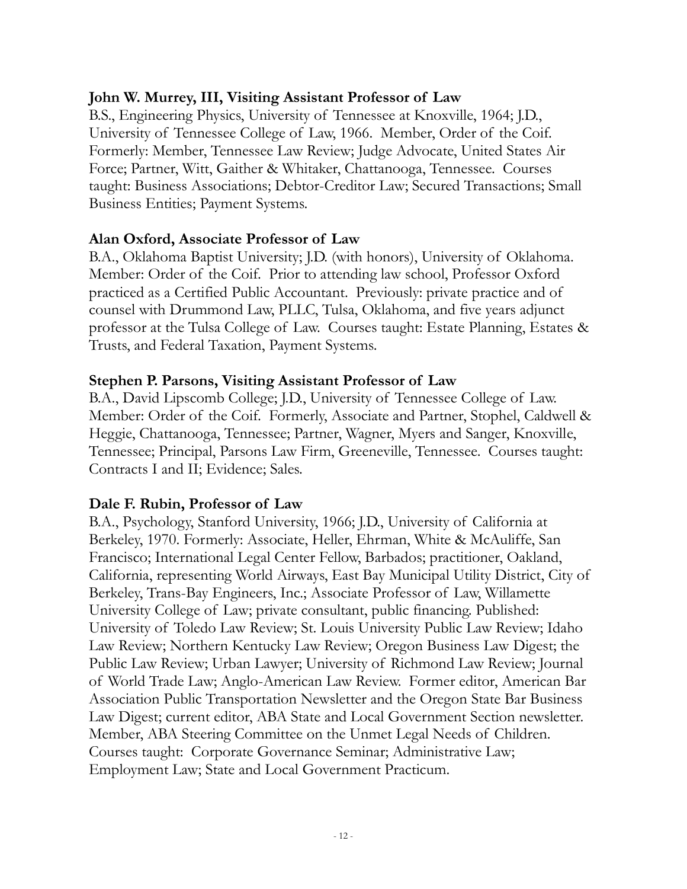**John W. Murrey, III, Visiting Assistant Professor of Law**
B.S., Engineering Physics, University of Tennessee at Knoxville, 1964; J.D., University of Tennessee College of Law, 1966. Member, Order of the Coif. Formerly: Member, Tennessee Law Review; Judge Advocate, United States Air Force; Partner, Witt, Gaither & Whitaker, Chattanooga, Tennessee. Courses taught: Business Associations; Debtor-Creditor Law; Secured Transactions; Small Business Entities; Payment Systems.

**Alan Oxford, Associate Professor of Law**
B.A., Oklahoma Baptist University; J.D. (with honors), University of Oklahoma. Member: Order of the Coif. Prior to attending law school, Professor Oxford practiced as a Certified Public Accountant. Previously: private practice and of counsel with Drummond Law, PLLC, Tulsa, Oklahoma, and five years adjunct professor at the Tulsa College of Law. Courses taught: Estate Planning, Estates & Trusts, and Federal Taxation, Payment Systems.

**Stephen P. Parsons, Visiting Assistant Professor of Law**
B.A., David Lipscomb College; J.D., University of Tennessee College of Law. Member: Order of the Coif. Formerly, Associate and Partner, Stophel, Caldwell & Heggie, Chattanooga, Tennessee; Partner, Wagner, Myers and Sanger, Knoxville, Tennessee; Principal, Parsons Law Firm, Greeneville, Tennessee. Courses taught: Contracts I and II; Evidence; Sales.

**Dale F. Rubin, Professor of Law**
B.A., Psychology, Stanford University, 1966; J.D., University of California at Berkeley, 1970. Formerly: Associate, Heller, Ehrman, White & McAuliffe, San Francisco; International Legal Center Fellow, Barbados; practitioner, Oakland, California, representing World Airways, East Bay Municipal Utility District, City of Berkeley, Trans-Bay Engineers, Inc.; Associate Professor of Law, Willamette University College of Law; private consultant, public financing. Published: University of Toledo Law Review; St. Louis University Public Law Review; Idaho Law Review; Northern Kentucky Law Review; Oregon Business Law Digest; the Public Law Review; Urban Lawyer; University of Richmond Law Review; Journal of World Trade Law; Anglo-American Law Review. Former editor, American Bar Association Public Transportation Newsletter and the Oregon State Bar Business Law Digest; current editor, ABA State and Local Government Section newsletter. Member, ABA Steering Committee on the Unmet Legal Needs of Children. Courses taught: Corporate Governance Seminar; Administrative Law; Employment Law; State and Local Government Practicum.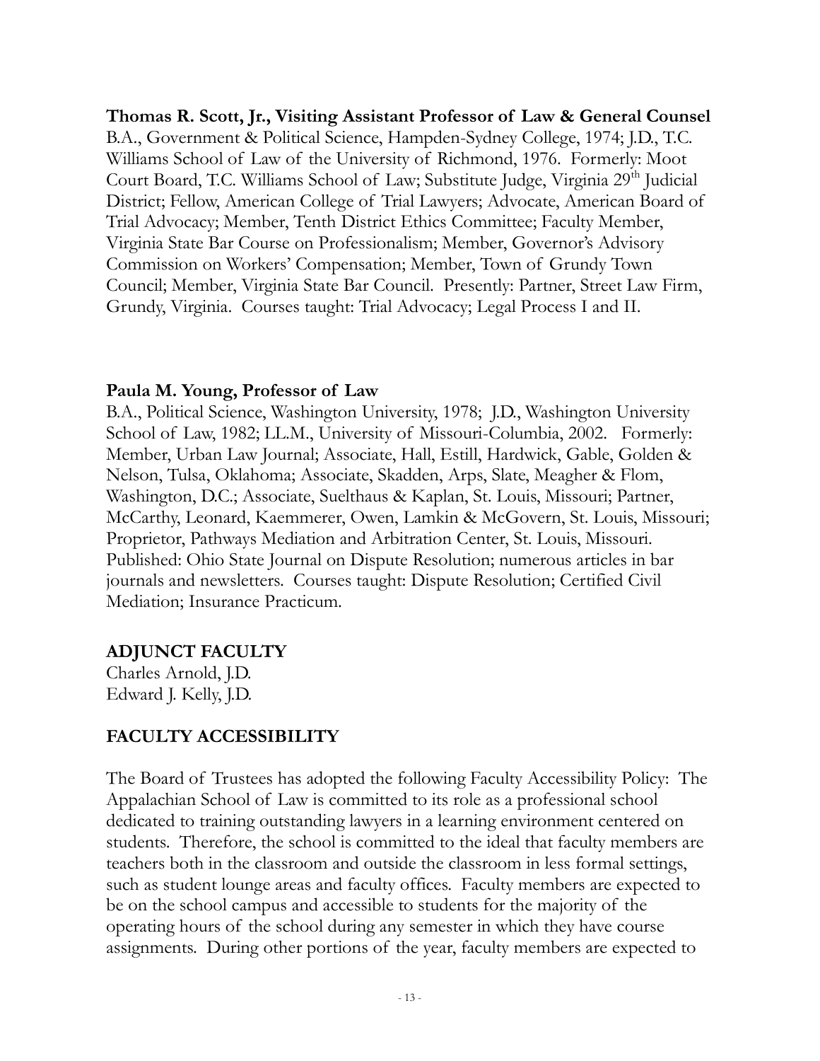**Thomas R. Scott, Jr., Visiting Assistant Professor of Law & General Counsel**
B.A., Government & Political Science, Hampden-Sydney College, 1974; J.D., T.C. Williams School of Law of the University of Richmond, 1976. Formerly: Moot Court Board, T.C. Williams School of Law; Substitute Judge, Virginia 29th Judicial District; Fellow, American College of Trial Lawyers; Advocate, American Board of Trial Advocacy; Member, Tenth District Ethics Committee; Faculty Member, Virginia State Bar Course on Professionalism; Member, Governor's Advisory Commission on Workers' Compensation; Member, Town of Grundy Town Council; Member, Virginia State Bar Council. Presently: Partner, Street Law Firm, Grundy, Virginia. Courses taught: Trial Advocacy; Legal Process I and II.

**Paula M. Young, Professor of Law**
B.A., Political Science, Washington University, 1978; J.D., Washington University School of Law, 1982; LL.M., University of Missouri-Columbia, 2002. Formerly: Member, Urban Law Journal; Associate, Hall, Estill, Hardwick, Gable, Golden & Nelson, Tulsa, Oklahoma; Associate, Skadden, Arps, Slate, Meagher & Flom, Washington, D.C.; Associate, Suelthaus & Kaplan, St. Louis, Missouri; Partner, McCarthy, Leonard, Kaemmerer, Owen, Lamkin & McGovern, St. Louis, Missouri; Proprietor, Pathways Mediation and Arbitration Center, St. Louis, Missouri. Published: Ohio State Journal on Dispute Resolution; numerous articles in bar journals and newsletters. Courses taught: Dispute Resolution; Certified Civil Mediation; Insurance Practicum.

## ADJUNCT FACULTY

Charles Arnold, J.D.
Edward J. Kelly, J.D.

## FACULTY ACCESSIBILITY

The Board of Trustees has adopted the following Faculty Accessibility Policy: The Appalachian School of Law is committed to its role as a professional school dedicated to training outstanding lawyers in a learning environment centered on students. Therefore, the school is committed to the ideal that faculty members are teachers both in the classroom and outside the classroom in less formal settings, such as student lounge areas and faculty offices. Faculty members are expected to be on the school campus and accessible to students for the majority of the operating hours of the school during any semester in which they have course assignments. During other portions of the year, faculty members are expected to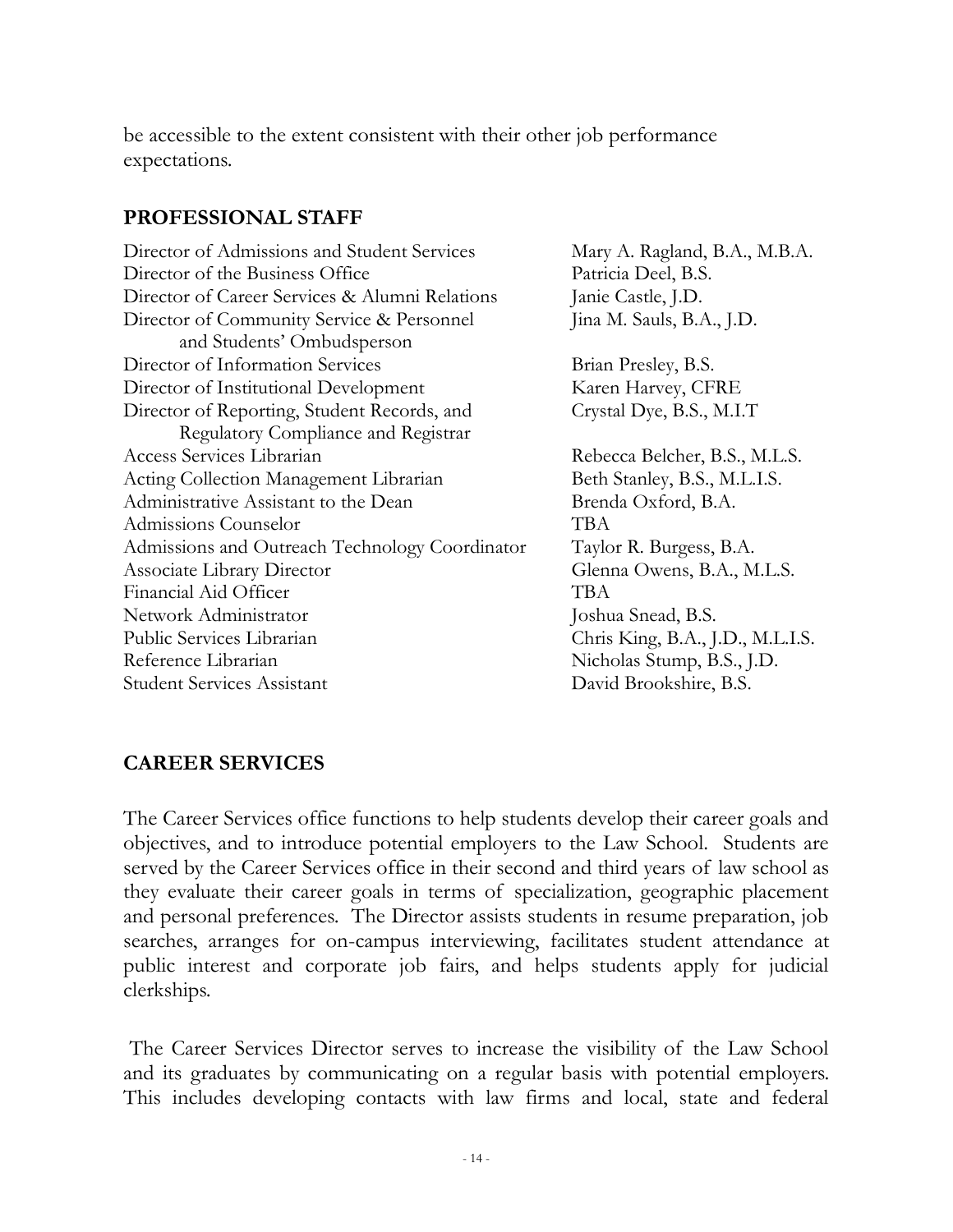be accessible to the extent consistent with their other job performance expectations.

## PROFESSIONAL STAFF

| Position | Name |
|---|---|
| Director of Admissions and Student Services | Mary A. Ragland, B.A., M.B.A. |
| Director of the Business Office | Patricia Deel, B.S. |
| Director of Career Services & Alumni Relations | Janie Castle, J.D. |
| Director of Community Service & Personnel and Students' Ombudsperson | Jina M. Sauls, B.A., J.D. |
| Director of Information Services | Brian Presley, B.S. |
| Director of Institutional Development | Karen Harvey, CFRE |
| Director of Reporting, Student Records, and Regulatory Compliance and Registrar | Crystal Dye, B.S., M.I.T |
| Access Services Librarian | Rebecca Belcher, B.S., M.L.S. |
| Acting Collection Management Librarian | Beth Stanley, B.S., M.L.I.S. |
| Administrative Assistant to the Dean | Brenda Oxford, B.A. |
| Admissions Counselor | TBA |
| Admissions and Outreach Technology Coordinator | Taylor R. Burgess, B.A. |
| Associate Library Director | Glenna Owens, B.A., M.L.S. |
| Financial Aid Officer | TBA |
| Network Administrator | Joshua Snead, B.S. |
| Public Services Librarian | Chris King, B.A., J.D., M.L.I.S. |
| Reference Librarian | Nicholas Stump, B.S., J.D. |
| Student Services Assistant | David Brookshire, B.S. |

## CAREER SERVICES

The Career Services office functions to help students develop their career goals and objectives, and to introduce potential employers to the Law School. Students are served by the Career Services office in their second and third years of law school as they evaluate their career goals in terms of specialization, geographic placement and personal preferences. The Director assists students in resume preparation, job searches, arranges for on-campus interviewing, facilitates student attendance at public interest and corporate job fairs, and helps students apply for judicial clerkships.

The Career Services Director serves to increase the visibility of the Law School and its graduates by communicating on a regular basis with potential employers. This includes developing contacts with law firms and local, state and federal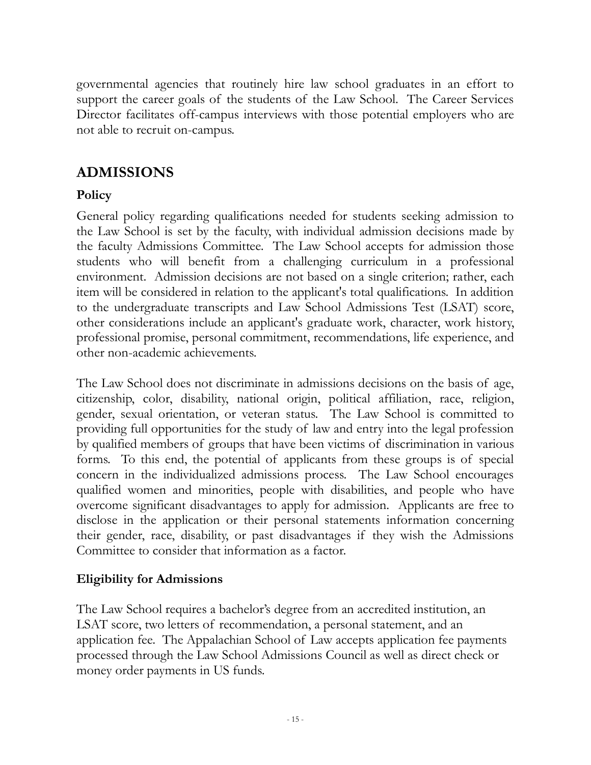governmental agencies that routinely hire law school graduates in an effort to support the career goals of the students of the Law School. The Career Services Director facilitates off-campus interviews with those potential employers who are not able to recruit on-campus.

## ADMISSIONS

### Policy

General policy regarding qualifications needed for students seeking admission to the Law School is set by the faculty, with individual admission decisions made by the faculty Admissions Committee. The Law School accepts for admission those students who will benefit from a challenging curriculum in a professional environment. Admission decisions are not based on a single criterion; rather, each item will be considered in relation to the applicant's total qualifications. In addition to the undergraduate transcripts and Law School Admissions Test (LSAT) score, other considerations include an applicant's graduate work, character, work history, professional promise, personal commitment, recommendations, life experience, and other non-academic achievements.

The Law School does not discriminate in admissions decisions on the basis of age, citizenship, color, disability, national origin, political affiliation, race, religion, gender, sexual orientation, or veteran status. The Law School is committed to providing full opportunities for the study of law and entry into the legal profession by qualified members of groups that have been victims of discrimination in various forms. To this end, the potential of applicants from these groups is of special concern in the individualized admissions process. The Law School encourages qualified women and minorities, people with disabilities, and people who have overcome significant disadvantages to apply for admission. Applicants are free to disclose in the application or their personal statements information concerning their gender, race, disability, or past disadvantages if they wish the Admissions Committee to consider that information as a factor.

### Eligibility for Admissions

The Law School requires a bachelor's degree from an accredited institution, an LSAT score, two letters of recommendation, a personal statement, and an application fee. The Appalachian School of Law accepts application fee payments processed through the Law School Admissions Council as well as direct check or money order payments in US funds.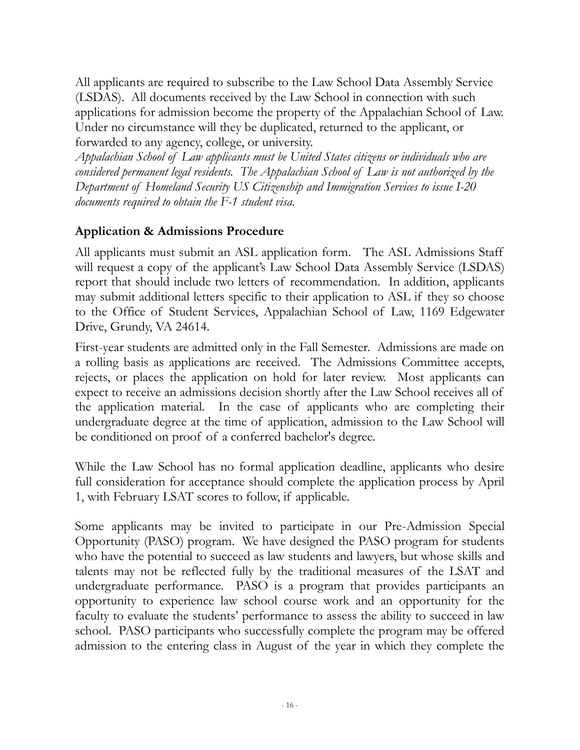All applicants are required to subscribe to the Law School Data Assembly Service (LSDAS). All documents received by the Law School in connection with such applications for admission become the property of the Appalachian School of Law. Under no circumstance will they be duplicated, returned to the applicant, or forwarded to any agency, college, or university.

*Appalachian School of Law applicants must be United States citizens or individuals who are considered permanent legal residents. The Appalachian School of Law is not authorized by the Department of Homeland Security US Citizenship and Immigration Services to issue I-20 documents required to obtain the F-1 student visa.*

### Application & Admissions Procedure

All applicants must submit an ASL application form. The ASL Admissions Staff will request a copy of the applicant's Law School Data Assembly Service (LSDAS) report that should include two letters of recommendation. In addition, applicants may submit additional letters specific to their application to ASL if they so choose to the Office of Student Services, Appalachian School of Law, 1169 Edgewater Drive, Grundy, VA 24614.

First-year students are admitted only in the Fall Semester. Admissions are made on a rolling basis as applications are received. The Admissions Committee accepts, rejects, or places the application on hold for later review. Most applicants can expect to receive an admissions decision shortly after the Law School receives all of the application material. In the case of applicants who are completing their undergraduate degree at the time of application, admission to the Law School will be conditioned on proof of a conferred bachelor's degree.

While the Law School has no formal application deadline, applicants who desire full consideration for acceptance should complete the application process by April 1, with February LSAT scores to follow, if applicable.

Some applicants may be invited to participate in our Pre-Admission Special Opportunity (PASO) program. We have designed the PASO program for students who have the potential to succeed as law students and lawyers, but whose skills and talents may not be reflected fully by the traditional measures of the LSAT and undergraduate performance. PASO is a program that provides participants an opportunity to experience law school course work and an opportunity for the faculty to evaluate the students' performance to assess the ability to succeed in law school. PASO participants who successfully complete the program may be offered admission to the entering class in August of the year in which they complete the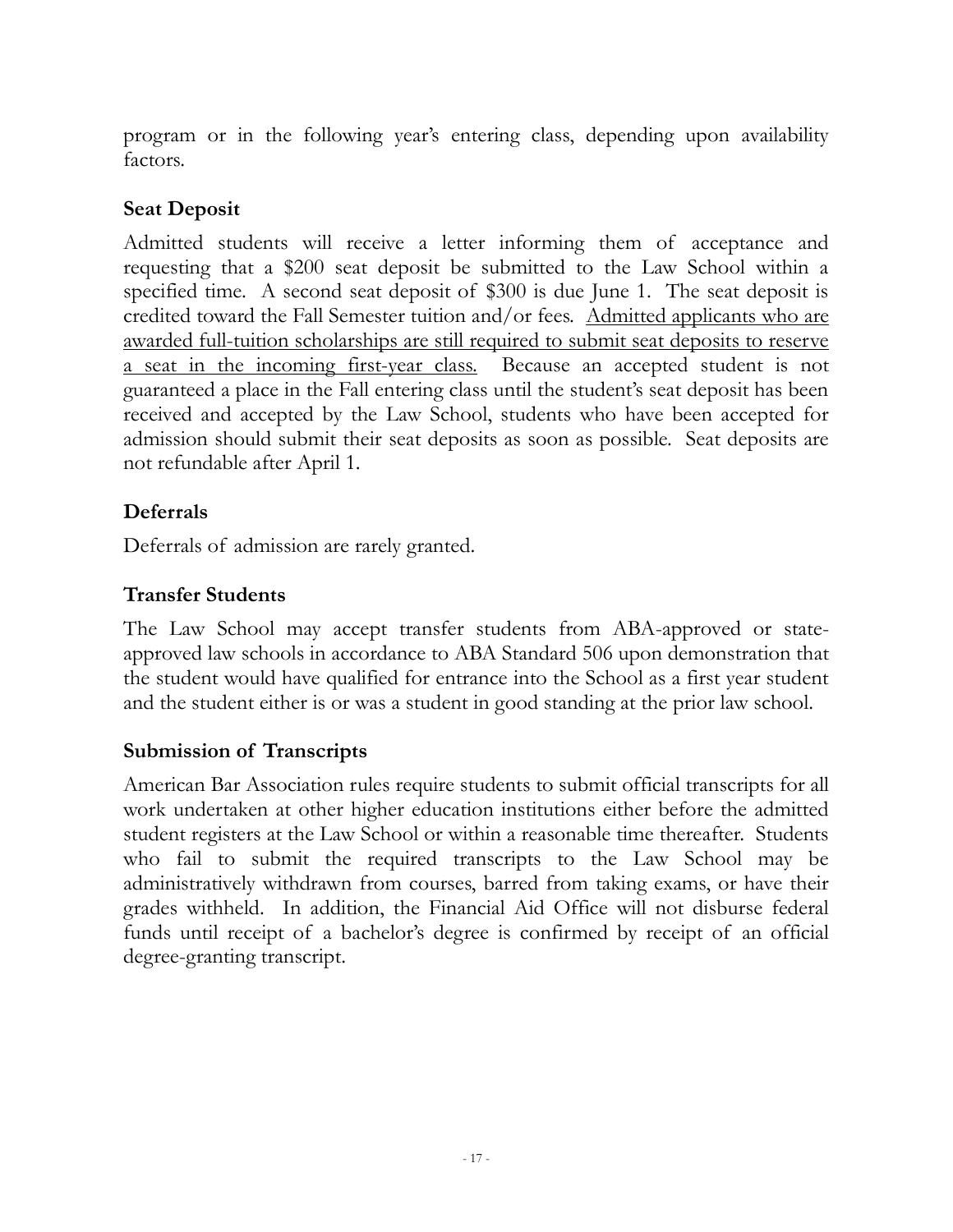program or in the following year's entering class, depending upon availability factors.

### Seat Deposit

Admitted students will receive a letter informing them of acceptance and requesting that a $200 seat deposit be submitted to the Law School within a specified time. A second seat deposit of $300 is due June 1. The seat deposit is credited toward the Fall Semester tuition and/or fees. <u>Admitted applicants who are awarded full-tuition scholarships are still required to submit seat deposits to reserve a seat in the incoming first-year class.</u> Because an accepted student is not guaranteed a place in the Fall entering class until the student's seat deposit has been received and accepted by the Law School, students who have been accepted for admission should submit their seat deposits as soon as possible. Seat deposits are not refundable after April 1.

### Deferrals

Deferrals of admission are rarely granted.

### Transfer Students

The Law School may accept transfer students from ABA-approved or state-approved law schools in accordance to ABA Standard 506 upon demonstration that the student would have qualified for entrance into the School as a first year student and the student either is or was a student in good standing at the prior law school.

### Submission of Transcripts

American Bar Association rules require students to submit official transcripts for all work undertaken at other higher education institutions either before the admitted student registers at the Law School or within a reasonable time thereafter. Students who fail to submit the required transcripts to the Law School may be administratively withdrawn from courses, barred from taking exams, or have their grades withheld. In addition, the Financial Aid Office will not disburse federal funds until receipt of a bachelor's degree is confirmed by receipt of an official degree-granting transcript.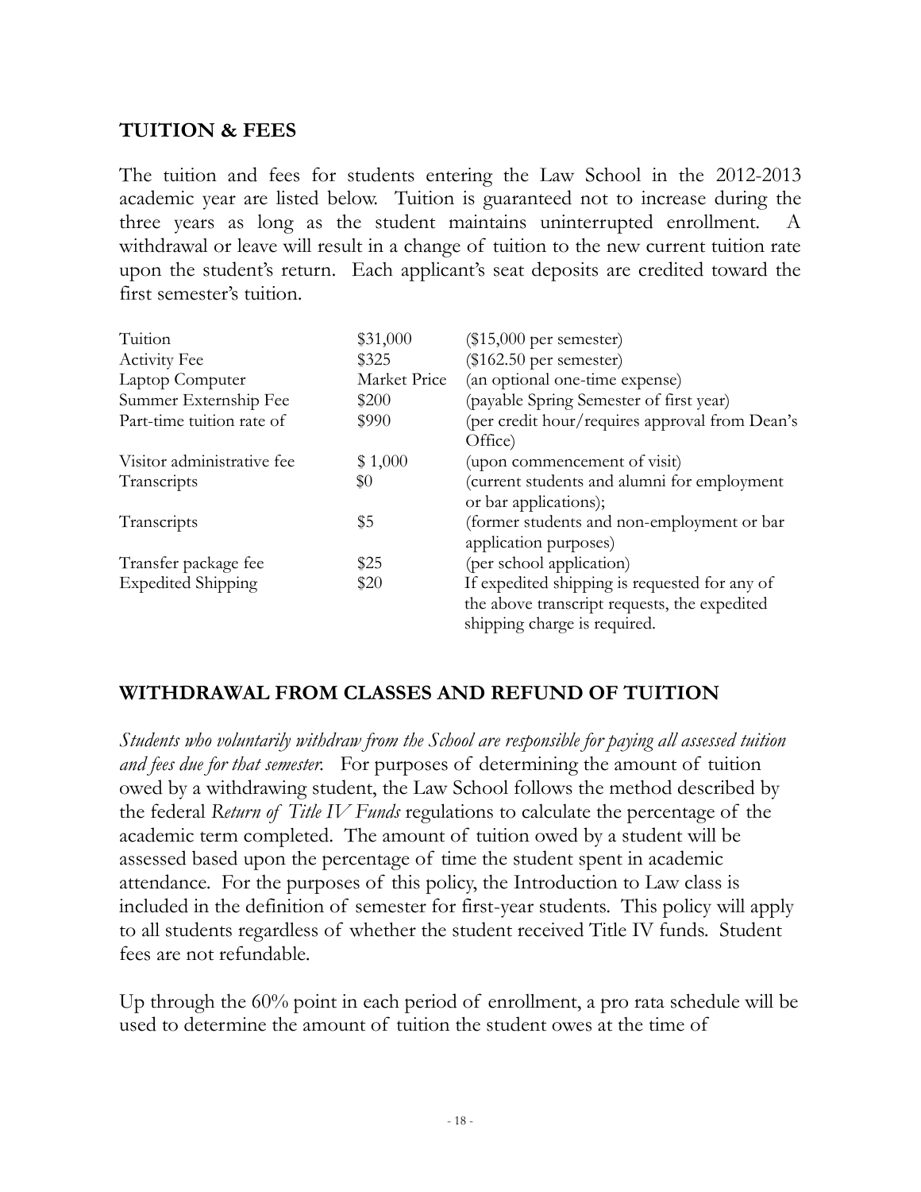## TUITION & FEES

The tuition and fees for students entering the Law School in the 2012-2013 academic year are listed below. Tuition is guaranteed not to increase during the three years as long as the student maintains uninterrupted enrollment. A withdrawal or leave will result in a change of tuition to the new current tuition rate upon the student's return. Each applicant's seat deposits are credited toward the first semester's tuition.

| | | |
|---|---|---|
| Tuition | \$31,000 | (\$15,000 per semester) |
| Activity Fee | \$325 | (\$162.50 per semester) |
| Laptop Computer | Market Price | (an optional one-time expense) |
| Summer Externship Fee | \$200 | (payable Spring Semester of first year) |
| Part-time tuition rate of | \$990 | (per credit hour/requires approval from Dean's Office) |
| Visitor administrative fee | \$ 1,000 | (upon commencement of visit) |
| Transcripts | \$0 | (current students and alumni for employment or bar applications); |
| Transcripts | \$5 | (former students and non-employment or bar application purposes) |
| Transfer package fee | \$25 | (per school application) |
| Expedited Shipping | \$20 | If expedited shipping is requested for any of the above transcript requests, the expedited shipping charge is required. |

## WITHDRAWAL FROM CLASSES AND REFUND OF TUITION

*Students who voluntarily withdraw from the School are responsible for paying all assessed tuition and fees due for that semester.* For purposes of determining the amount of tuition owed by a withdrawing student, the Law School follows the method described by the federal *Return of Title IV Funds* regulations to calculate the percentage of the academic term completed. The amount of tuition owed by a student will be assessed based upon the percentage of time the student spent in academic attendance. For the purposes of this policy, the Introduction to Law class is included in the definition of semester for first-year students. This policy will apply to all students regardless of whether the student received Title IV funds. Student fees are not refundable.

Up through the 60% point in each period of enrollment, a pro rata schedule will be used to determine the amount of tuition the student owes at the time of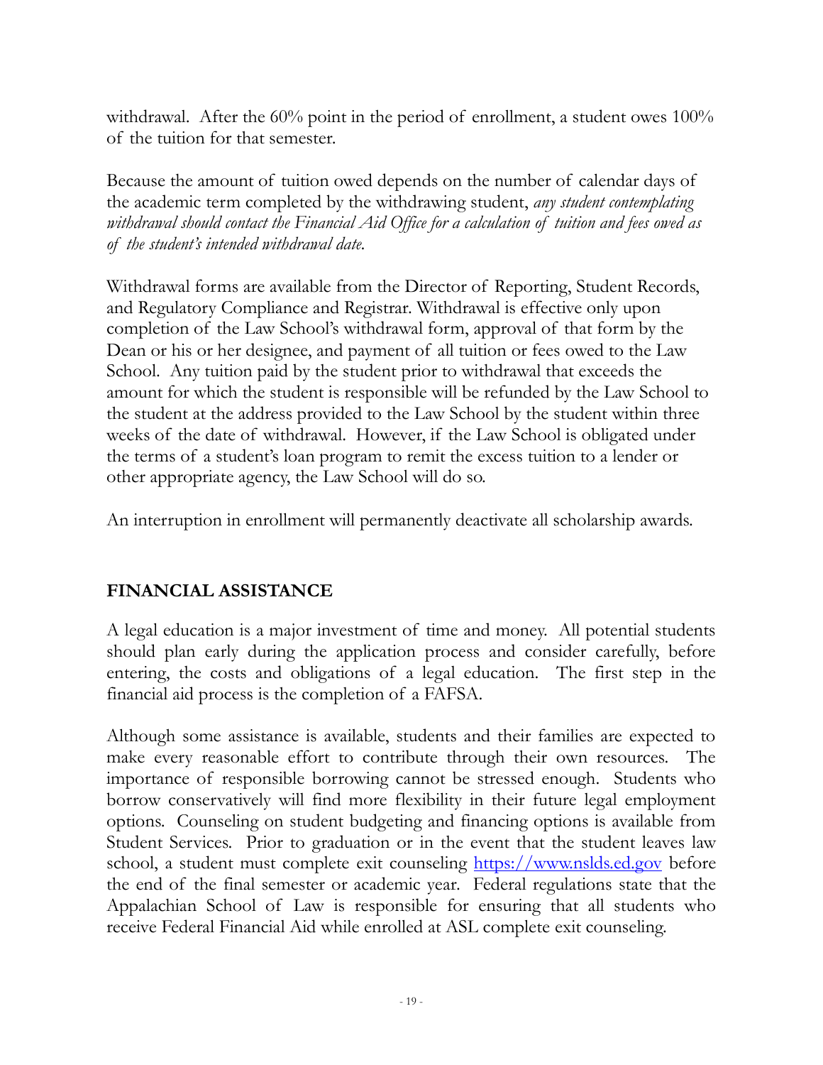withdrawal. After the 60% point in the period of enrollment, a student owes 100% of the tuition for that semester.

Because the amount of tuition owed depends on the number of calendar days of the academic term completed by the withdrawing student, *any student contemplating withdrawal should contact the Financial Aid Office for a calculation of tuition and fees owed as of the student's intended withdrawal date.*

Withdrawal forms are available from the Director of Reporting, Student Records, and Regulatory Compliance and Registrar. Withdrawal is effective only upon completion of the Law School's withdrawal form, approval of that form by the Dean or his or her designee, and payment of all tuition or fees owed to the Law School. Any tuition paid by the student prior to withdrawal that exceeds the amount for which the student is responsible will be refunded by the Law School to the student at the address provided to the Law School by the student within three weeks of the date of withdrawal. However, if the Law School is obligated under the terms of a student's loan program to remit the excess tuition to a lender or other appropriate agency, the Law School will do so.

An interruption in enrollment will permanently deactivate all scholarship awards.

## FINANCIAL ASSISTANCE

A legal education is a major investment of time and money. All potential students should plan early during the application process and consider carefully, before entering, the costs and obligations of a legal education. The first step in the financial aid process is the completion of a FAFSA.

Although some assistance is available, students and their families are expected to make every reasonable effort to contribute through their own resources. The importance of responsible borrowing cannot be stressed enough. Students who borrow conservatively will find more flexibility in their future legal employment options. Counseling on student budgeting and financing options is available from Student Services. Prior to graduation or in the event that the student leaves law school, a student must complete exit counseling [https://www.nslds.ed.gov](https://www.nslds.ed.gov) before the end of the final semester or academic year. Federal regulations state that the Appalachian School of Law is responsible for ensuring that all students who receive Federal Financial Aid while enrolled at ASL complete exit counseling.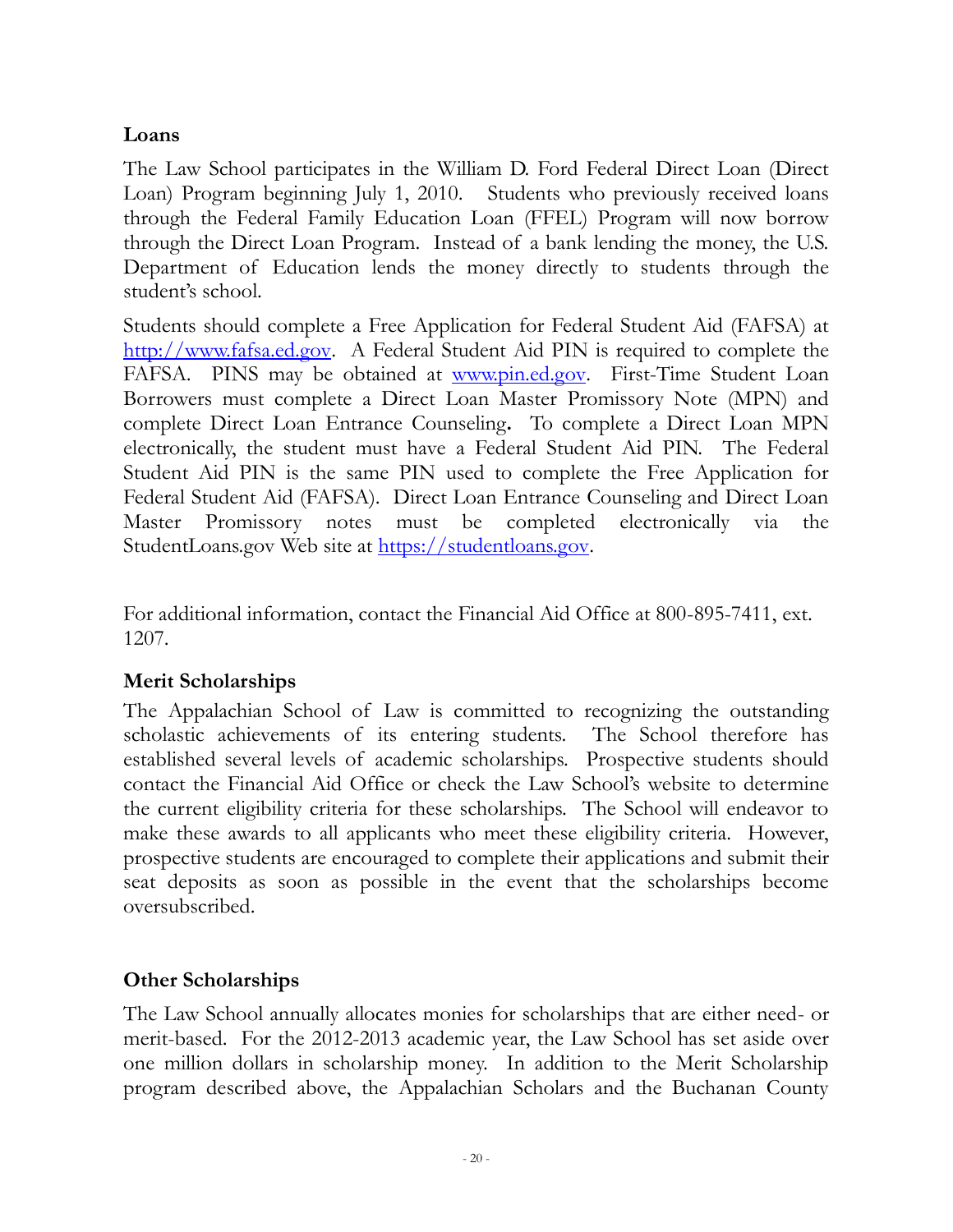## Loans

The Law School participates in the William D. Ford Federal Direct Loan (Direct Loan) Program beginning July 1, 2010. Students who previously received loans through the Federal Family Education Loan (FFEL) Program will now borrow through the Direct Loan Program. Instead of a bank lending the money, the U.S. Department of Education lends the money directly to students through the student's school.

Students should complete a Free Application for Federal Student Aid (FAFSA) at [http://www.fafsa.ed.gov](http://www.fafsa.ed.gov). A Federal Student Aid PIN is required to complete the FAFSA. PINS may be obtained at [www.pin.ed.gov](www.pin.ed.gov). First-Time Student Loan Borrowers must complete a Direct Loan Master Promissory Note (MPN) and complete Direct Loan Entrance Counseling**.** To complete a Direct Loan MPN electronically, the student must have a Federal Student Aid PIN. The Federal Student Aid PIN is the same PIN used to complete the Free Application for Federal Student Aid (FAFSA). Direct Loan Entrance Counseling and Direct Loan Master Promissory notes must be completed electronically via the StudentLoans.gov Web site at [https://studentloans.gov](https://studentloans.gov).

For additional information, contact the Financial Aid Office at 800-895-7411, ext. 1207.

## Merit Scholarships

The Appalachian School of Law is committed to recognizing the outstanding scholastic achievements of its entering students. The School therefore has established several levels of academic scholarships. Prospective students should contact the Financial Aid Office or check the Law School's website to determine the current eligibility criteria for these scholarships. The School will endeavor to make these awards to all applicants who meet these eligibility criteria. However, prospective students are encouraged to complete their applications and submit their seat deposits as soon as possible in the event that the scholarships become oversubscribed.

## Other Scholarships

The Law School annually allocates monies for scholarships that are either need- or merit-based. For the 2012-2013 academic year, the Law School has set aside over one million dollars in scholarship money. In addition to the Merit Scholarship program described above, the Appalachian Scholars and the Buchanan County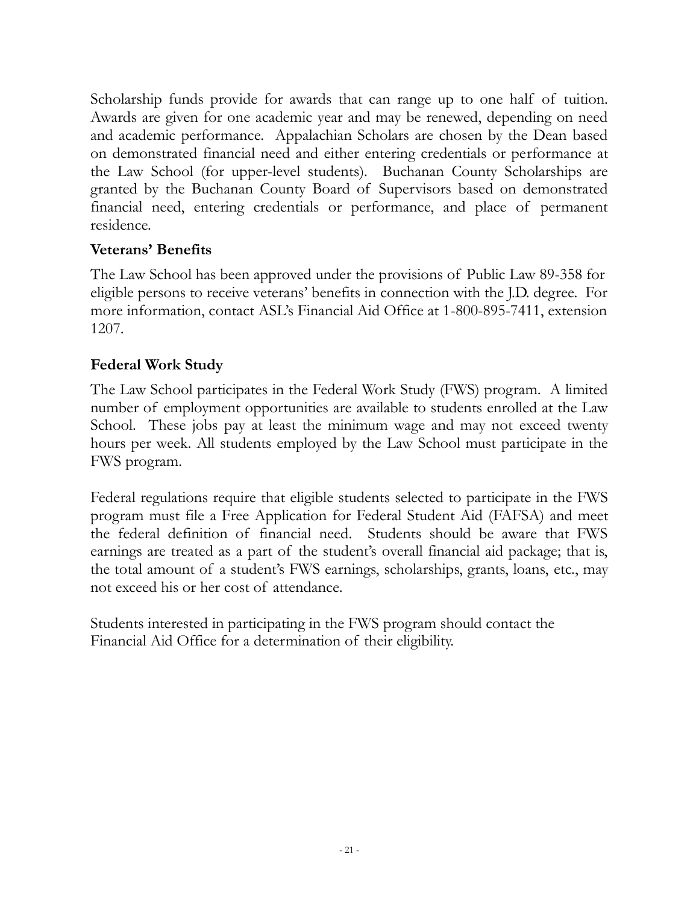Scholarship funds provide for awards that can range up to one half of tuition. Awards are given for one academic year and may be renewed, depending on need and academic performance. Appalachian Scholars are chosen by the Dean based on demonstrated financial need and either entering credentials or performance at the Law School (for upper-level students). Buchanan County Scholarships are granted by the Buchanan County Board of Supervisors based on demonstrated financial need, entering credentials or performance, and place of permanent residence.

### Veterans' Benefits

The Law School has been approved under the provisions of Public Law 89-358 for eligible persons to receive veterans' benefits in connection with the J.D. degree. For more information, contact ASL's Financial Aid Office at 1-800-895-7411, extension 1207.

### Federal Work Study

The Law School participates in the Federal Work Study (FWS) program. A limited number of employment opportunities are available to students enrolled at the Law School. These jobs pay at least the minimum wage and may not exceed twenty hours per week. All students employed by the Law School must participate in the FWS program.

Federal regulations require that eligible students selected to participate in the FWS program must file a Free Application for Federal Student Aid (FAFSA) and meet the federal definition of financial need. Students should be aware that FWS earnings are treated as a part of the student's overall financial aid package; that is, the total amount of a student's FWS earnings, scholarships, grants, loans, etc., may not exceed his or her cost of attendance.

Students interested in participating in the FWS program should contact the Financial Aid Office for a determination of their eligibility.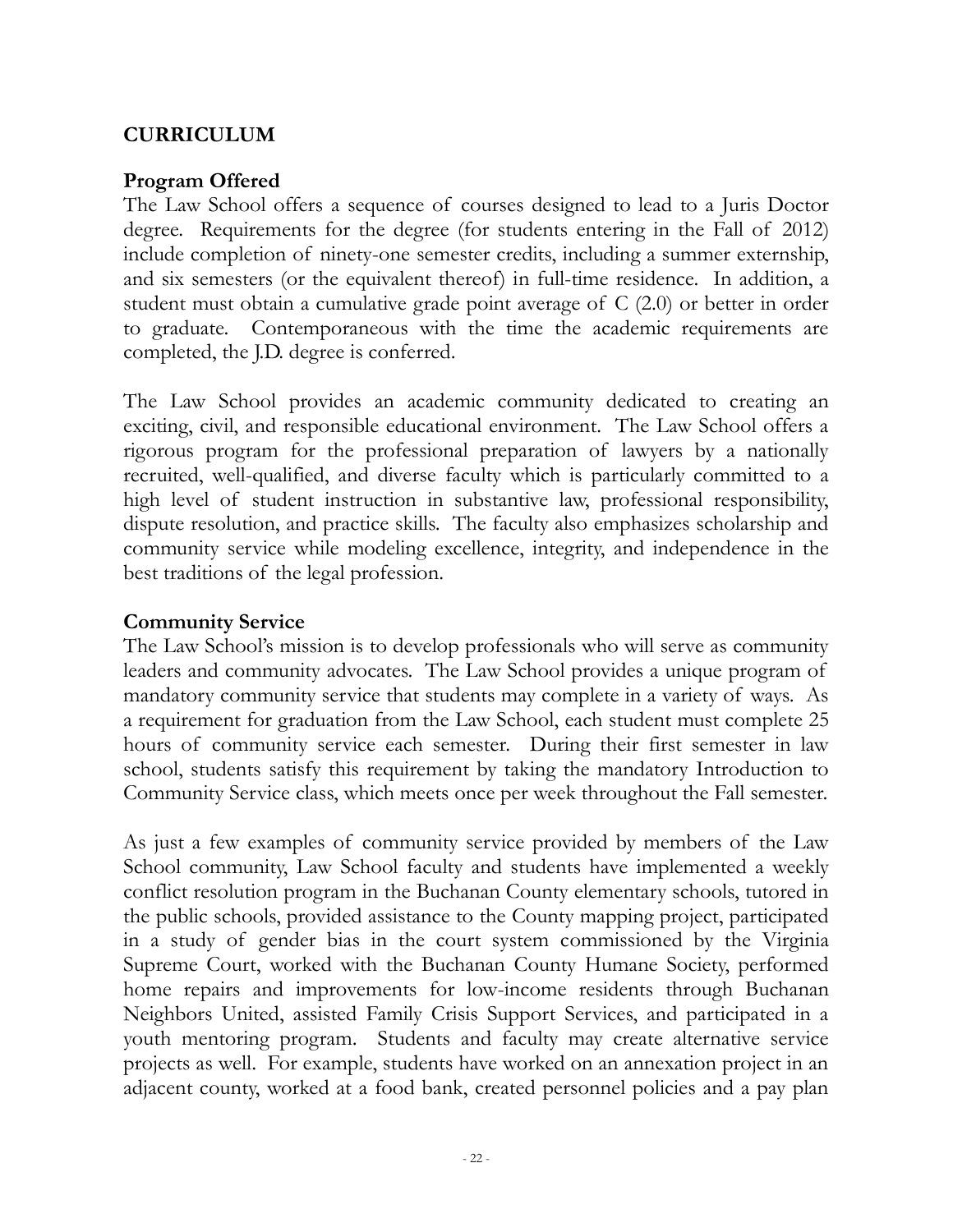## CURRICULUM

### Program Offered

The Law School offers a sequence of courses designed to lead to a Juris Doctor degree. Requirements for the degree (for students entering in the Fall of 2012) include completion of ninety-one semester credits, including a summer externship, and six semesters (or the equivalent thereof) in full-time residence. In addition, a student must obtain a cumulative grade point average of C (2.0) or better in order to graduate. Contemporaneous with the time the academic requirements are completed, the J.D. degree is conferred.

The Law School provides an academic community dedicated to creating an exciting, civil, and responsible educational environment. The Law School offers a rigorous program for the professional preparation of lawyers by a nationally recruited, well-qualified, and diverse faculty which is particularly committed to a high level of student instruction in substantive law, professional responsibility, dispute resolution, and practice skills. The faculty also emphasizes scholarship and community service while modeling excellence, integrity, and independence in the best traditions of the legal profession.

### Community Service

The Law School's mission is to develop professionals who will serve as community leaders and community advocates. The Law School provides a unique program of mandatory community service that students may complete in a variety of ways. As a requirement for graduation from the Law School, each student must complete 25 hours of community service each semester. During their first semester in law school, students satisfy this requirement by taking the mandatory Introduction to Community Service class, which meets once per week throughout the Fall semester.

As just a few examples of community service provided by members of the Law School community, Law School faculty and students have implemented a weekly conflict resolution program in the Buchanan County elementary schools, tutored in the public schools, provided assistance to the County mapping project, participated in a study of gender bias in the court system commissioned by the Virginia Supreme Court, worked with the Buchanan County Humane Society, performed home repairs and improvements for low-income residents through Buchanan Neighbors United, assisted Family Crisis Support Services, and participated in a youth mentoring program. Students and faculty may create alternative service projects as well. For example, students have worked on an annexation project in an adjacent county, worked at a food bank, created personnel policies and a pay plan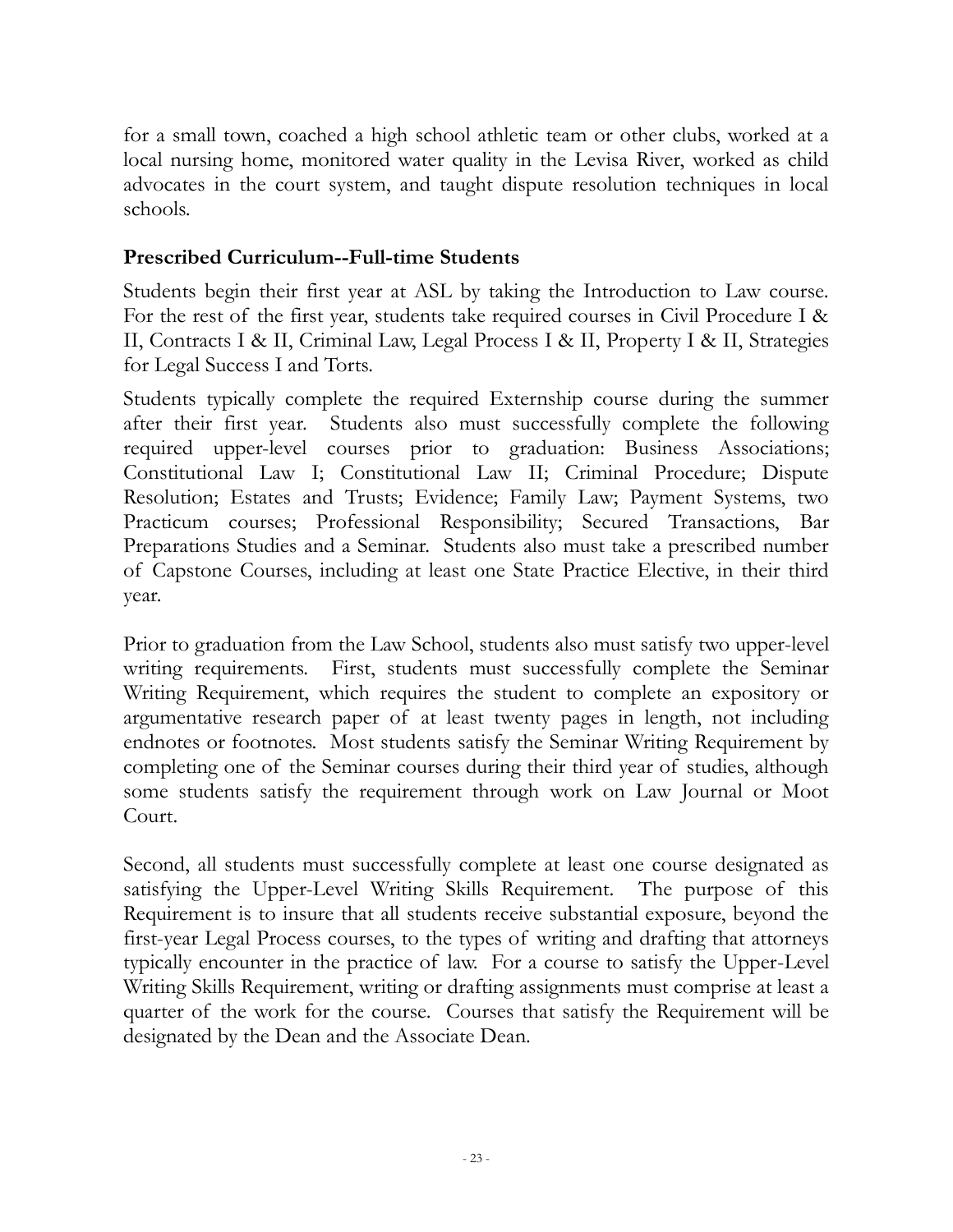for a small town, coached a high school athletic team or other clubs, worked at a local nursing home, monitored water quality in the Levisa River, worked as child advocates in the court system, and taught dispute resolution techniques in local schools.

### Prescribed Curriculum--Full-time Students

Students begin their first year at ASL by taking the Introduction to Law course. For the rest of the first year, students take required courses in Civil Procedure I & II, Contracts I & II, Criminal Law, Legal Process I & II, Property I & II, Strategies for Legal Success I and Torts.

Students typically complete the required Externship course during the summer after their first year. Students also must successfully complete the following required upper-level courses prior to graduation: Business Associations; Constitutional Law I; Constitutional Law II; Criminal Procedure; Dispute Resolution; Estates and Trusts; Evidence; Family Law; Payment Systems, two Practicum courses; Professional Responsibility; Secured Transactions, Bar Preparations Studies and a Seminar. Students also must take a prescribed number of Capstone Courses, including at least one State Practice Elective, in their third year.

Prior to graduation from the Law School, students also must satisfy two upper-level writing requirements. First, students must successfully complete the Seminar Writing Requirement, which requires the student to complete an expository or argumentative research paper of at least twenty pages in length, not including endnotes or footnotes. Most students satisfy the Seminar Writing Requirement by completing one of the Seminar courses during their third year of studies, although some students satisfy the requirement through work on Law Journal or Moot Court.

Second, all students must successfully complete at least one course designated as satisfying the Upper-Level Writing Skills Requirement. The purpose of this Requirement is to insure that all students receive substantial exposure, beyond the first-year Legal Process courses, to the types of writing and drafting that attorneys typically encounter in the practice of law. For a course to satisfy the Upper-Level Writing Skills Requirement, writing or drafting assignments must comprise at least a quarter of the work for the course. Courses that satisfy the Requirement will be designated by the Dean and the Associate Dean.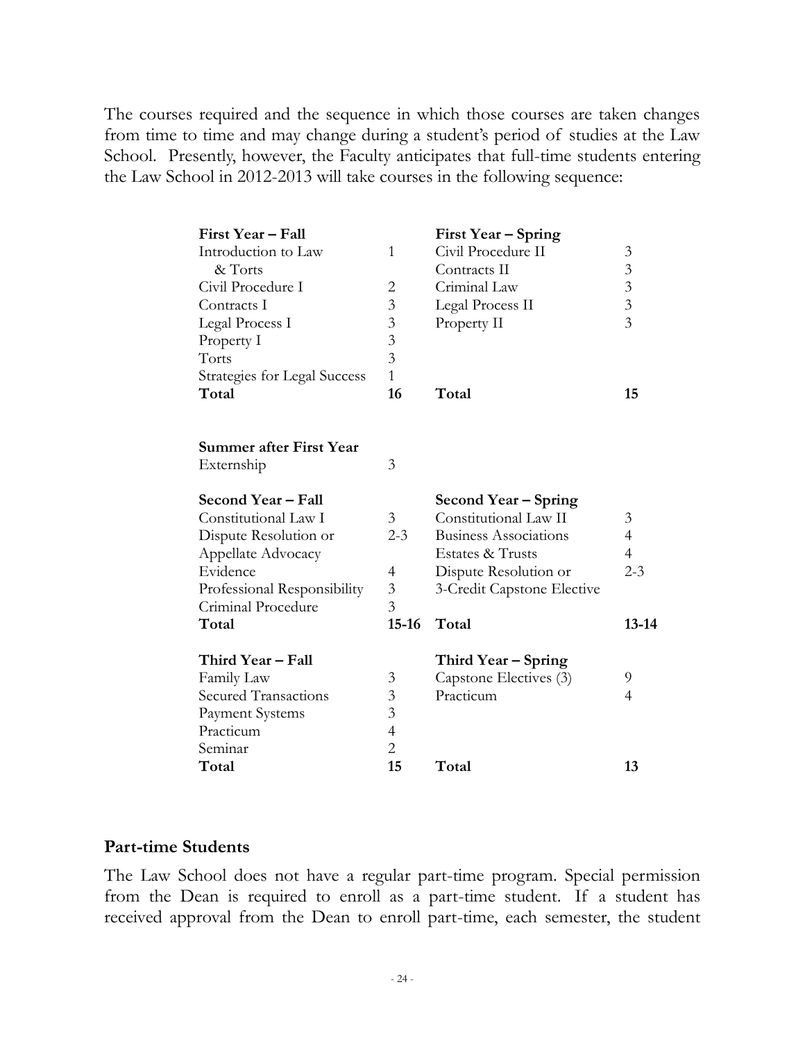The courses required and the sequence in which those courses are taken changes from time to time and may change during a student's period of studies at the Law School. Presently, however, the Faculty anticipates that full-time students entering the Law School in 2012-2013 will take courses in the following sequence:

| **First Year – Fall** | | **First Year – Spring** | |
|---|---|---|---|
| Introduction to Law & Torts | 1 | Civil Procedure II | 3 |
| Civil Procedure I | 2 | Contracts II | 3 |
| Contracts I | 3 | Criminal Law | 3 |
| Legal Process I | 3 | Legal Process II | 3 |
| Property I | 3 | Property II | 3 |
| Torts | 3 | | |
| Strategies for Legal Success | 1 | | |
| **Total** | **16** | **Total** | **15** |

| **Summer after First Year** | |
|---|---|
| Externship | 3 |

| **Second Year – Fall** | | **Second Year – Spring** | |
|---|---|---|---|
| Constitutional Law I | 3 | Constitutional Law II | 3 |
| Dispute Resolution or Appellate Advocacy | 2-3 | Business Associations | 4 |
| Evidence | 4 | Estates & Trusts | 4 |
| Professional Responsibility | 3 | Dispute Resolution or 3-Credit Capstone Elective | 2-3 |
| Criminal Procedure | 3 | | |
| **Total** | **15-16** | **Total** | **13-14** |

| **Third Year – Fall** | | **Third Year – Spring** | |
|---|---|---|---|
| Family Law | 3 | Capstone Electives (3) | 9 |
| Secured Transactions | 3 | Practicum | 4 |
| Payment Systems | 3 | | |
| Practicum | 4 | | |
| Seminar | 2 | | |
| **Total** | **15** | **Total** | **13** |

## Part-time Students

The Law School does not have a regular part-time program. Special permission from the Dean is required to enroll as a part-time student. If a student has received approval from the Dean to enroll part-time, each semester, the student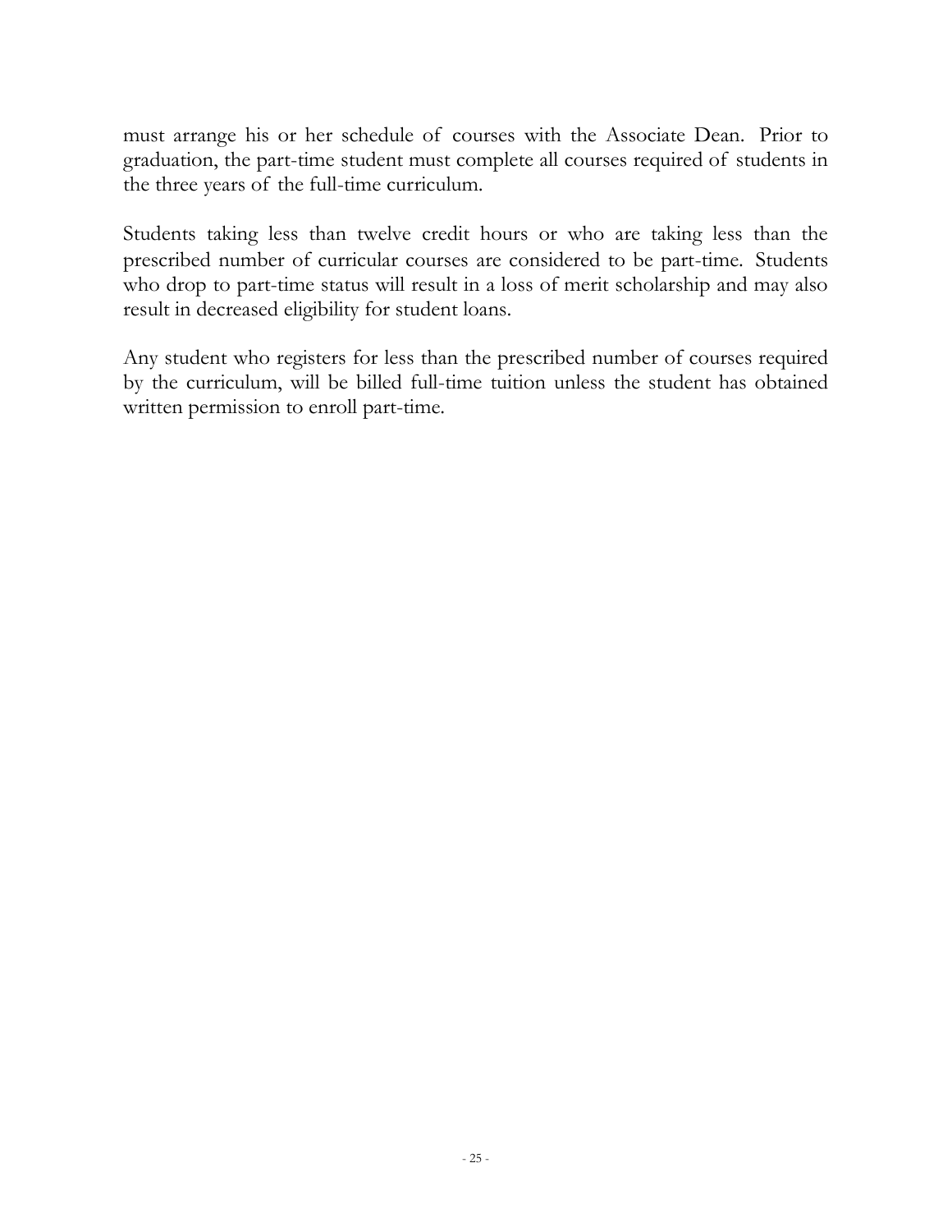must arrange his or her schedule of courses with the Associate Dean. Prior to graduation, the part-time student must complete all courses required of students in the three years of the full-time curriculum.

Students taking less than twelve credit hours or who are taking less than the prescribed number of curricular courses are considered to be part-time. Students who drop to part-time status will result in a loss of merit scholarship and may also result in decreased eligibility for student loans.

Any student who registers for less than the prescribed number of courses required by the curriculum, will be billed full-time tuition unless the student has obtained written permission to enroll part-time.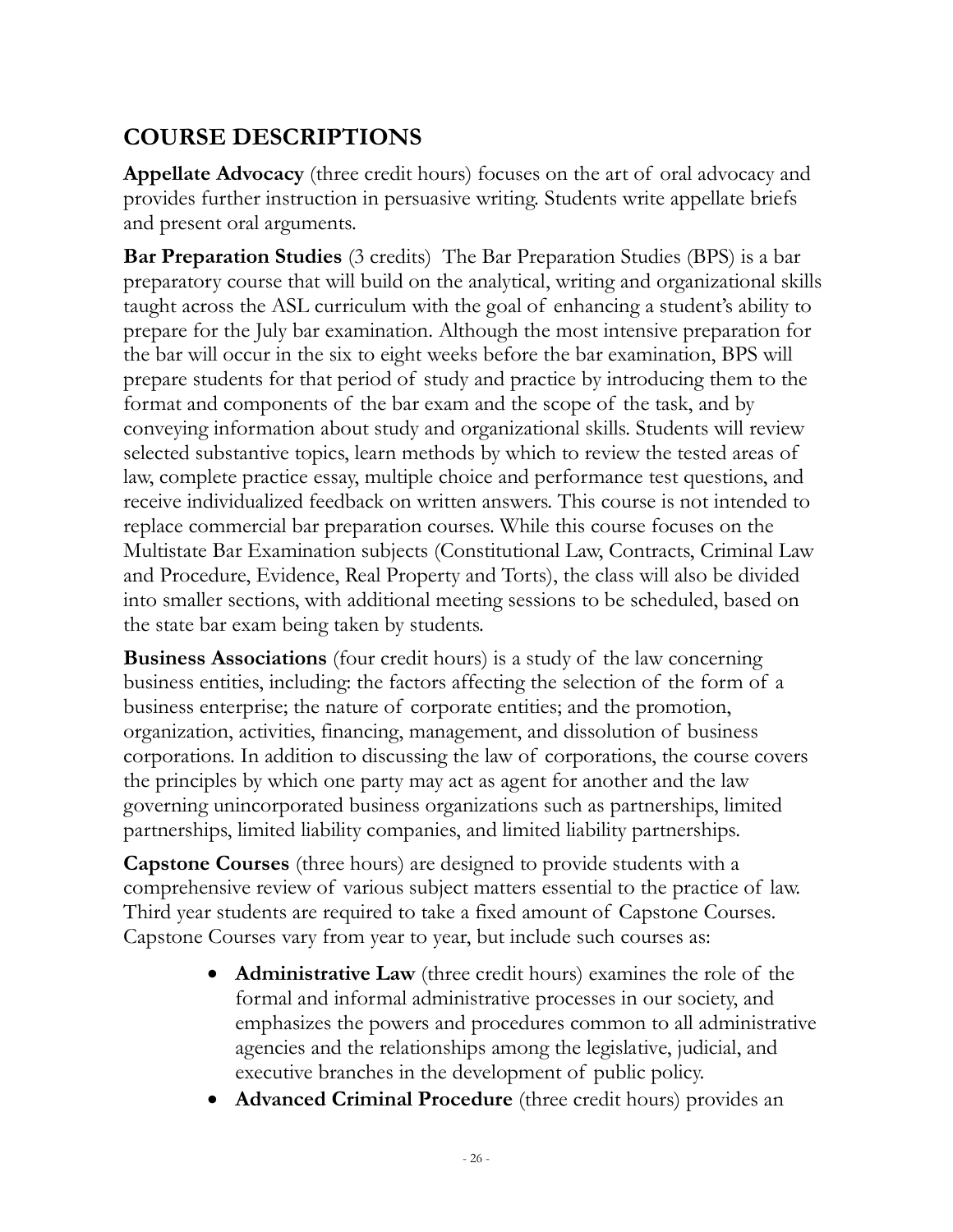## COURSE DESCRIPTIONS

**Appellate Advocacy** (three credit hours) focuses on the art of oral advocacy and provides further instruction in persuasive writing. Students write appellate briefs and present oral arguments.

**Bar Preparation Studies** (3 credits) The Bar Preparation Studies (BPS) is a bar preparatory course that will build on the analytical, writing and organizational skills taught across the ASL curriculum with the goal of enhancing a student's ability to prepare for the July bar examination. Although the most intensive preparation for the bar will occur in the six to eight weeks before the bar examination, BPS will prepare students for that period of study and practice by introducing them to the format and components of the bar exam and the scope of the task, and by conveying information about study and organizational skills. Students will review selected substantive topics, learn methods by which to review the tested areas of law, complete practice essay, multiple choice and performance test questions, and receive individualized feedback on written answers. This course is not intended to replace commercial bar preparation courses. While this course focuses on the Multistate Bar Examination subjects (Constitutional Law, Contracts, Criminal Law and Procedure, Evidence, Real Property and Torts), the class will also be divided into smaller sections, with additional meeting sessions to be scheduled, based on the state bar exam being taken by students.

**Business Associations** (four credit hours) is a study of the law concerning business entities, including: the factors affecting the selection of the form of a business enterprise; the nature of corporate entities; and the promotion, organization, activities, financing, management, and dissolution of business corporations. In addition to discussing the law of corporations, the course covers the principles by which one party may act as agent for another and the law governing unincorporated business organizations such as partnerships, limited partnerships, limited liability companies, and limited liability partnerships.

**Capstone Courses** (three hours) are designed to provide students with a comprehensive review of various subject matters essential to the practice of law. Third year students are required to take a fixed amount of Capstone Courses. Capstone Courses vary from year to year, but include such courses as:

- **Administrative Law** (three credit hours) examines the role of the formal and informal administrative processes in our society, and emphasizes the powers and procedures common to all administrative agencies and the relationships among the legislative, judicial, and executive branches in the development of public policy.
- **Advanced Criminal Procedure** (three credit hours) provides an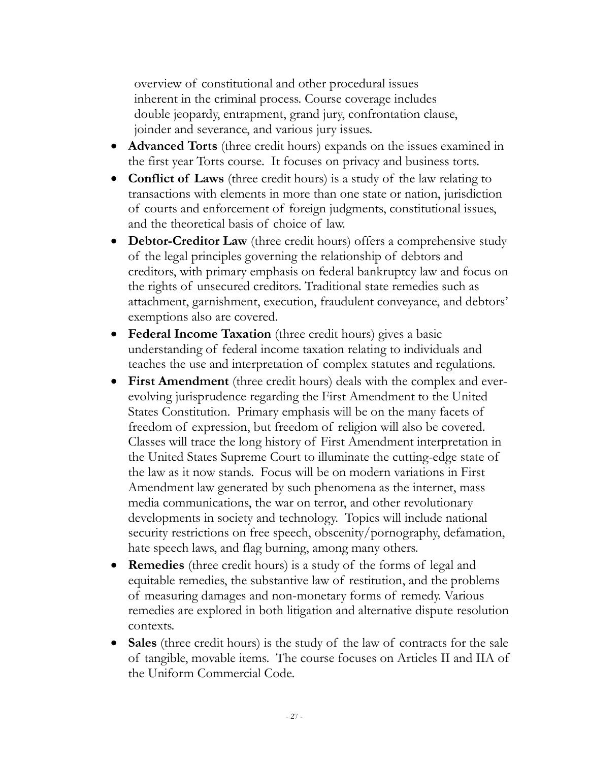overview of constitutional and other procedural issues inherent in the criminal process. Course coverage includes double jeopardy, entrapment, grand jury, confrontation clause, joinder and severance, and various jury issues.

- **Advanced Torts** (three credit hours) expands on the issues examined in the first year Torts course. It focuses on privacy and business torts.
- **Conflict of Laws** (three credit hours) is a study of the law relating to transactions with elements in more than one state or nation, jurisdiction of courts and enforcement of foreign judgments, constitutional issues, and the theoretical basis of choice of law.
- **Debtor-Creditor Law** (three credit hours) offers a comprehensive study of the legal principles governing the relationship of debtors and creditors, with primary emphasis on federal bankruptcy law and focus on the rights of unsecured creditors. Traditional state remedies such as attachment, garnishment, execution, fraudulent conveyance, and debtors' exemptions also are covered.
- **Federal Income Taxation** (three credit hours) gives a basic understanding of federal income taxation relating to individuals and teaches the use and interpretation of complex statutes and regulations.
- **First Amendment** (three credit hours) deals with the complex and ever-evolving jurisprudence regarding the First Amendment to the United States Constitution. Primary emphasis will be on the many facets of freedom of expression, but freedom of religion will also be covered. Classes will trace the long history of First Amendment interpretation in the United States Supreme Court to illuminate the cutting-edge state of the law as it now stands. Focus will be on modern variations in First Amendment law generated by such phenomena as the internet, mass media communications, the war on terror, and other revolutionary developments in society and technology. Topics will include national security restrictions on free speech, obscenity/pornography, defamation, hate speech laws, and flag burning, among many others.
- **Remedies** (three credit hours) is a study of the forms of legal and equitable remedies, the substantive law of restitution, and the problems of measuring damages and non-monetary forms of remedy. Various remedies are explored in both litigation and alternative dispute resolution contexts.
- **Sales** (three credit hours) is the study of the law of contracts for the sale of tangible, movable items. The course focuses on Articles II and IIA of the Uniform Commercial Code.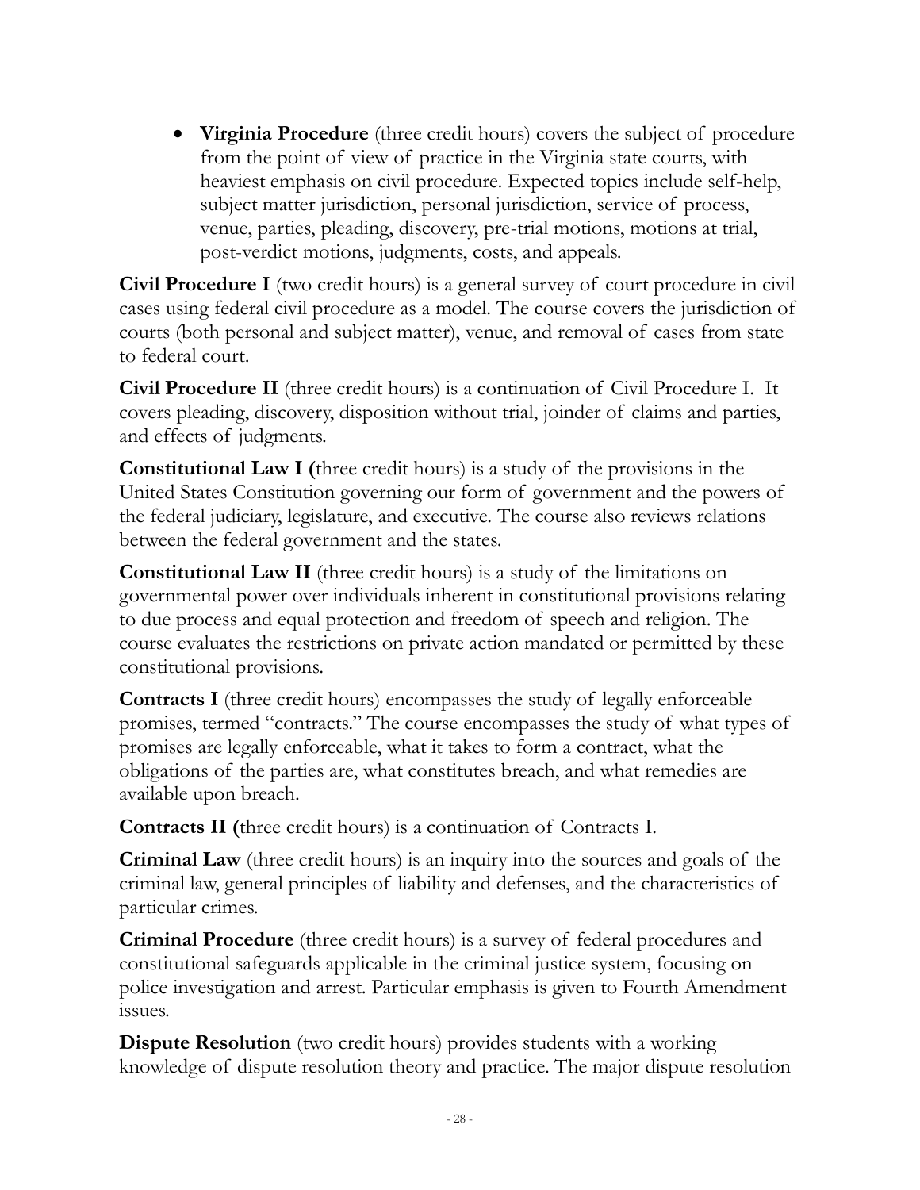- **Virginia Procedure** (three credit hours) covers the subject of procedure from the point of view of practice in the Virginia state courts, with heaviest emphasis on civil procedure. Expected topics include self-help, subject matter jurisdiction, personal jurisdiction, service of process, venue, parties, pleading, discovery, pre-trial motions, motions at trial, post-verdict motions, judgments, costs, and appeals.

**Civil Procedure I** (two credit hours) is a general survey of court procedure in civil cases using federal civil procedure as a model. The course covers the jurisdiction of courts (both personal and subject matter), venue, and removal of cases from state to federal court.

**Civil Procedure II** (three credit hours) is a continuation of Civil Procedure I. It covers pleading, discovery, disposition without trial, joinder of claims and parties, and effects of judgments.

**Constitutional Law I (**three credit hours) is a study of the provisions in the United States Constitution governing our form of government and the powers of the federal judiciary, legislature, and executive. The course also reviews relations between the federal government and the states.

**Constitutional Law II** (three credit hours) is a study of the limitations on governmental power over individuals inherent in constitutional provisions relating to due process and equal protection and freedom of speech and religion. The course evaluates the restrictions on private action mandated or permitted by these constitutional provisions.

**Contracts I** (three credit hours) encompasses the study of legally enforceable promises, termed "contracts." The course encompasses the study of what types of promises are legally enforceable, what it takes to form a contract, what the obligations of the parties are, what constitutes breach, and what remedies are available upon breach.

**Contracts II (**three credit hours) is a continuation of Contracts I.

**Criminal Law** (three credit hours) is an inquiry into the sources and goals of the criminal law, general principles of liability and defenses, and the characteristics of particular crimes.

**Criminal Procedure** (three credit hours) is a survey of federal procedures and constitutional safeguards applicable in the criminal justice system, focusing on police investigation and arrest. Particular emphasis is given to Fourth Amendment issues.

**Dispute Resolution** (two credit hours) provides students with a working knowledge of dispute resolution theory and practice. The major dispute resolution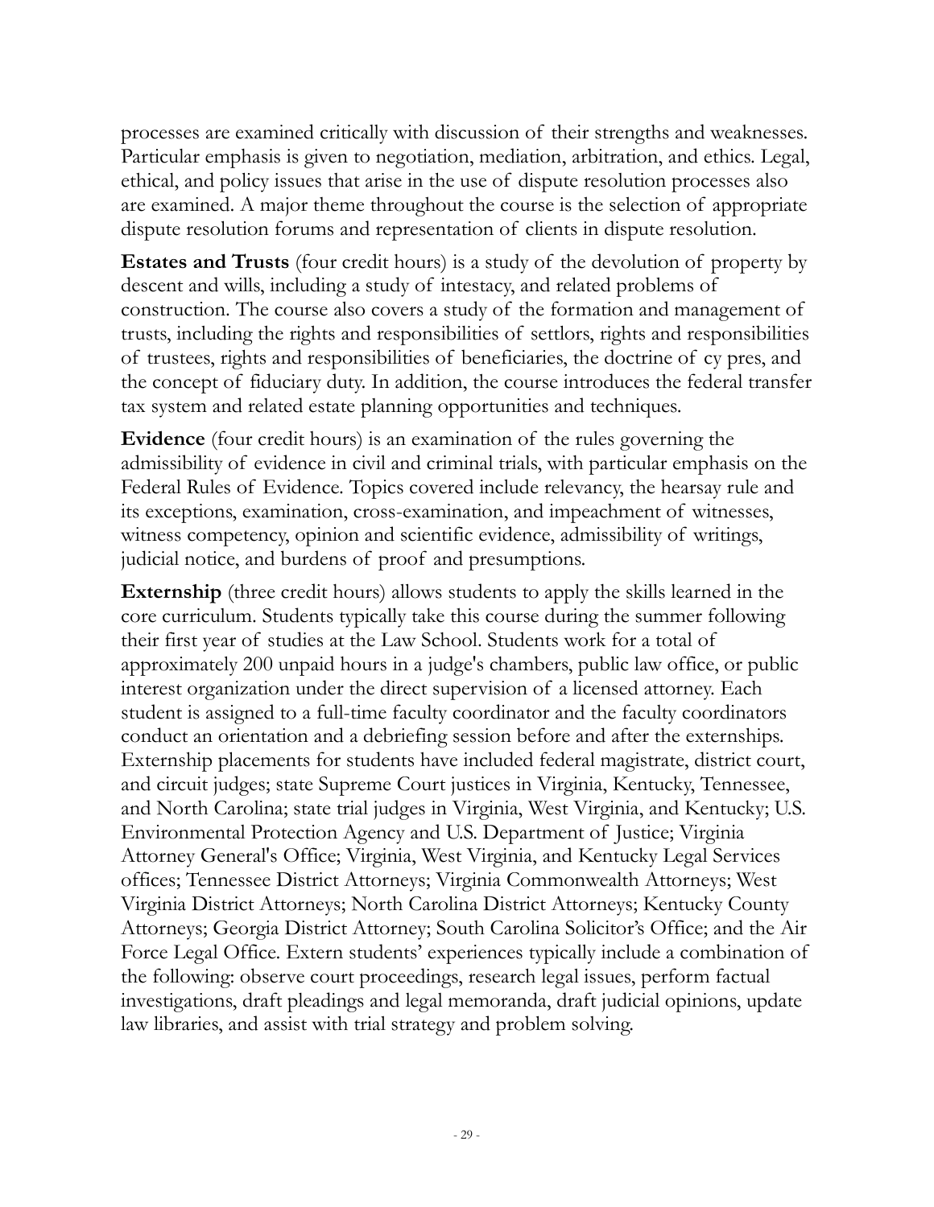processes are examined critically with discussion of their strengths and weaknesses. Particular emphasis is given to negotiation, mediation, arbitration, and ethics. Legal, ethical, and policy issues that arise in the use of dispute resolution processes also are examined. A major theme throughout the course is the selection of appropriate dispute resolution forums and representation of clients in dispute resolution.

**Estates and Trusts** (four credit hours) is a study of the devolution of property by descent and wills, including a study of intestacy, and related problems of construction. The course also covers a study of the formation and management of trusts, including the rights and responsibilities of settlors, rights and responsibilities of trustees, rights and responsibilities of beneficiaries, the doctrine of cy pres, and the concept of fiduciary duty. In addition, the course introduces the federal transfer tax system and related estate planning opportunities and techniques.

**Evidence** (four credit hours) is an examination of the rules governing the admissibility of evidence in civil and criminal trials, with particular emphasis on the Federal Rules of Evidence. Topics covered include relevancy, the hearsay rule and its exceptions, examination, cross-examination, and impeachment of witnesses, witness competency, opinion and scientific evidence, admissibility of writings, judicial notice, and burdens of proof and presumptions.

**Externship** (three credit hours) allows students to apply the skills learned in the core curriculum. Students typically take this course during the summer following their first year of studies at the Law School. Students work for a total of approximately 200 unpaid hours in a judge's chambers, public law office, or public interest organization under the direct supervision of a licensed attorney. Each student is assigned to a full-time faculty coordinator and the faculty coordinators conduct an orientation and a debriefing session before and after the externships. Externship placements for students have included federal magistrate, district court, and circuit judges; state Supreme Court justices in Virginia, Kentucky, Tennessee, and North Carolina; state trial judges in Virginia, West Virginia, and Kentucky; U.S. Environmental Protection Agency and U.S. Department of Justice; Virginia Attorney General's Office; Virginia, West Virginia, and Kentucky Legal Services offices; Tennessee District Attorneys; Virginia Commonwealth Attorneys; West Virginia District Attorneys; North Carolina District Attorneys; Kentucky County Attorneys; Georgia District Attorney; South Carolina Solicitor's Office; and the Air Force Legal Office. Extern students' experiences typically include a combination of the following: observe court proceedings, research legal issues, perform factual investigations, draft pleadings and legal memoranda, draft judicial opinions, update law libraries, and assist with trial strategy and problem solving.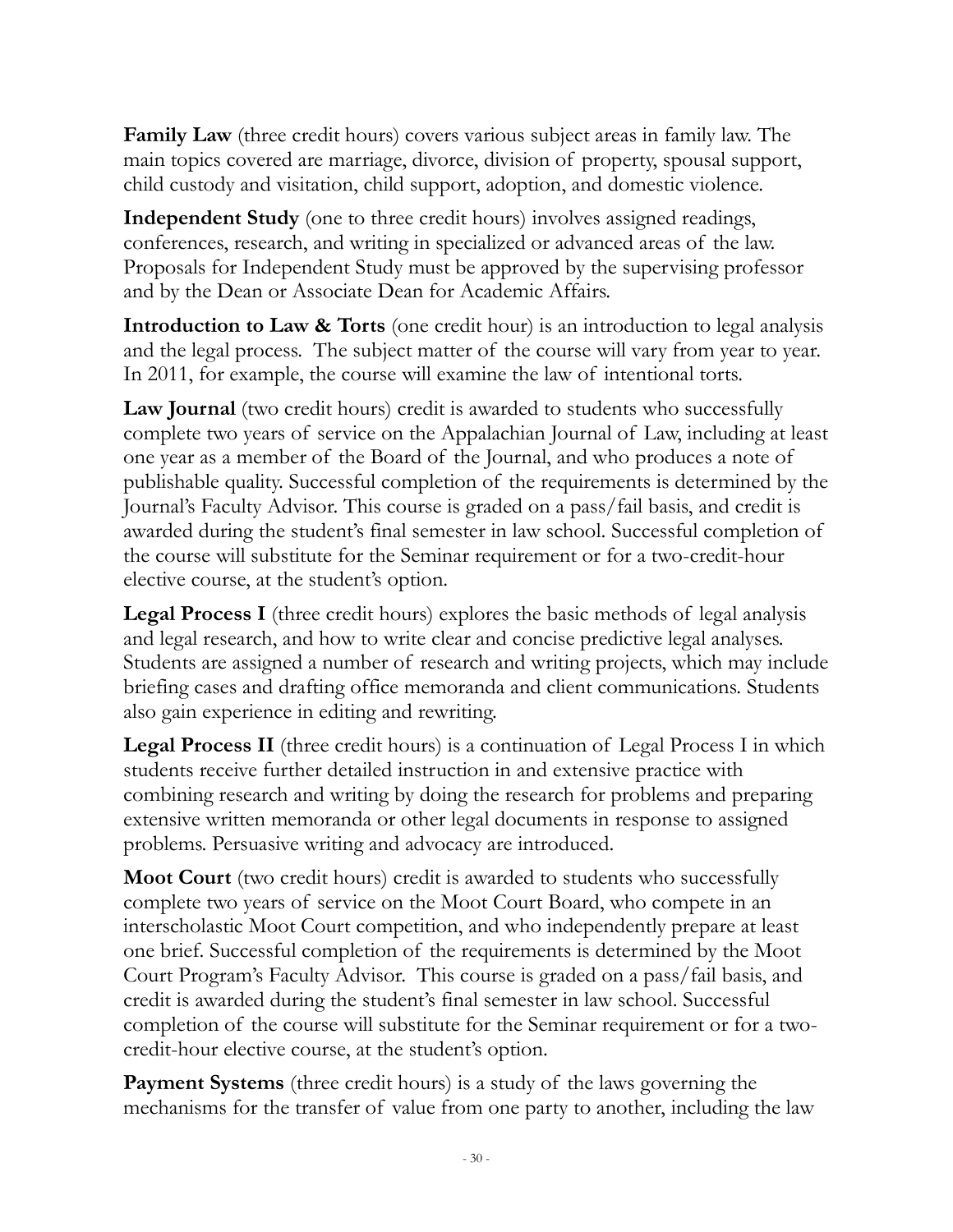**Family Law** (three credit hours) covers various subject areas in family law. The main topics covered are marriage, divorce, division of property, spousal support, child custody and visitation, child support, adoption, and domestic violence.

**Independent Study** (one to three credit hours) involves assigned readings, conferences, research, and writing in specialized or advanced areas of the law. Proposals for Independent Study must be approved by the supervising professor and by the Dean or Associate Dean for Academic Affairs.

**Introduction to Law & Torts** (one credit hour) is an introduction to legal analysis and the legal process. The subject matter of the course will vary from year to year. In 2011, for example, the course will examine the law of intentional torts.

**Law Journal** (two credit hours) credit is awarded to students who successfully complete two years of service on the Appalachian Journal of Law, including at least one year as a member of the Board of the Journal, and who produces a note of publishable quality. Successful completion of the requirements is determined by the Journal's Faculty Advisor. This course is graded on a pass/fail basis, and credit is awarded during the student's final semester in law school. Successful completion of the course will substitute for the Seminar requirement or for a two-credit-hour elective course, at the student's option.

**Legal Process I** (three credit hours) explores the basic methods of legal analysis and legal research, and how to write clear and concise predictive legal analyses. Students are assigned a number of research and writing projects, which may include briefing cases and drafting office memoranda and client communications. Students also gain experience in editing and rewriting.

**Legal Process II** (three credit hours) is a continuation of Legal Process I in which students receive further detailed instruction in and extensive practice with combining research and writing by doing the research for problems and preparing extensive written memoranda or other legal documents in response to assigned problems. Persuasive writing and advocacy are introduced.

**Moot Court** (two credit hours) credit is awarded to students who successfully complete two years of service on the Moot Court Board, who compete in an interscholastic Moot Court competition, and who independently prepare at least one brief. Successful completion of the requirements is determined by the Moot Court Program's Faculty Advisor. This course is graded on a pass/fail basis, and credit is awarded during the student's final semester in law school. Successful completion of the course will substitute for the Seminar requirement or for a two-credit-hour elective course, at the student's option.

**Payment Systems** (three credit hours) is a study of the laws governing the mechanisms for the transfer of value from one party to another, including the law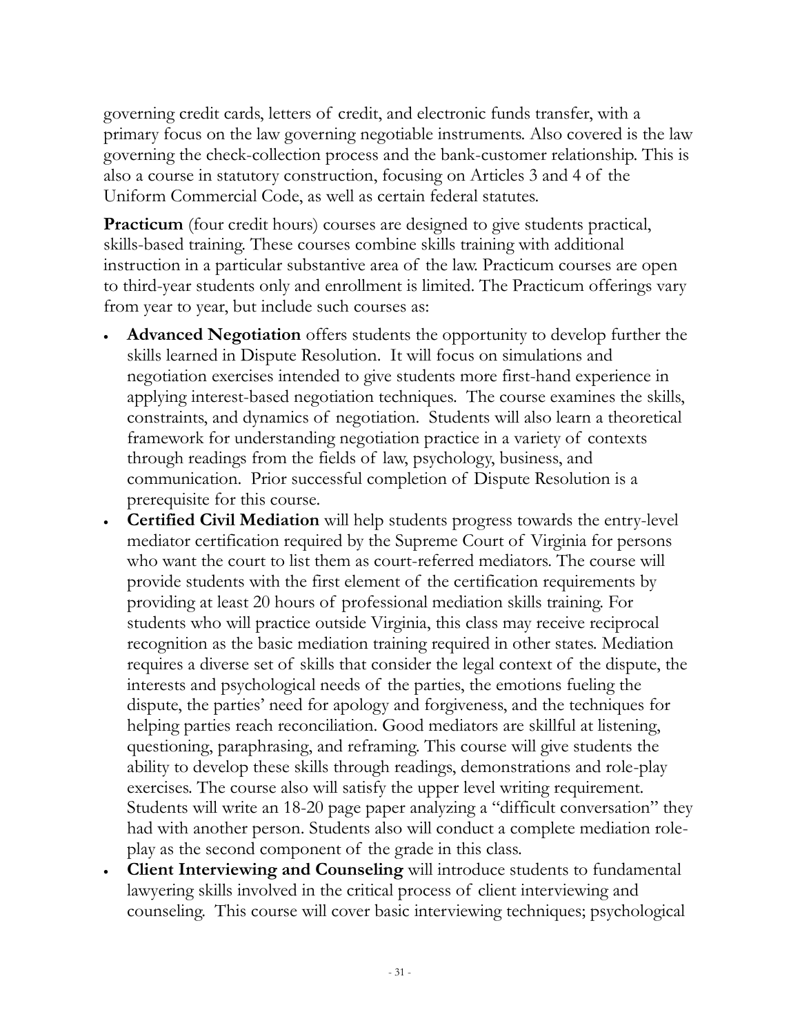governing credit cards, letters of credit, and electronic funds transfer, with a primary focus on the law governing negotiable instruments. Also covered is the law governing the check-collection process and the bank-customer relationship. This is also a course in statutory construction, focusing on Articles 3 and 4 of the Uniform Commercial Code, as well as certain federal statutes.

**Practicum** (four credit hours) courses are designed to give students practical, skills-based training. These courses combine skills training with additional instruction in a particular substantive area of the law. Practicum courses are open to third-year students only and enrollment is limited. The Practicum offerings vary from year to year, but include such courses as:

- **Advanced Negotiation** offers students the opportunity to develop further the skills learned in Dispute Resolution. It will focus on simulations and negotiation exercises intended to give students more first-hand experience in applying interest-based negotiation techniques. The course examines the skills, constraints, and dynamics of negotiation. Students will also learn a theoretical framework for understanding negotiation practice in a variety of contexts through readings from the fields of law, psychology, business, and communication. Prior successful completion of Dispute Resolution is a prerequisite for this course.
- **Certified Civil Mediation** will help students progress towards the entry-level mediator certification required by the Supreme Court of Virginia for persons who want the court to list them as court-referred mediators. The course will provide students with the first element of the certification requirements by providing at least 20 hours of professional mediation skills training. For students who will practice outside Virginia, this class may receive reciprocal recognition as the basic mediation training required in other states. Mediation requires a diverse set of skills that consider the legal context of the dispute, the interests and psychological needs of the parties, the emotions fueling the dispute, the parties' need for apology and forgiveness, and the techniques for helping parties reach reconciliation. Good mediators are skillful at listening, questioning, paraphrasing, and reframing. This course will give students the ability to develop these skills through readings, demonstrations and role-play exercises. The course also will satisfy the upper level writing requirement. Students will write an 18-20 page paper analyzing a "difficult conversation" they had with another person. Students also will conduct a complete mediation role-play as the second component of the grade in this class.
- **Client Interviewing and Counseling** will introduce students to fundamental lawyering skills involved in the critical process of client interviewing and counseling. This course will cover basic interviewing techniques; psychological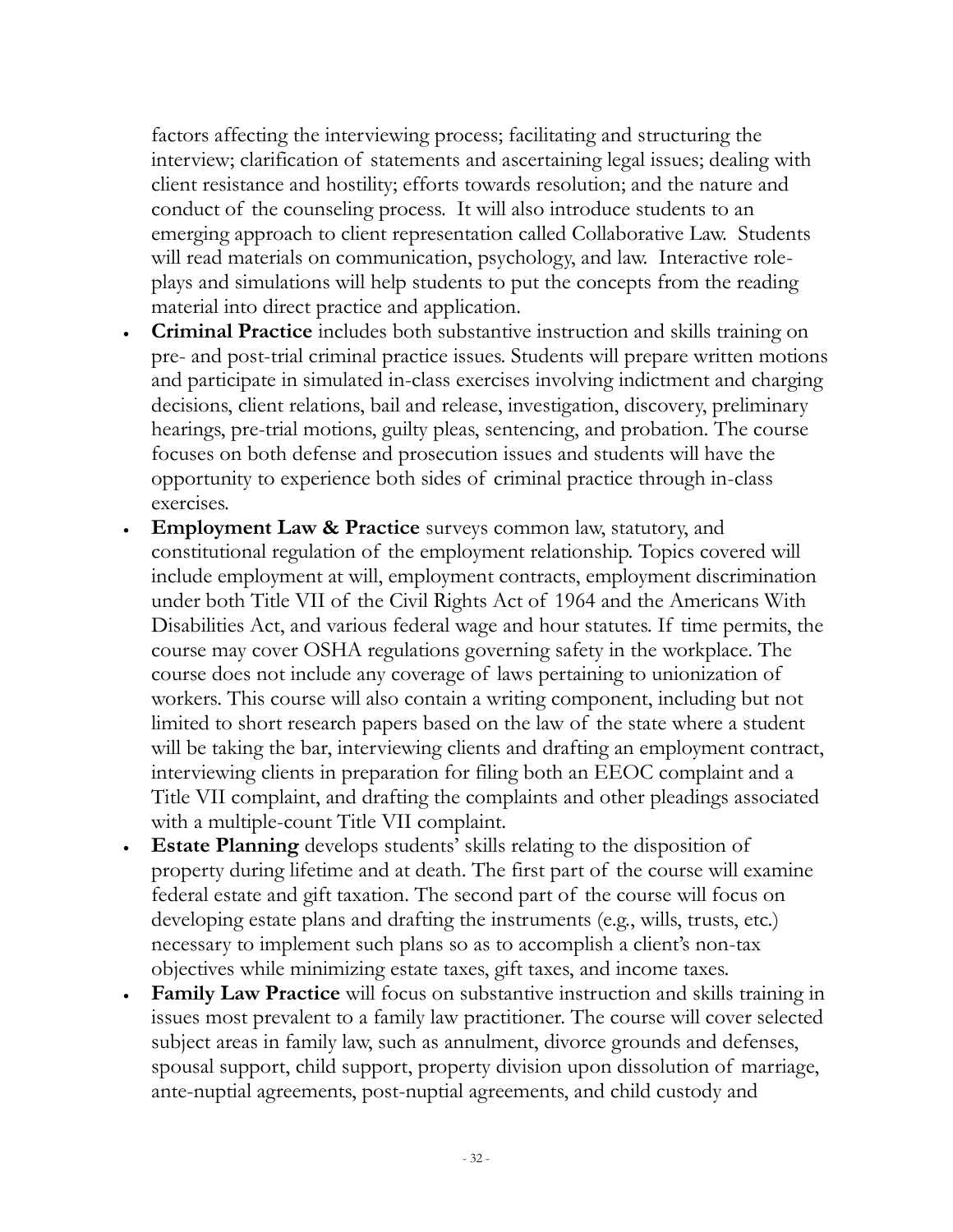factors affecting the interviewing process; facilitating and structuring the interview; clarification of statements and ascertaining legal issues; dealing with client resistance and hostility; efforts towards resolution; and the nature and conduct of the counseling process. It will also introduce students to an emerging approach to client representation called Collaborative Law. Students will read materials on communication, psychology, and law. Interactive role-plays and simulations will help students to put the concepts from the reading material into direct practice and application.

- **Criminal Practice** includes both substantive instruction and skills training on pre- and post-trial criminal practice issues. Students will prepare written motions and participate in simulated in-class exercises involving indictment and charging decisions, client relations, bail and release, investigation, discovery, preliminary hearings, pre-trial motions, guilty pleas, sentencing, and probation. The course focuses on both defense and prosecution issues and students will have the opportunity to experience both sides of criminal practice through in-class exercises.
- **Employment Law & Practice** surveys common law, statutory, and constitutional regulation of the employment relationship. Topics covered will include employment at will, employment contracts, employment discrimination under both Title VII of the Civil Rights Act of 1964 and the Americans With Disabilities Act, and various federal wage and hour statutes. If time permits, the course may cover OSHA regulations governing safety in the workplace. The course does not include any coverage of laws pertaining to unionization of workers. This course will also contain a writing component, including but not limited to short research papers based on the law of the state where a student will be taking the bar, interviewing clients and drafting an employment contract, interviewing clients in preparation for filing both an EEOC complaint and a Title VII complaint, and drafting the complaints and other pleadings associated with a multiple-count Title VII complaint.
- **Estate Planning** develops students' skills relating to the disposition of property during lifetime and at death. The first part of the course will examine federal estate and gift taxation. The second part of the course will focus on developing estate plans and drafting the instruments (e.g., wills, trusts, etc.) necessary to implement such plans so as to accomplish a client's non-tax objectives while minimizing estate taxes, gift taxes, and income taxes.
- **Family Law Practice** will focus on substantive instruction and skills training in issues most prevalent to a family law practitioner. The course will cover selected subject areas in family law, such as annulment, divorce grounds and defenses, spousal support, child support, property division upon dissolution of marriage, ante-nuptial agreements, post-nuptial agreements, and child custody and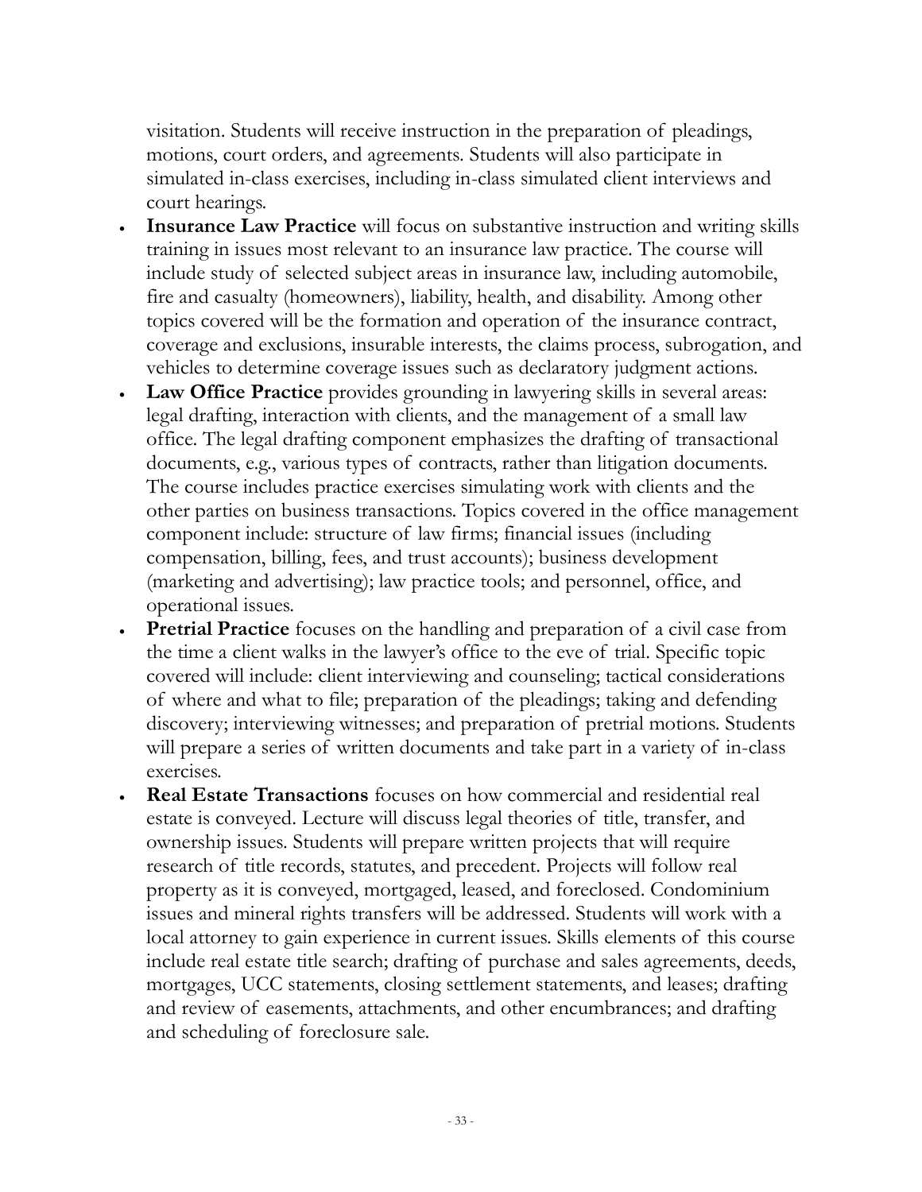visitation. Students will receive instruction in the preparation of pleadings, motions, court orders, and agreements. Students will also participate in simulated in-class exercises, including in-class simulated client interviews and court hearings.

- **Insurance Law Practice** will focus on substantive instruction and writing skills training in issues most relevant to an insurance law practice. The course will include study of selected subject areas in insurance law, including automobile, fire and casualty (homeowners), liability, health, and disability. Among other topics covered will be the formation and operation of the insurance contract, coverage and exclusions, insurable interests, the claims process, subrogation, and vehicles to determine coverage issues such as declaratory judgment actions.
- **Law Office Practice** provides grounding in lawyering skills in several areas: legal drafting, interaction with clients, and the management of a small law office. The legal drafting component emphasizes the drafting of transactional documents, e.g., various types of contracts, rather than litigation documents. The course includes practice exercises simulating work with clients and the other parties on business transactions. Topics covered in the office management component include: structure of law firms; financial issues (including compensation, billing, fees, and trust accounts); business development (marketing and advertising); law practice tools; and personnel, office, and operational issues.
- **Pretrial Practice** focuses on the handling and preparation of a civil case from the time a client walks in the lawyer's office to the eve of trial. Specific topic covered will include: client interviewing and counseling; tactical considerations of where and what to file; preparation of the pleadings; taking and defending discovery; interviewing witnesses; and preparation of pretrial motions. Students will prepare a series of written documents and take part in a variety of in-class exercises.
- **Real Estate Transactions** focuses on how commercial and residential real estate is conveyed. Lecture will discuss legal theories of title, transfer, and ownership issues. Students will prepare written projects that will require research of title records, statutes, and precedent. Projects will follow real property as it is conveyed, mortgaged, leased, and foreclosed. Condominium issues and mineral rights transfers will be addressed. Students will work with a local attorney to gain experience in current issues. Skills elements of this course include real estate title search; drafting of purchase and sales agreements, deeds, mortgages, UCC statements, closing settlement statements, and leases; drafting and review of easements, attachments, and other encumbrances; and drafting and scheduling of foreclosure sale.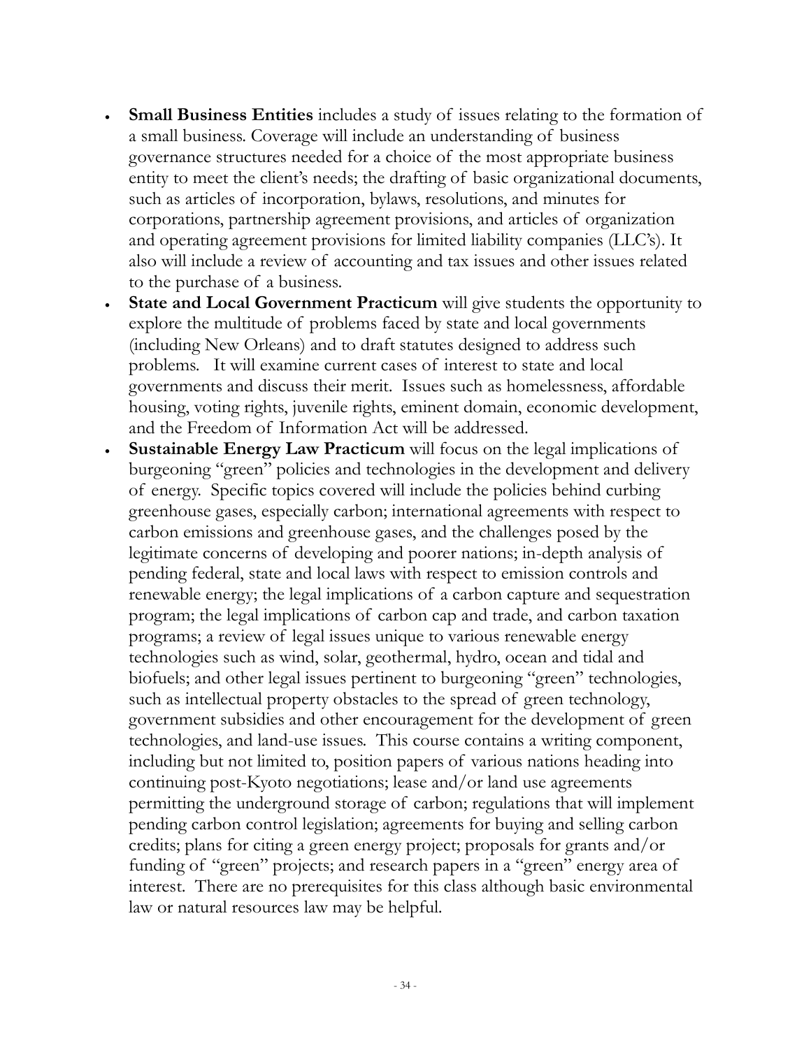- **Small Business Entities** includes a study of issues relating to the formation of a small business. Coverage will include an understanding of business governance structures needed for a choice of the most appropriate business entity to meet the client's needs; the drafting of basic organizational documents, such as articles of incorporation, bylaws, resolutions, and minutes for corporations, partnership agreement provisions, and articles of organization and operating agreement provisions for limited liability companies (LLC's). It also will include a review of accounting and tax issues and other issues related to the purchase of a business.
- **State and Local Government Practicum** will give students the opportunity to explore the multitude of problems faced by state and local governments (including New Orleans) and to draft statutes designed to address such problems. It will examine current cases of interest to state and local governments and discuss their merit. Issues such as homelessness, affordable housing, voting rights, juvenile rights, eminent domain, economic development, and the Freedom of Information Act will be addressed.
- **Sustainable Energy Law Practicum** will focus on the legal implications of burgeoning "green" policies and technologies in the development and delivery of energy. Specific topics covered will include the policies behind curbing greenhouse gases, especially carbon; international agreements with respect to carbon emissions and greenhouse gases, and the challenges posed by the legitimate concerns of developing and poorer nations; in-depth analysis of pending federal, state and local laws with respect to emission controls and renewable energy; the legal implications of a carbon capture and sequestration program; the legal implications of carbon cap and trade, and carbon taxation programs; a review of legal issues unique to various renewable energy technologies such as wind, solar, geothermal, hydro, ocean and tidal and biofuels; and other legal issues pertinent to burgeoning "green" technologies, such as intellectual property obstacles to the spread of green technology, government subsidies and other encouragement for the development of green technologies, and land-use issues. This course contains a writing component, including but not limited to, position papers of various nations heading into continuing post-Kyoto negotiations; lease and/or land use agreements permitting the underground storage of carbon; regulations that will implement pending carbon control legislation; agreements for buying and selling carbon credits; plans for citing a green energy project; proposals for grants and/or funding of "green" projects; and research papers in a "green" energy area of interest. There are no prerequisites for this class although basic environmental law or natural resources law may be helpful.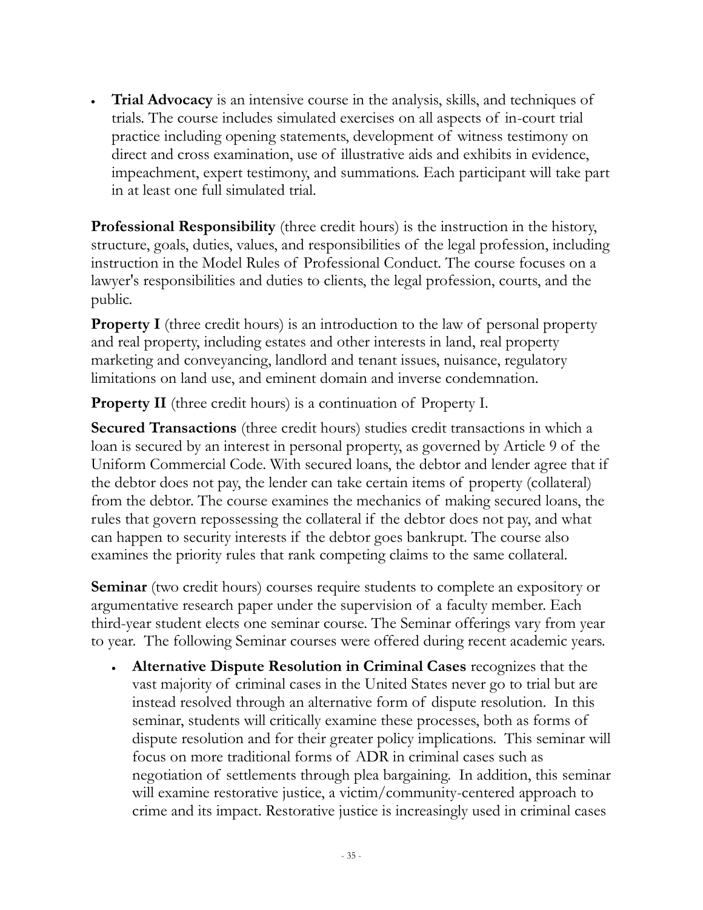- **Trial Advocacy** is an intensive course in the analysis, skills, and techniques of trials. The course includes simulated exercises on all aspects of in-court trial practice including opening statements, development of witness testimony on direct and cross examination, use of illustrative aids and exhibits in evidence, impeachment, expert testimony, and summations. Each participant will take part in at least one full simulated trial.

**Professional Responsibility** (three credit hours) is the instruction in the history, structure, goals, duties, values, and responsibilities of the legal profession, including instruction in the Model Rules of Professional Conduct. The course focuses on a lawyer's responsibilities and duties to clients, the legal profession, courts, and the public.

**Property I** (three credit hours) is an introduction to the law of personal property and real property, including estates and other interests in land, real property marketing and conveyancing, landlord and tenant issues, nuisance, regulatory limitations on land use, and eminent domain and inverse condemnation.

**Property II** (three credit hours) is a continuation of Property I.

**Secured Transactions** (three credit hours) studies credit transactions in which a loan is secured by an interest in personal property, as governed by Article 9 of the Uniform Commercial Code. With secured loans, the debtor and lender agree that if the debtor does not pay, the lender can take certain items of property (collateral) from the debtor. The course examines the mechanics of making secured loans, the rules that govern repossessing the collateral if the debtor does not pay, and what can happen to security interests if the debtor goes bankrupt. The course also examines the priority rules that rank competing claims to the same collateral.

**Seminar** (two credit hours) courses require students to complete an expository or argumentative research paper under the supervision of a faculty member. Each third-year student elects one seminar course. The Seminar offerings vary from year to year. The following Seminar courses were offered during recent academic years.

- **Alternative Dispute Resolution in Criminal Cases** recognizes that the vast majority of criminal cases in the United States never go to trial but are instead resolved through an alternative form of dispute resolution. In this seminar, students will critically examine these processes, both as forms of dispute resolution and for their greater policy implications. This seminar will focus on more traditional forms of ADR in criminal cases such as negotiation of settlements through plea bargaining. In addition, this seminar will examine restorative justice, a victim/community-centered approach to crime and its impact. Restorative justice is increasingly used in criminal cases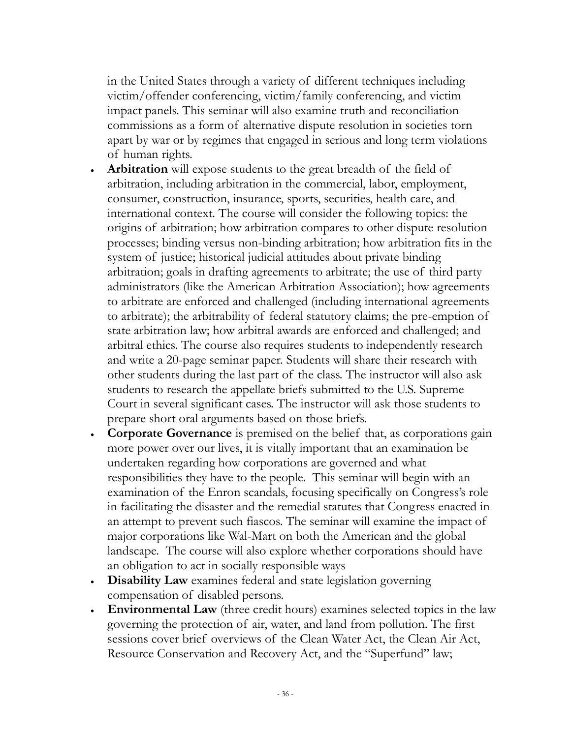in the United States through a variety of different techniques including victim/offender conferencing, victim/family conferencing, and victim impact panels. This seminar will also examine truth and reconciliation commissions as a form of alternative dispute resolution in societies torn apart by war or by regimes that engaged in serious and long term violations of human rights.

- **Arbitration** will expose students to the great breadth of the field of arbitration, including arbitration in the commercial, labor, employment, consumer, construction, insurance, sports, securities, health care, and international context. The course will consider the following topics: the origins of arbitration; how arbitration compares to other dispute resolution processes; binding versus non-binding arbitration; how arbitration fits in the system of justice; historical judicial attitudes about private binding arbitration; goals in drafting agreements to arbitrate; the use of third party administrators (like the American Arbitration Association); how agreements to arbitrate are enforced and challenged (including international agreements to arbitrate); the arbitrability of federal statutory claims; the pre-emption of state arbitration law; how arbitral awards are enforced and challenged; and arbitral ethics. The course also requires students to independently research and write a 20-page seminar paper. Students will share their research with other students during the last part of the class. The instructor will also ask students to research the appellate briefs submitted to the U.S. Supreme Court in several significant cases. The instructor will ask those students to prepare short oral arguments based on those briefs.
- **Corporate Governance** is premised on the belief that, as corporations gain more power over our lives, it is vitally important that an examination be undertaken regarding how corporations are governed and what responsibilities they have to the people. This seminar will begin with an examination of the Enron scandals, focusing specifically on Congress's role in facilitating the disaster and the remedial statutes that Congress enacted in an attempt to prevent such fiascos. The seminar will examine the impact of major corporations like Wal-Mart on both the American and the global landscape. The course will also explore whether corporations should have an obligation to act in socially responsible ways
- **Disability Law** examines federal and state legislation governing compensation of disabled persons.
- **Environmental Law** (three credit hours) examines selected topics in the law governing the protection of air, water, and land from pollution. The first sessions cover brief overviews of the Clean Water Act, the Clean Air Act, Resource Conservation and Recovery Act, and the "Superfund" law;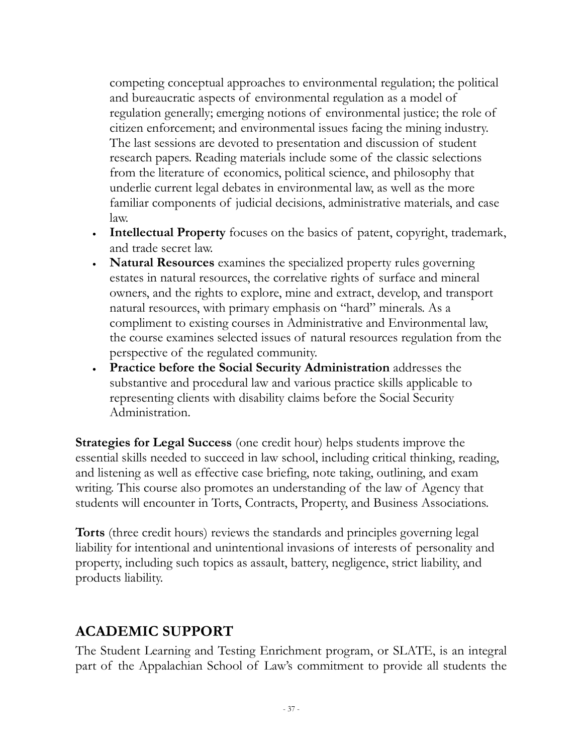competing conceptual approaches to environmental regulation; the political and bureaucratic aspects of environmental regulation as a model of regulation generally; emerging notions of environmental justice; the role of citizen enforcement; and environmental issues facing the mining industry. The last sessions are devoted to presentation and discussion of student research papers. Reading materials include some of the classic selections from the literature of economics, political science, and philosophy that underlie current legal debates in environmental law, as well as the more familiar components of judicial decisions, administrative materials, and case law.

- **Intellectual Property** focuses on the basics of patent, copyright, trademark, and trade secret law.
- **Natural Resources** examines the specialized property rules governing estates in natural resources, the correlative rights of surface and mineral owners, and the rights to explore, mine and extract, develop, and transport natural resources, with primary emphasis on "hard" minerals. As a compliment to existing courses in Administrative and Environmental law, the course examines selected issues of natural resources regulation from the perspective of the regulated community.
- **Practice before the Social Security Administration** addresses the substantive and procedural law and various practice skills applicable to representing clients with disability claims before the Social Security Administration.

**Strategies for Legal Success** (one credit hour) helps students improve the essential skills needed to succeed in law school, including critical thinking, reading, and listening as well as effective case briefing, note taking, outlining, and exam writing. This course also promotes an understanding of the law of Agency that students will encounter in Torts, Contracts, Property, and Business Associations.

**Torts** (three credit hours) reviews the standards and principles governing legal liability for intentional and unintentional invasions of interests of personality and property, including such topics as assault, battery, negligence, strict liability, and products liability.

## ACADEMIC SUPPORT

The Student Learning and Testing Enrichment program, or SLATE, is an integral part of the Appalachian School of Law's commitment to provide all students the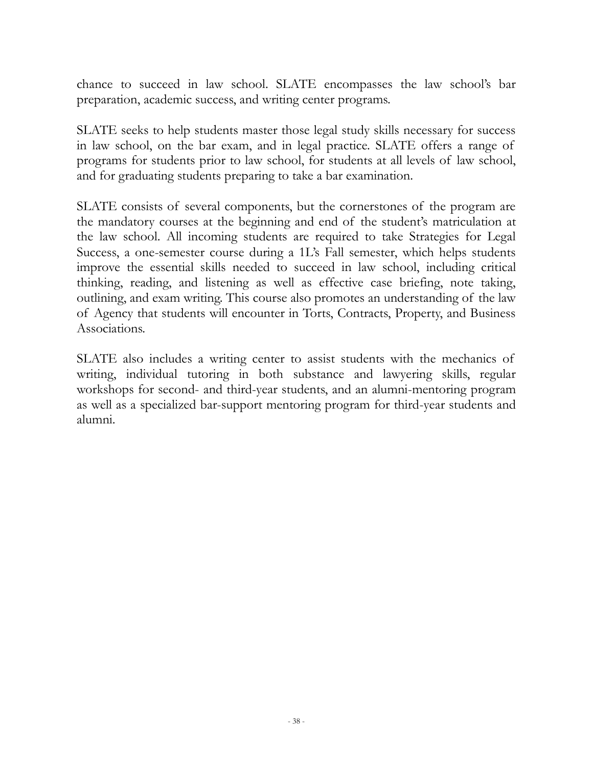chance to succeed in law school. SLATE encompasses the law school's bar preparation, academic success, and writing center programs.

SLATE seeks to help students master those legal study skills necessary for success in law school, on the bar exam, and in legal practice. SLATE offers a range of programs for students prior to law school, for students at all levels of law school, and for graduating students preparing to take a bar examination.

SLATE consists of several components, but the cornerstones of the program are the mandatory courses at the beginning and end of the student's matriculation at the law school. All incoming students are required to take Strategies for Legal Success, a one-semester course during a 1L's Fall semester, which helps students improve the essential skills needed to succeed in law school, including critical thinking, reading, and listening as well as effective case briefing, note taking, outlining, and exam writing. This course also promotes an understanding of the law of Agency that students will encounter in Torts, Contracts, Property, and Business Associations.

SLATE also includes a writing center to assist students with the mechanics of writing, individual tutoring in both substance and lawyering skills, regular workshops for second- and third-year students, and an alumni-mentoring program as well as a specialized bar-support mentoring program for third-year students and alumni.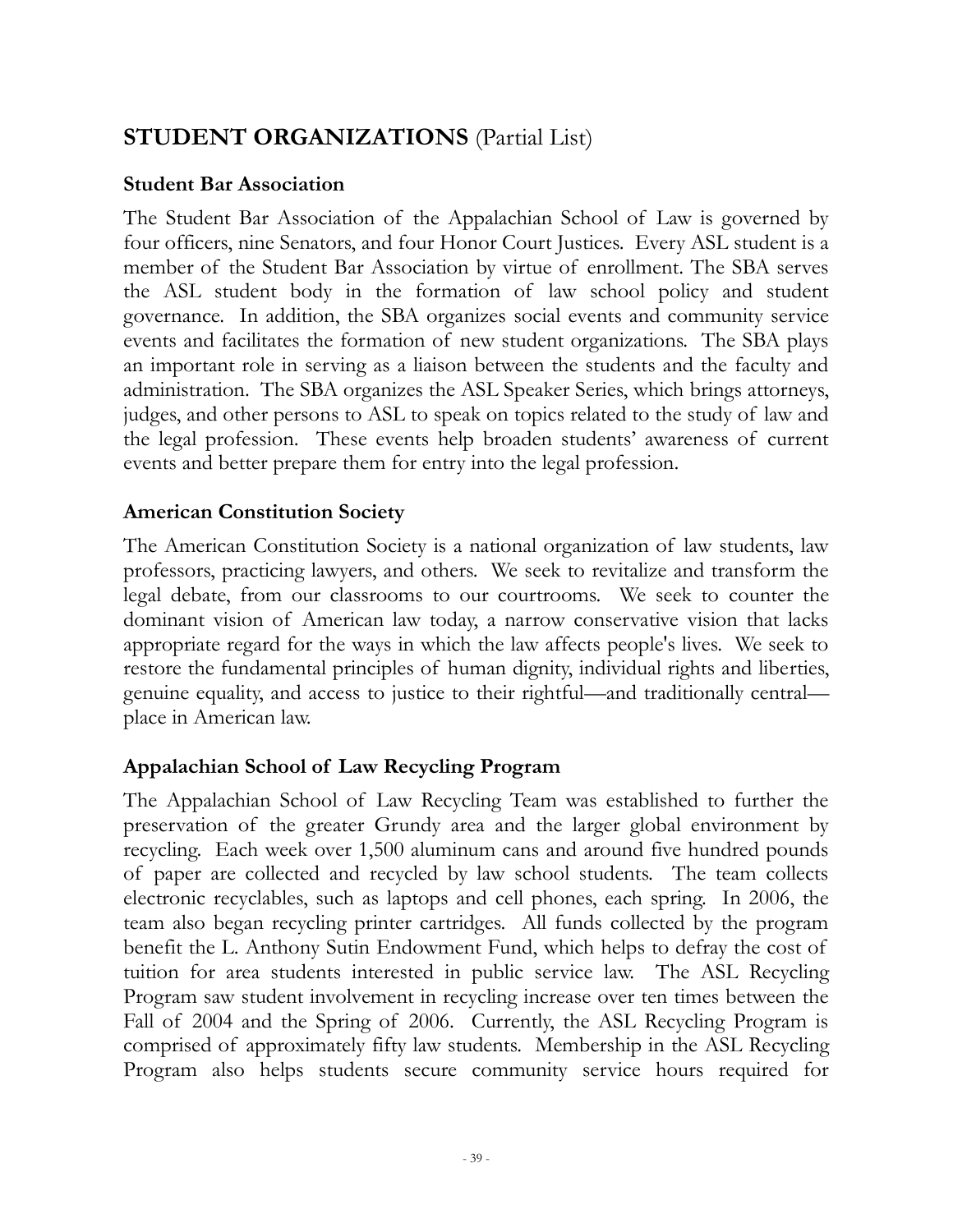## STUDENT ORGANIZATIONS (Partial List)

### Student Bar Association

The Student Bar Association of the Appalachian School of Law is governed by four officers, nine Senators, and four Honor Court Justices. Every ASL student is a member of the Student Bar Association by virtue of enrollment. The SBA serves the ASL student body in the formation of law school policy and student governance. In addition, the SBA organizes social events and community service events and facilitates the formation of new student organizations. The SBA plays an important role in serving as a liaison between the students and the faculty and administration. The SBA organizes the ASL Speaker Series, which brings attorneys, judges, and other persons to ASL to speak on topics related to the study of law and the legal profession. These events help broaden students' awareness of current events and better prepare them for entry into the legal profession.

### American Constitution Society

The American Constitution Society is a national organization of law students, law professors, practicing lawyers, and others. We seek to revitalize and transform the legal debate, from our classrooms to our courtrooms. We seek to counter the dominant vision of American law today, a narrow conservative vision that lacks appropriate regard for the ways in which the law affects people's lives. We seek to restore the fundamental principles of human dignity, individual rights and liberties, genuine equality, and access to justice to their rightful—and traditionally central—place in American law.

### Appalachian School of Law Recycling Program

The Appalachian School of Law Recycling Team was established to further the preservation of the greater Grundy area and the larger global environment by recycling. Each week over 1,500 aluminum cans and around five hundred pounds of paper are collected and recycled by law school students. The team collects electronic recyclables, such as laptops and cell phones, each spring. In 2006, the team also began recycling printer cartridges. All funds collected by the program benefit the L. Anthony Sutin Endowment Fund, which helps to defray the cost of tuition for area students interested in public service law. The ASL Recycling Program saw student involvement in recycling increase over ten times between the Fall of 2004 and the Spring of 2006. Currently, the ASL Recycling Program is comprised of approximately fifty law students. Membership in the ASL Recycling Program also helps students secure community service hours required for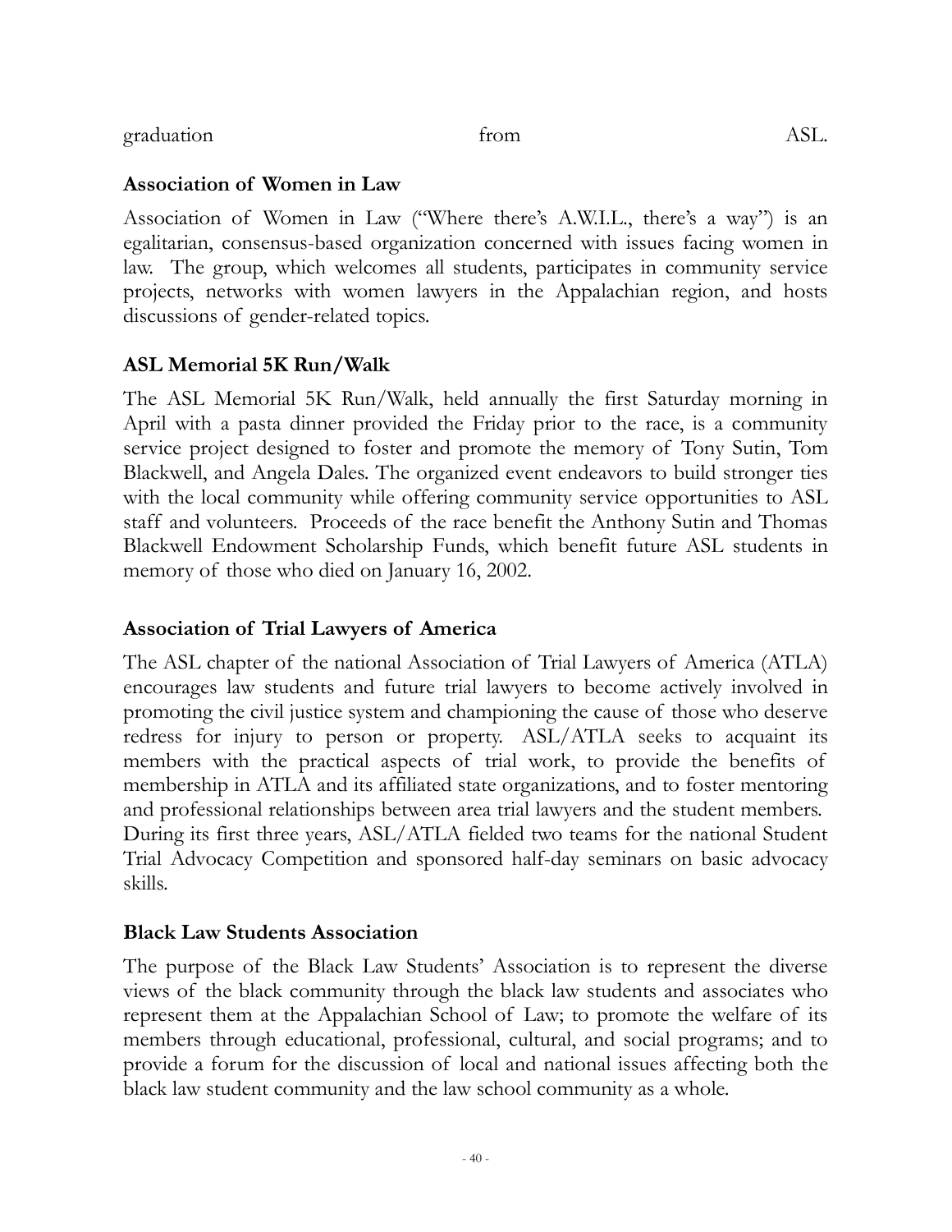graduation from ASL.

### Association of Women in Law

Association of Women in Law ("Where there's A.W.I.L., there's a way") is an egalitarian, consensus-based organization concerned with issues facing women in law. The group, which welcomes all students, participates in community service projects, networks with women lawyers in the Appalachian region, and hosts discussions of gender-related topics.

### ASL Memorial 5K Run/Walk

The ASL Memorial 5K Run/Walk, held annually the first Saturday morning in April with a pasta dinner provided the Friday prior to the race, is a community service project designed to foster and promote the memory of Tony Sutin, Tom Blackwell, and Angela Dales. The organized event endeavors to build stronger ties with the local community while offering community service opportunities to ASL staff and volunteers. Proceeds of the race benefit the Anthony Sutin and Thomas Blackwell Endowment Scholarship Funds, which benefit future ASL students in memory of those who died on January 16, 2002.

### Association of Trial Lawyers of America

The ASL chapter of the national Association of Trial Lawyers of America (ATLA) encourages law students and future trial lawyers to become actively involved in promoting the civil justice system and championing the cause of those who deserve redress for injury to person or property. ASL/ATLA seeks to acquaint its members with the practical aspects of trial work, to provide the benefits of membership in ATLA and its affiliated state organizations, and to foster mentoring and professional relationships between area trial lawyers and the student members. During its first three years, ASL/ATLA fielded two teams for the national Student Trial Advocacy Competition and sponsored half-day seminars on basic advocacy skills.

### Black Law Students Association

The purpose of the Black Law Students' Association is to represent the diverse views of the black community through the black law students and associates who represent them at the Appalachian School of Law; to promote the welfare of its members through educational, professional, cultural, and social programs; and to provide a forum for the discussion of local and national issues affecting both the black law student community and the law school community as a whole.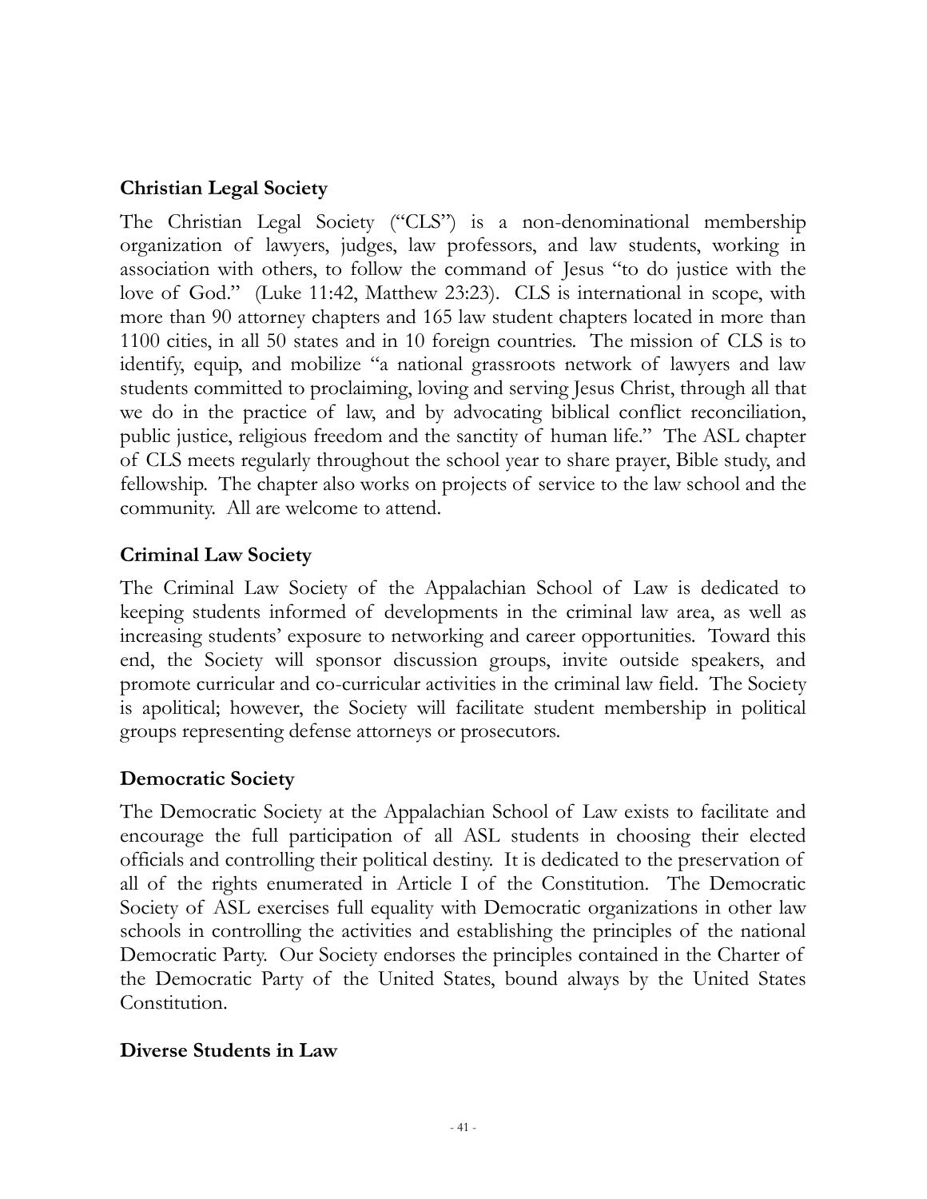**Christian Legal Society**

The Christian Legal Society ("CLS") is a non-denominational membership organization of lawyers, judges, law professors, and law students, working in association with others, to follow the command of Jesus "to do justice with the love of God." (Luke 11:42, Matthew 23:23). CLS is international in scope, with more than 90 attorney chapters and 165 law student chapters located in more than 1100 cities, in all 50 states and in 10 foreign countries. The mission of CLS is to identify, equip, and mobilize "a national grassroots network of lawyers and law students committed to proclaiming, loving and serving Jesus Christ, through all that we do in the practice of law, and by advocating biblical conflict reconciliation, public justice, religious freedom and the sanctity of human life." The ASL chapter of CLS meets regularly throughout the school year to share prayer, Bible study, and fellowship. The chapter also works on projects of service to the law school and the community. All are welcome to attend.

**Criminal Law Society**

The Criminal Law Society of the Appalachian School of Law is dedicated to keeping students informed of developments in the criminal law area, as well as increasing students' exposure to networking and career opportunities. Toward this end, the Society will sponsor discussion groups, invite outside speakers, and promote curricular and co-curricular activities in the criminal law field. The Society is apolitical; however, the Society will facilitate student membership in political groups representing defense attorneys or prosecutors.

**Democratic Society**

The Democratic Society at the Appalachian School of Law exists to facilitate and encourage the full participation of all ASL students in choosing their elected officials and controlling their political destiny. It is dedicated to the preservation of all of the rights enumerated in Article I of the Constitution. The Democratic Society of ASL exercises full equality with Democratic organizations in other law schools in controlling the activities and establishing the principles of the national Democratic Party. Our Society endorses the principles contained in the Charter of the Democratic Party of the United States, bound always by the United States Constitution.

**Diverse Students in Law**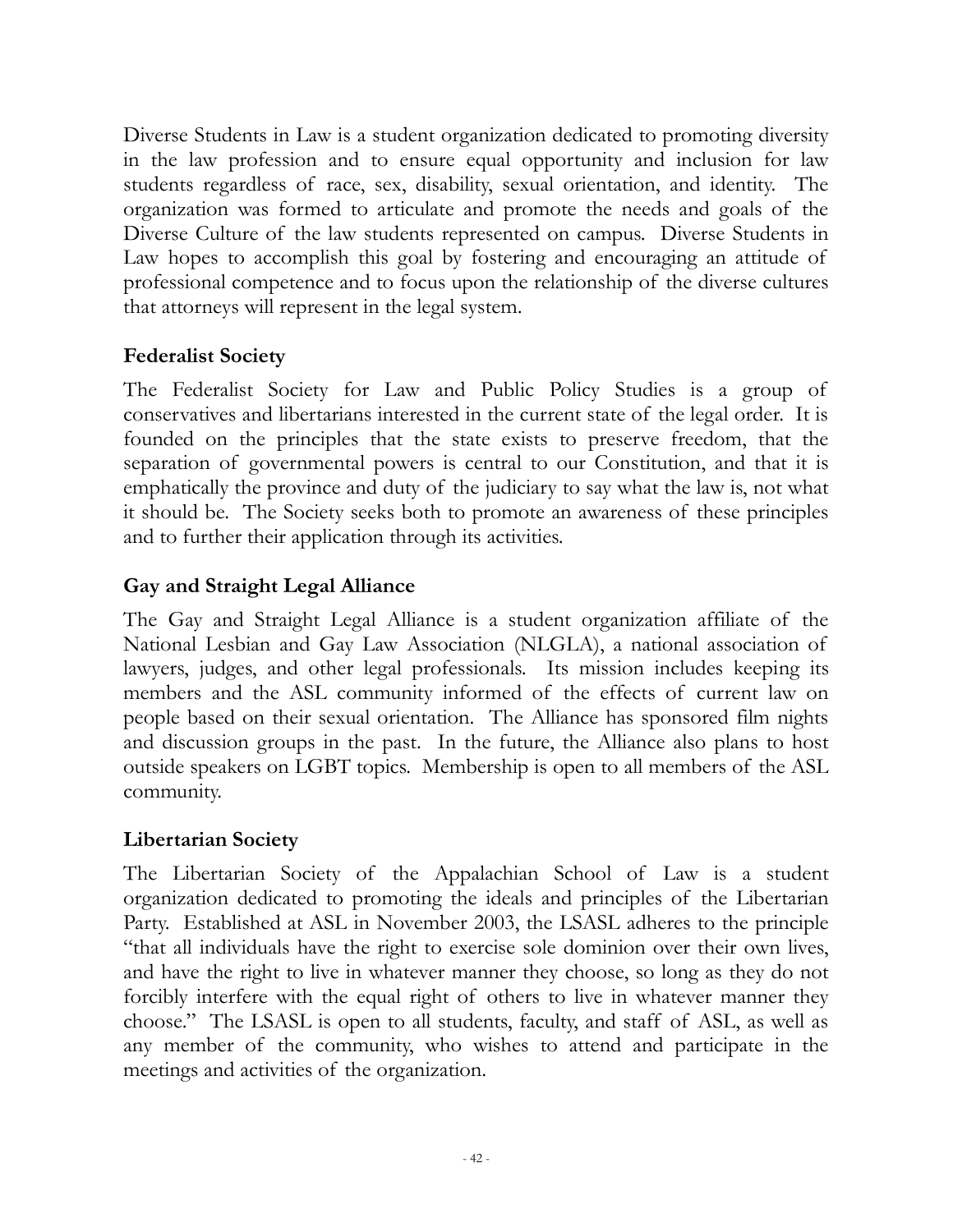Diverse Students in Law is a student organization dedicated to promoting diversity in the law profession and to ensure equal opportunity and inclusion for law students regardless of race, sex, disability, sexual orientation, and identity. The organization was formed to articulate and promote the needs and goals of the Diverse Culture of the law students represented on campus. Diverse Students in Law hopes to accomplish this goal by fostering and encouraging an attitude of professional competence and to focus upon the relationship of the diverse cultures that attorneys will represent in the legal system.

**Federalist Society**

The Federalist Society for Law and Public Policy Studies is a group of conservatives and libertarians interested in the current state of the legal order. It is founded on the principles that the state exists to preserve freedom, that the separation of governmental powers is central to our Constitution, and that it is emphatically the province and duty of the judiciary to say what the law is, not what it should be. The Society seeks both to promote an awareness of these principles and to further their application through its activities.

**Gay and Straight Legal Alliance**

The Gay and Straight Legal Alliance is a student organization affiliate of the National Lesbian and Gay Law Association (NLGLA), a national association of lawyers, judges, and other legal professionals. Its mission includes keeping its members and the ASL community informed of the effects of current law on people based on their sexual orientation. The Alliance has sponsored film nights and discussion groups in the past. In the future, the Alliance also plans to host outside speakers on LGBT topics. Membership is open to all members of the ASL community.

**Libertarian Society**

The Libertarian Society of the Appalachian School of Law is a student organization dedicated to promoting the ideals and principles of the Libertarian Party. Established at ASL in November 2003, the LSASL adheres to the principle "that all individuals have the right to exercise sole dominion over their own lives, and have the right to live in whatever manner they choose, so long as they do not forcibly interfere with the equal right of others to live in whatever manner they choose." The LSASL is open to all students, faculty, and staff of ASL, as well as any member of the community, who wishes to attend and participate in the meetings and activities of the organization.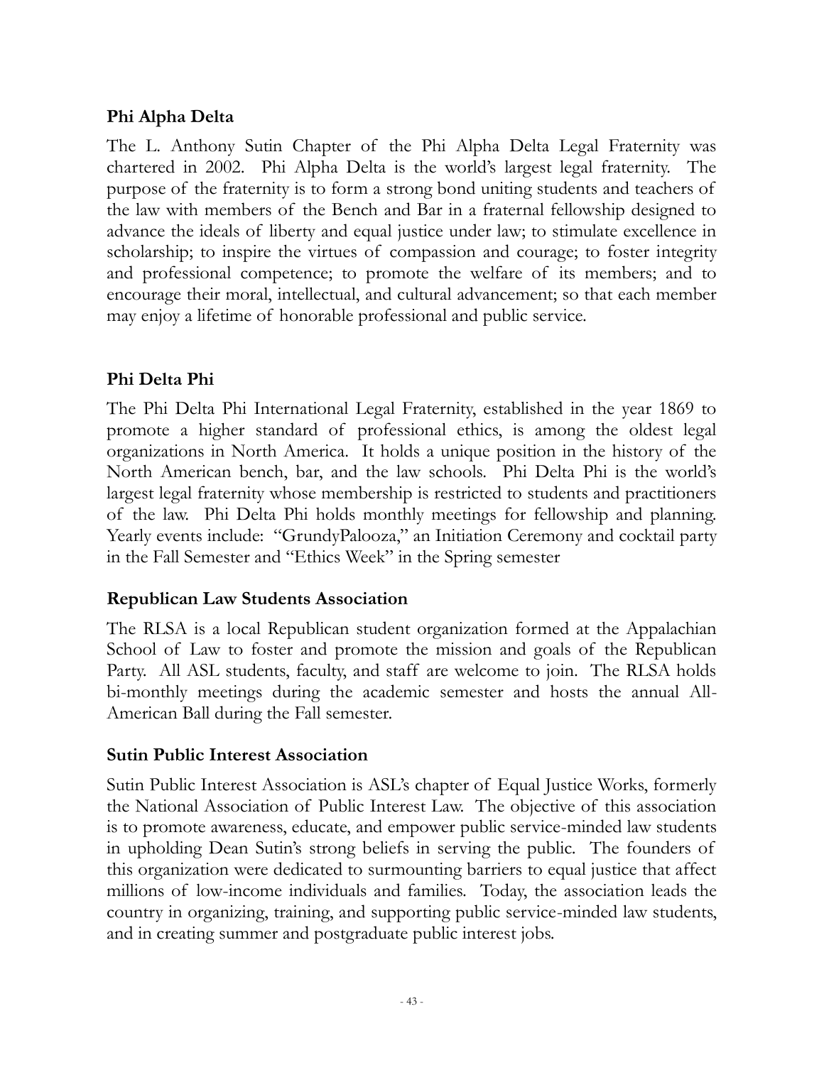## Phi Alpha Delta

The L. Anthony Sutin Chapter of the Phi Alpha Delta Legal Fraternity was chartered in 2002. Phi Alpha Delta is the world's largest legal fraternity. The purpose of the fraternity is to form a strong bond uniting students and teachers of the law with members of the Bench and Bar in a fraternal fellowship designed to advance the ideals of liberty and equal justice under law; to stimulate excellence in scholarship; to inspire the virtues of compassion and courage; to foster integrity and professional competence; to promote the welfare of its members; and to encourage their moral, intellectual, and cultural advancement; so that each member may enjoy a lifetime of honorable professional and public service.

## Phi Delta Phi

The Phi Delta Phi International Legal Fraternity, established in the year 1869 to promote a higher standard of professional ethics, is among the oldest legal organizations in North America. It holds a unique position in the history of the North American bench, bar, and the law schools. Phi Delta Phi is the world's largest legal fraternity whose membership is restricted to students and practitioners of the law. Phi Delta Phi holds monthly meetings for fellowship and planning. Yearly events include: "GrundyPalooza," an Initiation Ceremony and cocktail party in the Fall Semester and "Ethics Week" in the Spring semester

## Republican Law Students Association

The RLSA is a local Republican student organization formed at the Appalachian School of Law to foster and promote the mission and goals of the Republican Party. All ASL students, faculty, and staff are welcome to join. The RLSA holds bi-monthly meetings during the academic semester and hosts the annual All-American Ball during the Fall semester.

## Sutin Public Interest Association

Sutin Public Interest Association is ASL's chapter of Equal Justice Works, formerly the National Association of Public Interest Law. The objective of this association is to promote awareness, educate, and empower public service-minded law students in upholding Dean Sutin's strong beliefs in serving the public. The founders of this organization were dedicated to surmounting barriers to equal justice that affect millions of low-income individuals and families. Today, the association leads the country in organizing, training, and supporting public service-minded law students, and in creating summer and postgraduate public interest jobs.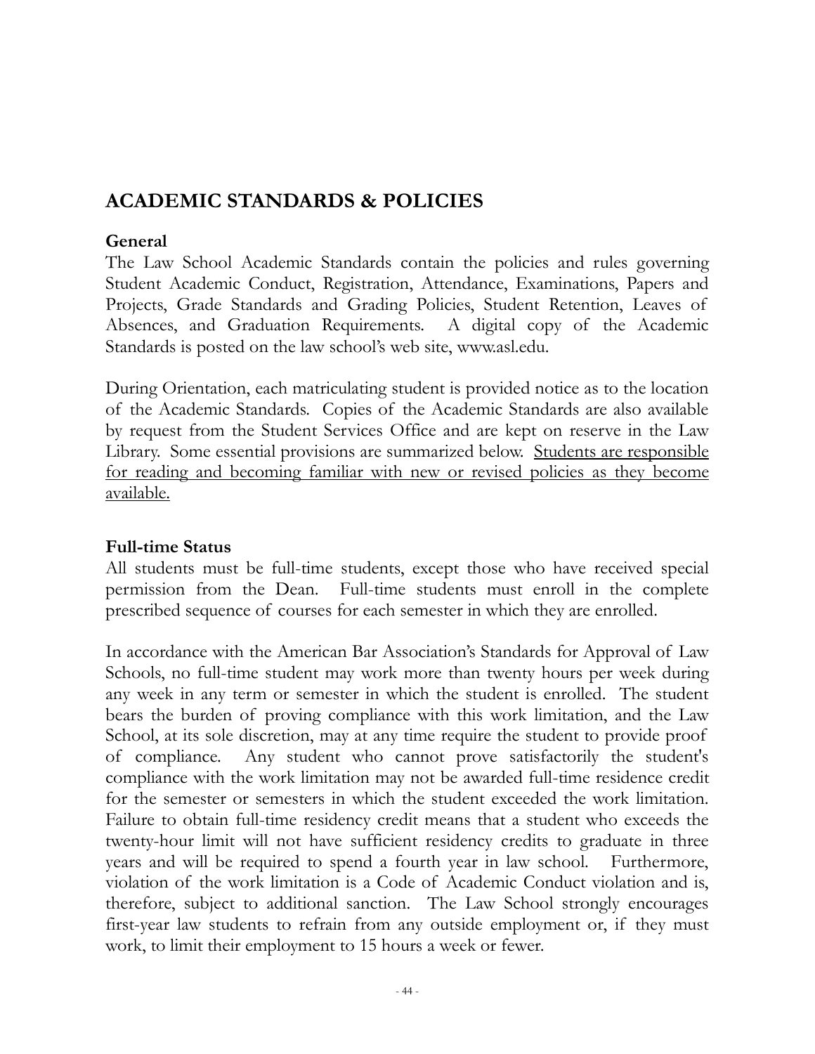## ACADEMIC STANDARDS & POLICIES

### General

The Law School Academic Standards contain the policies and rules governing Student Academic Conduct, Registration, Attendance, Examinations, Papers and Projects, Grade Standards and Grading Policies, Student Retention, Leaves of Absences, and Graduation Requirements. A digital copy of the Academic Standards is posted on the law school's web site, www.asl.edu.

During Orientation, each matriculating student is provided notice as to the location of the Academic Standards. Copies of the Academic Standards are also available by request from the Student Services Office and are kept on reserve in the Law Library. Some essential provisions are summarized below. <u>Students are responsible for reading and becoming familiar with new or revised policies as they become available.</u>

### Full-time Status

All students must be full-time students, except those who have received special permission from the Dean. Full-time students must enroll in the complete prescribed sequence of courses for each semester in which they are enrolled.

In accordance with the American Bar Association's Standards for Approval of Law Schools, no full-time student may work more than twenty hours per week during any week in any term or semester in which the student is enrolled. The student bears the burden of proving compliance with this work limitation, and the Law School, at its sole discretion, may at any time require the student to provide proof of compliance. Any student who cannot prove satisfactorily the student's compliance with the work limitation may not be awarded full-time residence credit for the semester or semesters in which the student exceeded the work limitation. Failure to obtain full-time residency credit means that a student who exceeds the twenty-hour limit will not have sufficient residency credits to graduate in three years and will be required to spend a fourth year in law school. Furthermore, violation of the work limitation is a Code of Academic Conduct violation and is, therefore, subject to additional sanction. The Law School strongly encourages first-year law students to refrain from any outside employment or, if they must work, to limit their employment to 15 hours a week or fewer.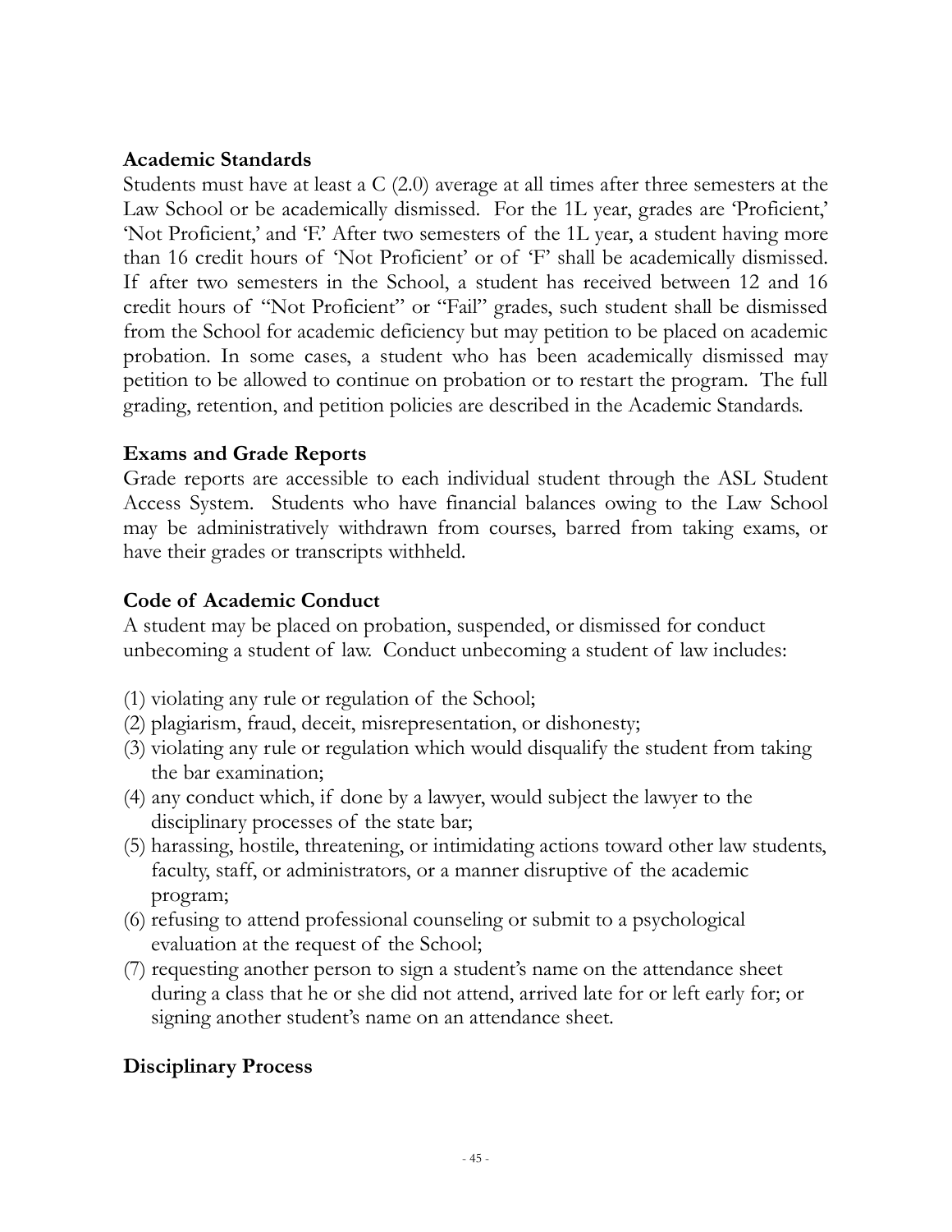**Academic Standards**

Students must have at least a C (2.0) average at all times after three semesters at the Law School or be academically dismissed. For the 1L year, grades are 'Proficient,' 'Not Proficient,' and 'F.' After two semesters of the 1L year, a student having more than 16 credit hours of 'Not Proficient' or of 'F' shall be academically dismissed. If after two semesters in the School, a student has received between 12 and 16 credit hours of "Not Proficient" or "Fail" grades, such student shall be dismissed from the School for academic deficiency but may petition to be placed on academic probation. In some cases, a student who has been academically dismissed may petition to be allowed to continue on probation or to restart the program. The full grading, retention, and petition policies are described in the Academic Standards.

**Exams and Grade Reports**

Grade reports are accessible to each individual student through the ASL Student Access System. Students who have financial balances owing to the Law School may be administratively withdrawn from courses, barred from taking exams, or have their grades or transcripts withheld.

**Code of Academic Conduct**

A student may be placed on probation, suspended, or dismissed for conduct unbecoming a student of law. Conduct unbecoming a student of law includes:

(1) violating any rule or regulation of the School;
(2) plagiarism, fraud, deceit, misrepresentation, or dishonesty;
(3) violating any rule or regulation which would disqualify the student from taking the bar examination;
(4) any conduct which, if done by a lawyer, would subject the lawyer to the disciplinary processes of the state bar;
(5) harassing, hostile, threatening, or intimidating actions toward other law students, faculty, staff, or administrators, or a manner disruptive of the academic program;
(6) refusing to attend professional counseling or submit to a psychological evaluation at the request of the School;
(7) requesting another person to sign a student's name on the attendance sheet during a class that he or she did not attend, arrived late for or left early for; or signing another student's name on an attendance sheet.

**Disciplinary Process**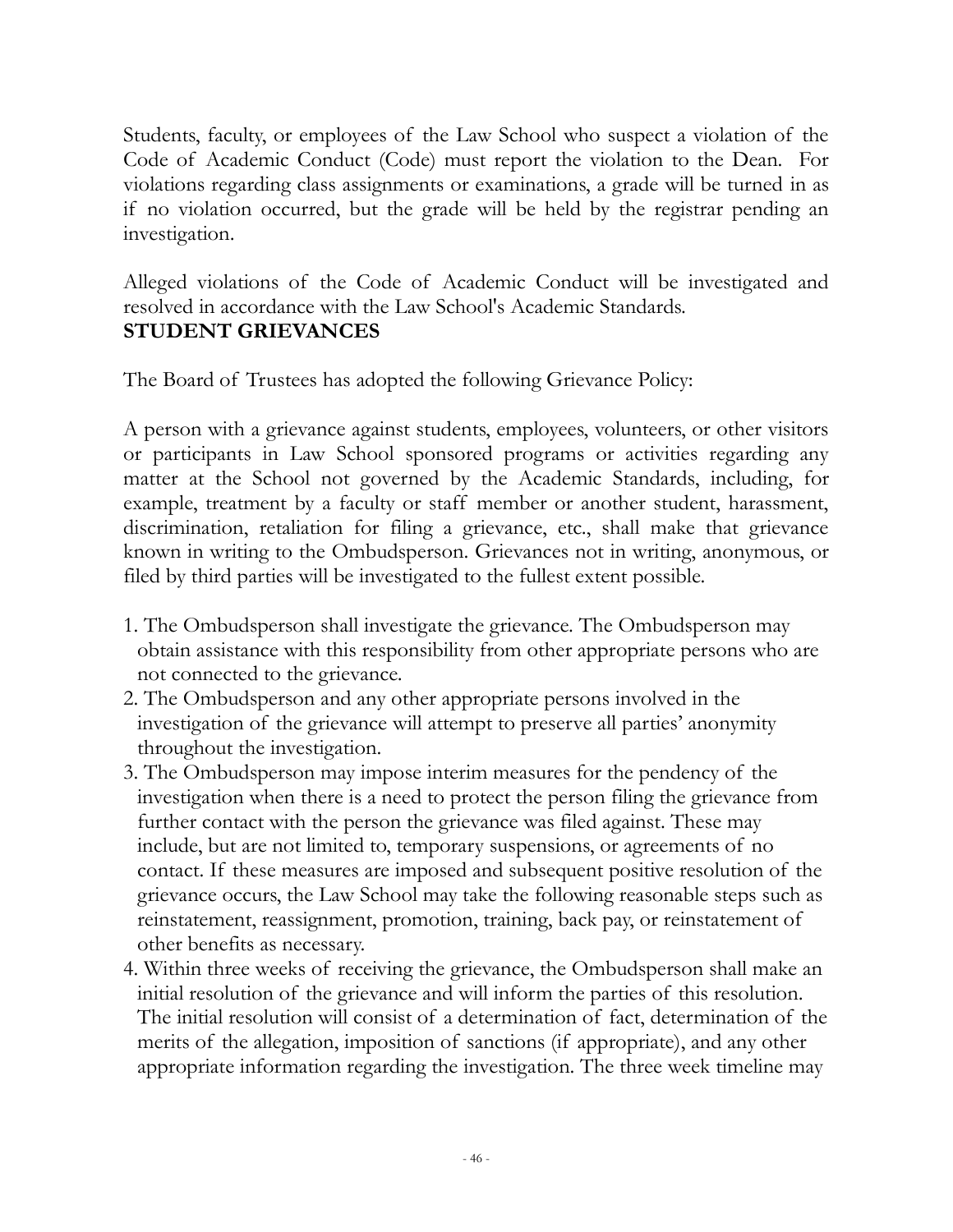Students, faculty, or employees of the Law School who suspect a violation of the Code of Academic Conduct (Code) must report the violation to the Dean. For violations regarding class assignments or examinations, a grade will be turned in as if no violation occurred, but the grade will be held by the registrar pending an investigation.

Alleged violations of the Code of Academic Conduct will be investigated and resolved in accordance with the Law School's Academic Standards.

**STUDENT GRIEVANCES**

The Board of Trustees has adopted the following Grievance Policy:

A person with a grievance against students, employees, volunteers, or other visitors or participants in Law School sponsored programs or activities regarding any matter at the School not governed by the Academic Standards, including, for example, treatment by a faculty or staff member or another student, harassment, discrimination, retaliation for filing a grievance, etc., shall make that grievance known in writing to the Ombudsperson. Grievances not in writing, anonymous, or filed by third parties will be investigated to the fullest extent possible.

1. The Ombudsperson shall investigate the grievance. The Ombudsperson may obtain assistance with this responsibility from other appropriate persons who are not connected to the grievance.
2. The Ombudsperson and any other appropriate persons involved in the investigation of the grievance will attempt to preserve all parties' anonymity throughout the investigation.
3. The Ombudsperson may impose interim measures for the pendency of the investigation when there is a need to protect the person filing the grievance from further contact with the person the grievance was filed against. These may include, but are not limited to, temporary suspensions, or agreements of no contact. If these measures are imposed and subsequent positive resolution of the grievance occurs, the Law School may take the following reasonable steps such as reinstatement, reassignment, promotion, training, back pay, or reinstatement of other benefits as necessary.
4. Within three weeks of receiving the grievance, the Ombudsperson shall make an initial resolution of the grievance and will inform the parties of this resolution. The initial resolution will consist of a determination of fact, determination of the merits of the allegation, imposition of sanctions (if appropriate), and any other appropriate information regarding the investigation. The three week timeline may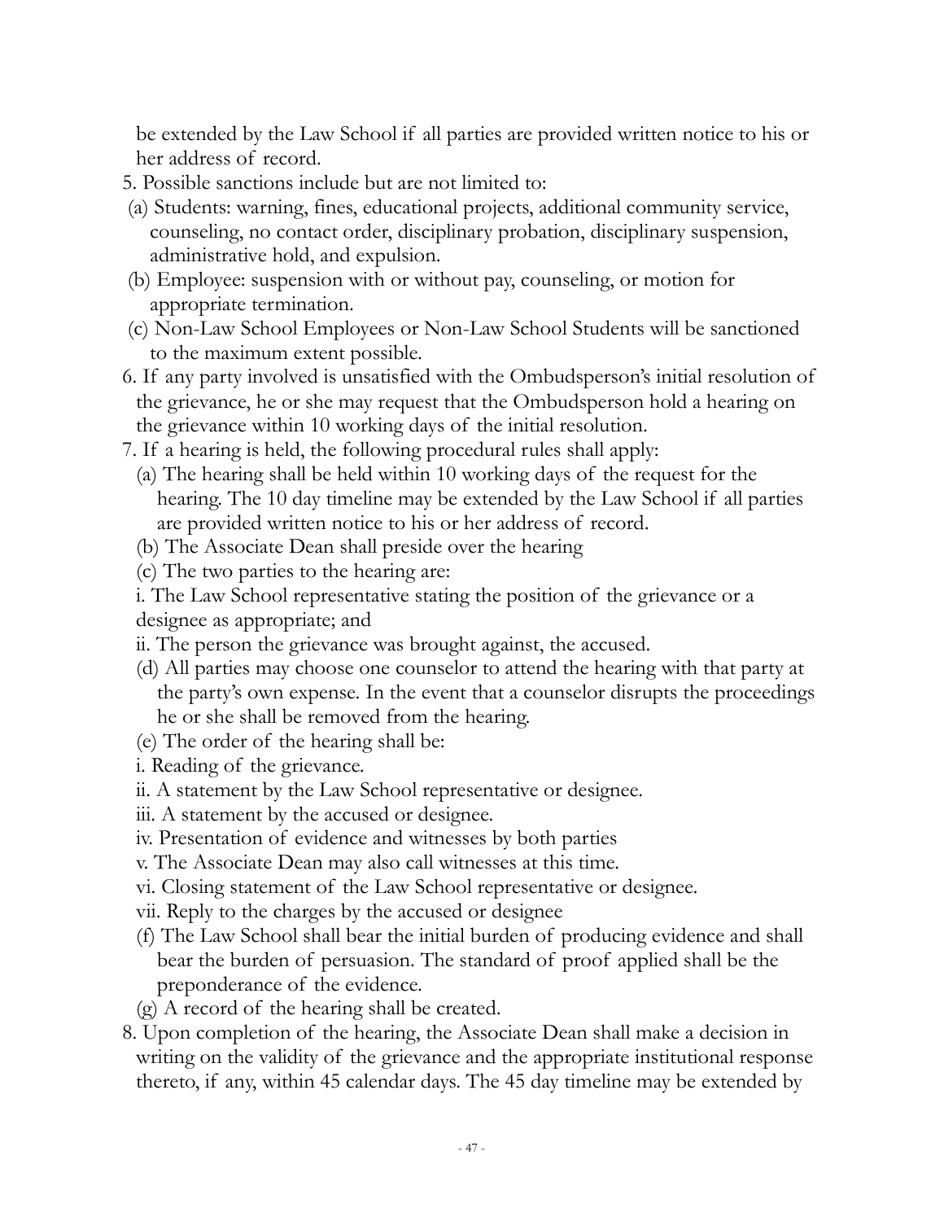be extended by the Law School if all parties are provided written notice to his or her address of record.

5. Possible sanctions include but are not limited to:
   (a) Students: warning, fines, educational projects, additional community service, counseling, no contact order, disciplinary probation, disciplinary suspension, administrative hold, and expulsion.
   (b) Employee: suspension with or without pay, counseling, or motion for appropriate termination.
   (c) Non-Law School Employees or Non-Law School Students will be sanctioned to the maximum extent possible.
6. If any party involved is unsatisfied with the Ombudsperson's initial resolution of the grievance, he or she may request that the Ombudsperson hold a hearing on the grievance within 10 working days of the initial resolution.
7. If a hearing is held, the following procedural rules shall apply:
   (a) The hearing shall be held within 10 working days of the request for the hearing. The 10 day timeline may be extended by the Law School if all parties are provided written notice to his or her address of record.
   (b) The Associate Dean shall preside over the hearing
   (c) The two parties to the hearing are:
      i. The Law School representative stating the position of the grievance or a designee as appropriate; and
      ii. The person the grievance was brought against, the accused.
   (d) All parties may choose one counselor to attend the hearing with that party at the party's own expense. In the event that a counselor disrupts the proceedings he or she shall be removed from the hearing.
   (e) The order of the hearing shall be:
      i. Reading of the grievance.
      ii. A statement by the Law School representative or designee.
      iii. A statement by the accused or designee.
      iv. Presentation of evidence and witnesses by both parties
      v. The Associate Dean may also call witnesses at this time.
      vi. Closing statement of the Law School representative or designee.
      vii. Reply to the charges by the accused or designee
   (f) The Law School shall bear the initial burden of producing evidence and shall bear the burden of persuasion. The standard of proof applied shall be the preponderance of the evidence.
   (g) A record of the hearing shall be created.
8. Upon completion of the hearing, the Associate Dean shall make a decision in writing on the validity of the grievance and the appropriate institutional response thereto, if any, within 45 calendar days. The 45 day timeline may be extended by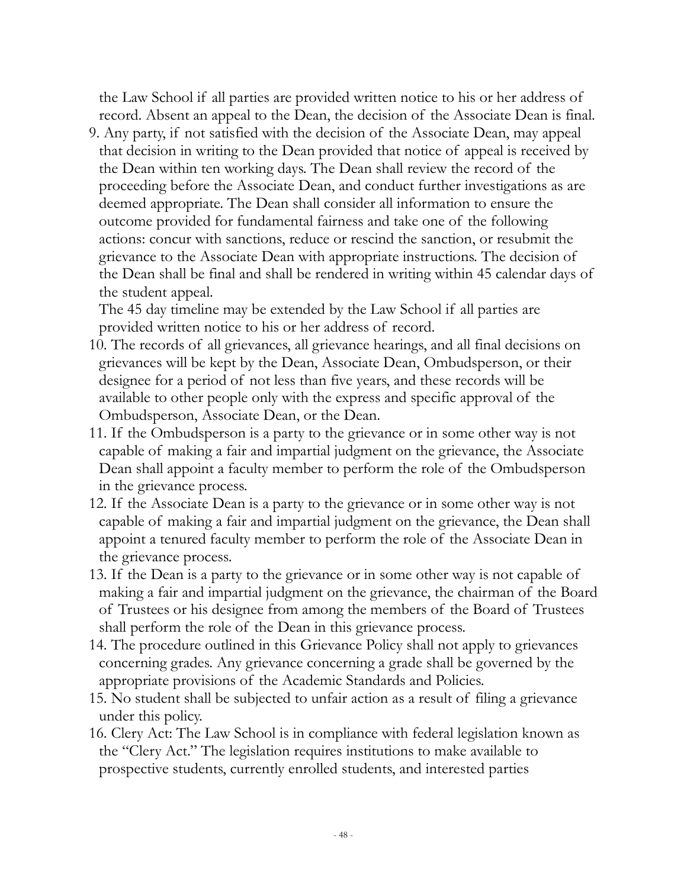the Law School if all parties are provided written notice to his or her address of record. Absent an appeal to the Dean, the decision of the Associate Dean is final.

9. Any party, if not satisfied with the decision of the Associate Dean, may appeal that decision in writing to the Dean provided that notice of appeal is received by the Dean within ten working days. The Dean shall review the record of the proceeding before the Associate Dean, and conduct further investigations as are deemed appropriate. The Dean shall consider all information to ensure the outcome provided for fundamental fairness and take one of the following actions: concur with sanctions, reduce or rescind the sanction, or resubmit the grievance to the Associate Dean with appropriate instructions. The decision of the Dean shall be final and shall be rendered in writing within 45 calendar days of the student appeal.
   The 45 day timeline may be extended by the Law School if all parties are provided written notice to his or her address of record.
10. The records of all grievances, all grievance hearings, and all final decisions on grievances will be kept by the Dean, Associate Dean, Ombudsperson, or their designee for a period of not less than five years, and these records will be available to other people only with the express and specific approval of the Ombudsperson, Associate Dean, or the Dean.
11. If the Ombudsperson is a party to the grievance or in some other way is not capable of making a fair and impartial judgment on the grievance, the Associate Dean shall appoint a faculty member to perform the role of the Ombudsperson in the grievance process.
12. If the Associate Dean is a party to the grievance or in some other way is not capable of making a fair and impartial judgment on the grievance, the Dean shall appoint a tenured faculty member to perform the role of the Associate Dean in the grievance process.
13. If the Dean is a party to the grievance or in some other way is not capable of making a fair and impartial judgment on the grievance, the chairman of the Board of Trustees or his designee from among the members of the Board of Trustees shall perform the role of the Dean in this grievance process.
14. The procedure outlined in this Grievance Policy shall not apply to grievances concerning grades. Any grievance concerning a grade shall be governed by the appropriate provisions of the Academic Standards and Policies.
15. No student shall be subjected to unfair action as a result of filing a grievance under this policy.
16. Clery Act: The Law School is in compliance with federal legislation known as the "Clery Act." The legislation requires institutions to make available to prospective students, currently enrolled students, and interested parties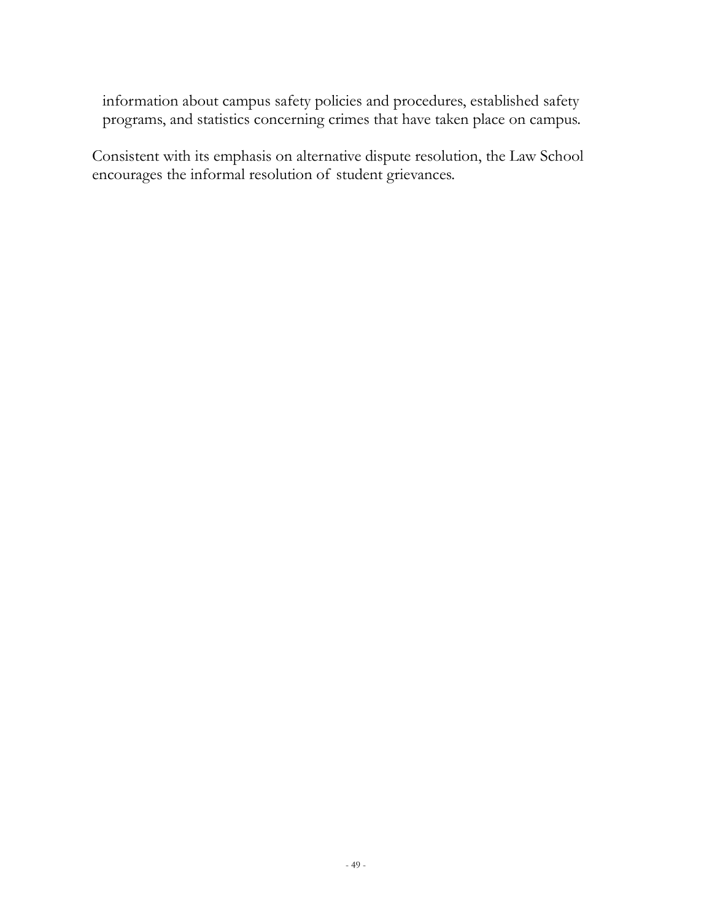information about campus safety policies and procedures, established safety programs, and statistics concerning crimes that have taken place on campus.

Consistent with its emphasis on alternative dispute resolution, the Law School encourages the informal resolution of student grievances.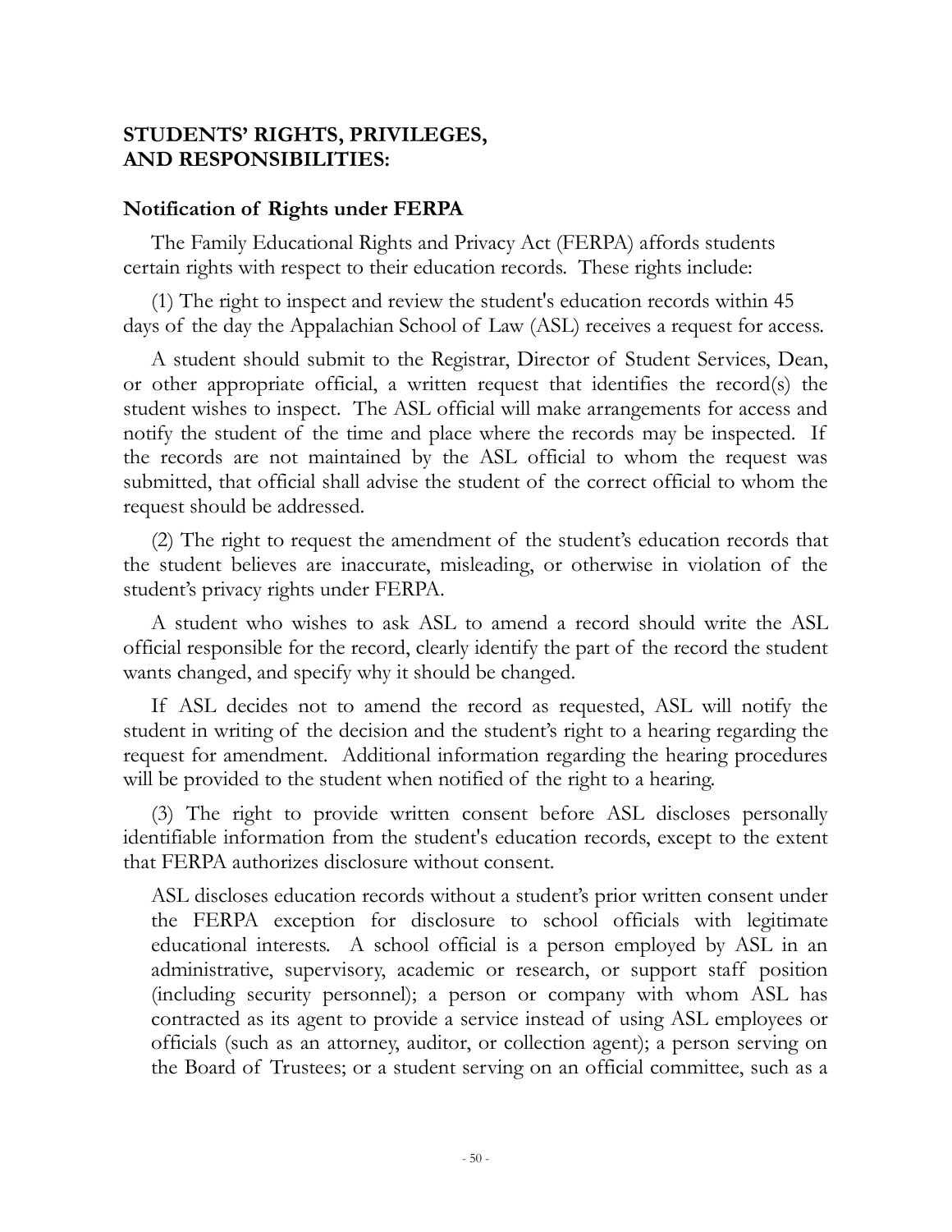## STUDENTS' RIGHTS, PRIVILEGES, AND RESPONSIBILITIES:

### Notification of Rights under FERPA

The Family Educational Rights and Privacy Act (FERPA) affords students certain rights with respect to their education records. These rights include:

(1) The right to inspect and review the student's education records within 45 days of the day the Appalachian School of Law (ASL) receives a request for access.

A student should submit to the Registrar, Director of Student Services, Dean, or other appropriate official, a written request that identifies the record(s) the student wishes to inspect. The ASL official will make arrangements for access and notify the student of the time and place where the records may be inspected. If the records are not maintained by the ASL official to whom the request was submitted, that official shall advise the student of the correct official to whom the request should be addressed.

(2) The right to request the amendment of the student's education records that the student believes are inaccurate, misleading, or otherwise in violation of the student's privacy rights under FERPA.

A student who wishes to ask ASL to amend a record should write the ASL official responsible for the record, clearly identify the part of the record the student wants changed, and specify why it should be changed.

If ASL decides not to amend the record as requested, ASL will notify the student in writing of the decision and the student's right to a hearing regarding the request for amendment. Additional information regarding the hearing procedures will be provided to the student when notified of the right to a hearing.

(3) The right to provide written consent before ASL discloses personally identifiable information from the student's education records, except to the extent that FERPA authorizes disclosure without consent.

ASL discloses education records without a student's prior written consent under the FERPA exception for disclosure to school officials with legitimate educational interests. A school official is a person employed by ASL in an administrative, supervisory, academic or research, or support staff position (including security personnel); a person or company with whom ASL has contracted as its agent to provide a service instead of using ASL employees or officials (such as an attorney, auditor, or collection agent); a person serving on the Board of Trustees; or a student serving on an official committee, such as a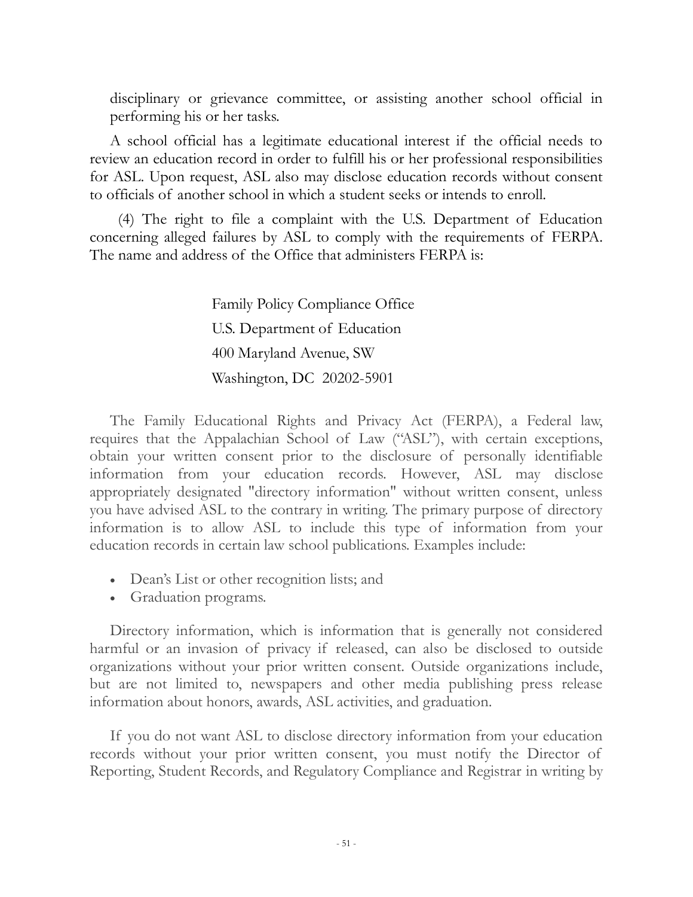disciplinary or grievance committee, or assisting another school official in performing his or her tasks.

A school official has a legitimate educational interest if the official needs to review an education record in order to fulfill his or her professional responsibilities for ASL. Upon request, ASL also may disclose education records without consent to officials of another school in which a student seeks or intends to enroll.

(4) The right to file a complaint with the U.S. Department of Education concerning alleged failures by ASL to comply with the requirements of FERPA. The name and address of the Office that administers FERPA is:

Family Policy Compliance Office
U.S. Department of Education
400 Maryland Avenue, SW
Washington, DC 20202-5901

The Family Educational Rights and Privacy Act (FERPA), a Federal law, requires that the Appalachian School of Law ("ASL"), with certain exceptions, obtain your written consent prior to the disclosure of personally identifiable information from your education records. However, ASL may disclose appropriately designated "directory information" without written consent, unless you have advised ASL to the contrary in writing. The primary purpose of directory information is to allow ASL to include this type of information from your education records in certain law school publications. Examples include:

- Dean's List or other recognition lists; and
- Graduation programs.

Directory information, which is information that is generally not considered harmful or an invasion of privacy if released, can also be disclosed to outside organizations without your prior written consent. Outside organizations include, but are not limited to, newspapers and other media publishing press release information about honors, awards, ASL activities, and graduation.

If you do not want ASL to disclose directory information from your education records without your prior written consent, you must notify the Director of Reporting, Student Records, and Regulatory Compliance and Registrar in writing by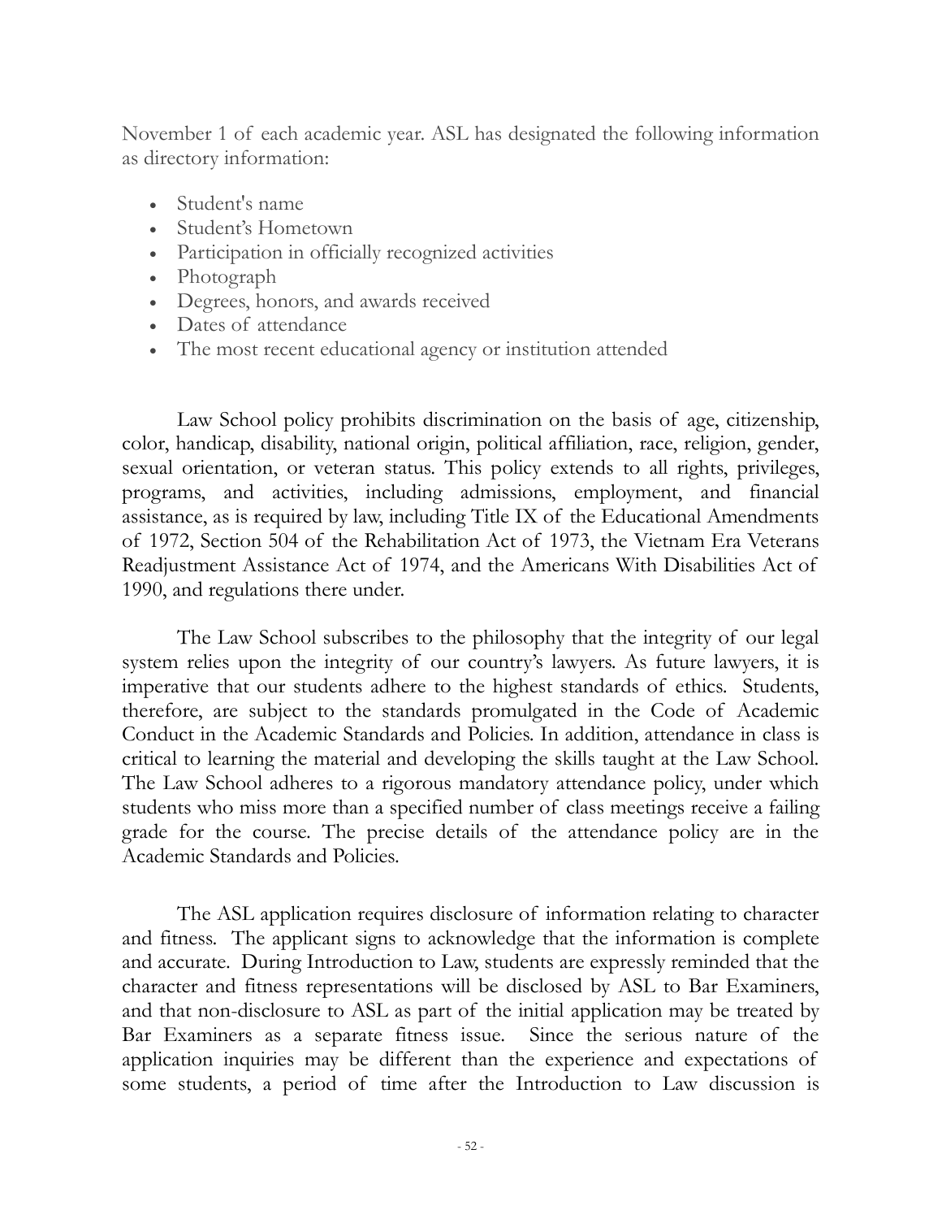November 1 of each academic year. ASL has designated the following information as directory information:

- Student's name
- Student's Hometown
- Participation in officially recognized activities
- Photograph
- Degrees, honors, and awards received
- Dates of attendance
- The most recent educational agency or institution attended

Law School policy prohibits discrimination on the basis of age, citizenship, color, handicap, disability, national origin, political affiliation, race, religion, gender, sexual orientation, or veteran status. This policy extends to all rights, privileges, programs, and activities, including admissions, employment, and financial assistance, as is required by law, including Title IX of the Educational Amendments of 1972, Section 504 of the Rehabilitation Act of 1973, the Vietnam Era Veterans Readjustment Assistance Act of 1974, and the Americans With Disabilities Act of 1990, and regulations there under.

The Law School subscribes to the philosophy that the integrity of our legal system relies upon the integrity of our country's lawyers. As future lawyers, it is imperative that our students adhere to the highest standards of ethics. Students, therefore, are subject to the standards promulgated in the Code of Academic Conduct in the Academic Standards and Policies. In addition, attendance in class is critical to learning the material and developing the skills taught at the Law School. The Law School adheres to a rigorous mandatory attendance policy, under which students who miss more than a specified number of class meetings receive a failing grade for the course. The precise details of the attendance policy are in the Academic Standards and Policies.

The ASL application requires disclosure of information relating to character and fitness. The applicant signs to acknowledge that the information is complete and accurate. During Introduction to Law, students are expressly reminded that the character and fitness representations will be disclosed by ASL to Bar Examiners, and that non-disclosure to ASL as part of the initial application may be treated by Bar Examiners as a separate fitness issue. Since the serious nature of the application inquiries may be different than the experience and expectations of some students, a period of time after the Introduction to Law discussion is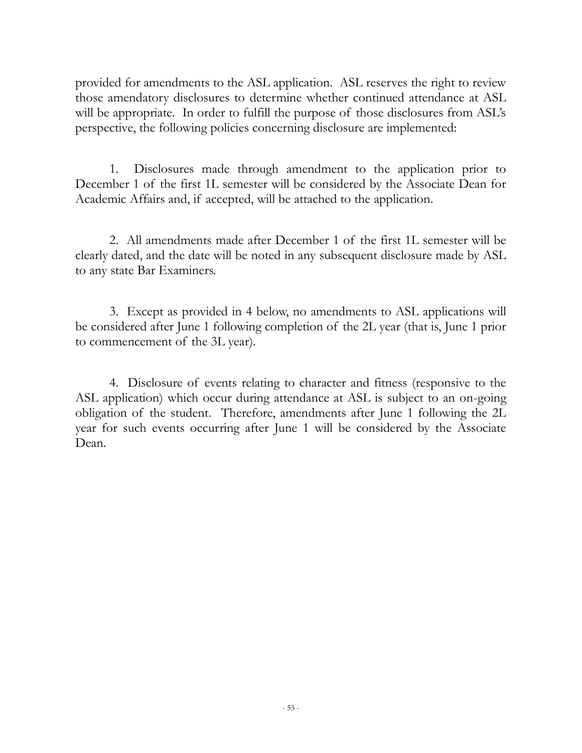provided for amendments to the ASL application. ASL reserves the right to review those amendatory disclosures to determine whether continued attendance at ASL will be appropriate. In order to fulfill the purpose of those disclosures from ASL's perspective, the following policies concerning disclosure are implemented:

1. Disclosures made through amendment to the application prior to December 1 of the first 1L semester will be considered by the Associate Dean for Academic Affairs and, if accepted, will be attached to the application.

2. All amendments made after December 1 of the first 1L semester will be clearly dated, and the date will be noted in any subsequent disclosure made by ASL to any state Bar Examiners.

3. Except as provided in 4 below, no amendments to ASL applications will be considered after June 1 following completion of the 2L year (that is, June 1 prior to commencement of the 3L year).

4. Disclosure of events relating to character and fitness (responsive to the ASL application) which occur during attendance at ASL is subject to an on-going obligation of the student. Therefore, amendments after June 1 following the 2L year for such events occurring after June 1 will be considered by the Associate Dean.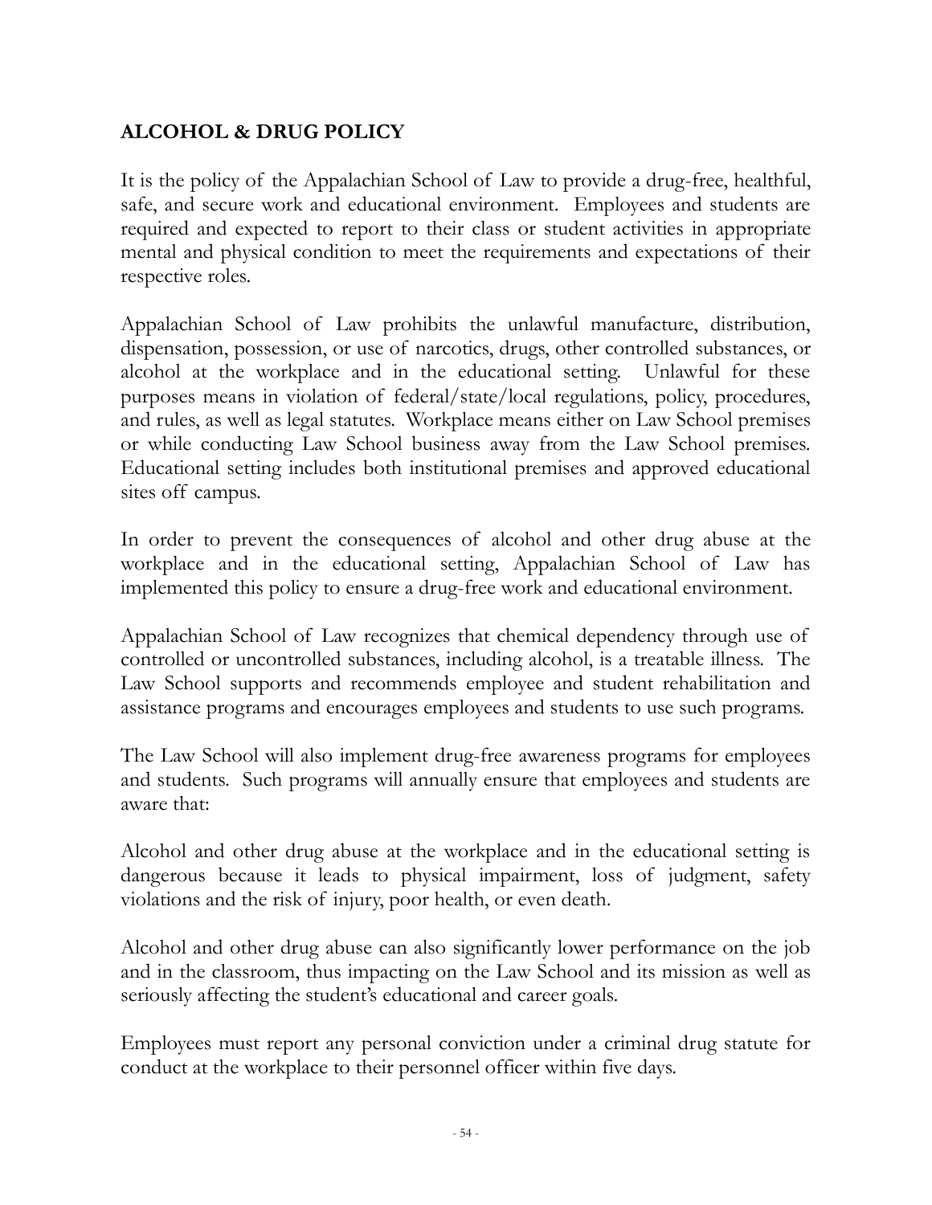## ALCOHOL & DRUG POLICY

It is the policy of the Appalachian School of Law to provide a drug-free, healthful, safe, and secure work and educational environment. Employees and students are required and expected to report to their class or student activities in appropriate mental and physical condition to meet the requirements and expectations of their respective roles.

Appalachian School of Law prohibits the unlawful manufacture, distribution, dispensation, possession, or use of narcotics, drugs, other controlled substances, or alcohol at the workplace and in the educational setting. Unlawful for these purposes means in violation of federal/state/local regulations, policy, procedures, and rules, as well as legal statutes. Workplace means either on Law School premises or while conducting Law School business away from the Law School premises. Educational setting includes both institutional premises and approved educational sites off campus.

In order to prevent the consequences of alcohol and other drug abuse at the workplace and in the educational setting, Appalachian School of Law has implemented this policy to ensure a drug-free work and educational environment.

Appalachian School of Law recognizes that chemical dependency through use of controlled or uncontrolled substances, including alcohol, is a treatable illness. The Law School supports and recommends employee and student rehabilitation and assistance programs and encourages employees and students to use such programs.

The Law School will also implement drug-free awareness programs for employees and students. Such programs will annually ensure that employees and students are aware that:

Alcohol and other drug abuse at the workplace and in the educational setting is dangerous because it leads to physical impairment, loss of judgment, safety violations and the risk of injury, poor health, or even death.

Alcohol and other drug abuse can also significantly lower performance on the job and in the classroom, thus impacting on the Law School and its mission as well as seriously affecting the student's educational and career goals.

Employees must report any personal conviction under a criminal drug statute for conduct at the workplace to their personnel officer within five days.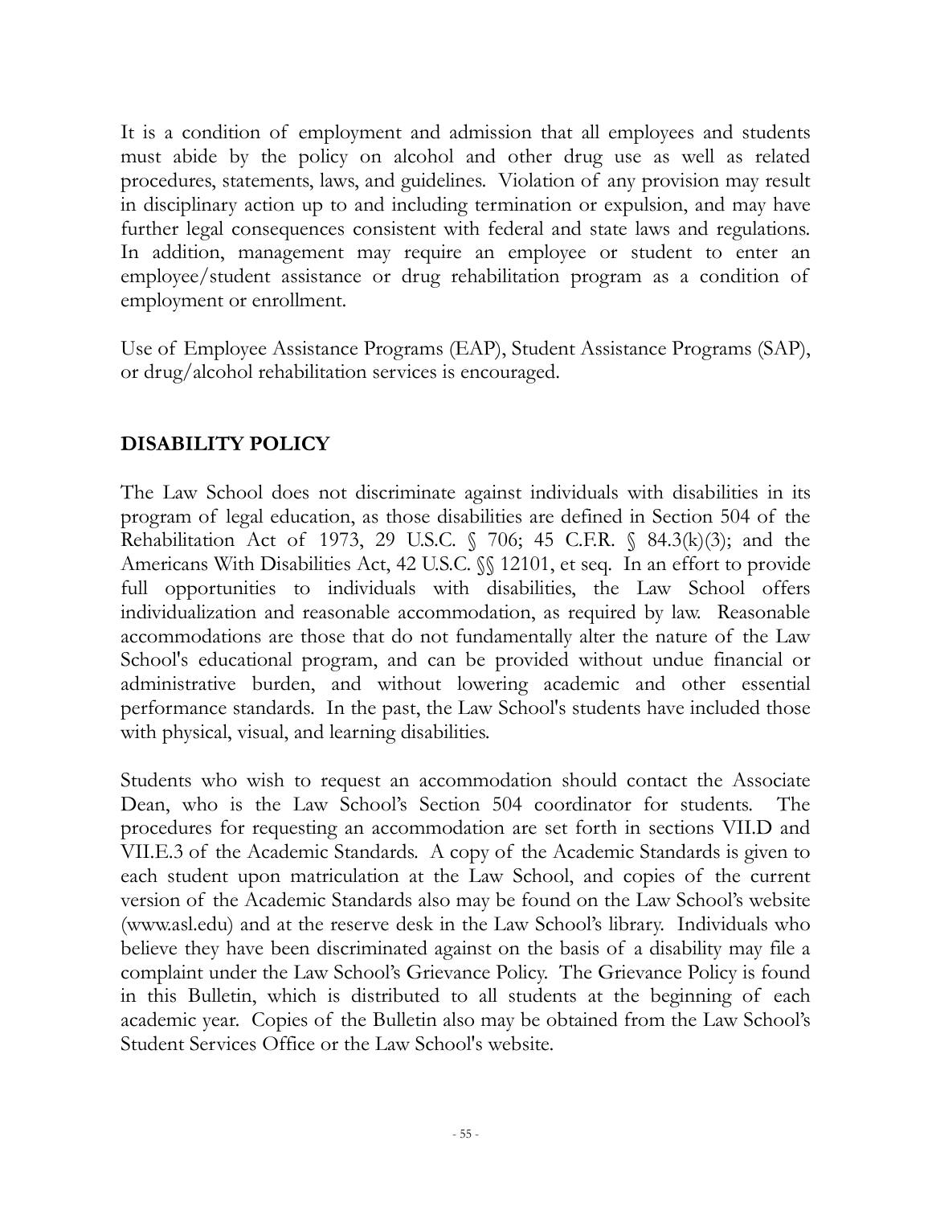It is a condition of employment and admission that all employees and students must abide by the policy on alcohol and other drug use as well as related procedures, statements, laws, and guidelines. Violation of any provision may result in disciplinary action up to and including termination or expulsion, and may have further legal consequences consistent with federal and state laws and regulations. In addition, management may require an employee or student to enter an employee/student assistance or drug rehabilitation program as a condition of employment or enrollment.

Use of Employee Assistance Programs (EAP), Student Assistance Programs (SAP), or drug/alcohol rehabilitation services is encouraged.

## DISABILITY POLICY

The Law School does not discriminate against individuals with disabilities in its program of legal education, as those disabilities are defined in Section 504 of the Rehabilitation Act of 1973, 29 U.S.C. § 706; 45 C.F.R. § 84.3(k)(3); and the Americans With Disabilities Act, 42 U.S.C. §§ 12101, et seq. In an effort to provide full opportunities to individuals with disabilities, the Law School offers individualization and reasonable accommodation, as required by law. Reasonable accommodations are those that do not fundamentally alter the nature of the Law School's educational program, and can be provided without undue financial or administrative burden, and without lowering academic and other essential performance standards. In the past, the Law School's students have included those with physical, visual, and learning disabilities.

Students who wish to request an accommodation should contact the Associate Dean, who is the Law School's Section 504 coordinator for students. The procedures for requesting an accommodation are set forth in sections VII.D and VII.E.3 of the Academic Standards. A copy of the Academic Standards is given to each student upon matriculation at the Law School, and copies of the current version of the Academic Standards also may be found on the Law School's website (www.asl.edu) and at the reserve desk in the Law School's library. Individuals who believe they have been discriminated against on the basis of a disability may file a complaint under the Law School's Grievance Policy. The Grievance Policy is found in this Bulletin, which is distributed to all students at the beginning of each academic year. Copies of the Bulletin also may be obtained from the Law School's Student Services Office or the Law School's website.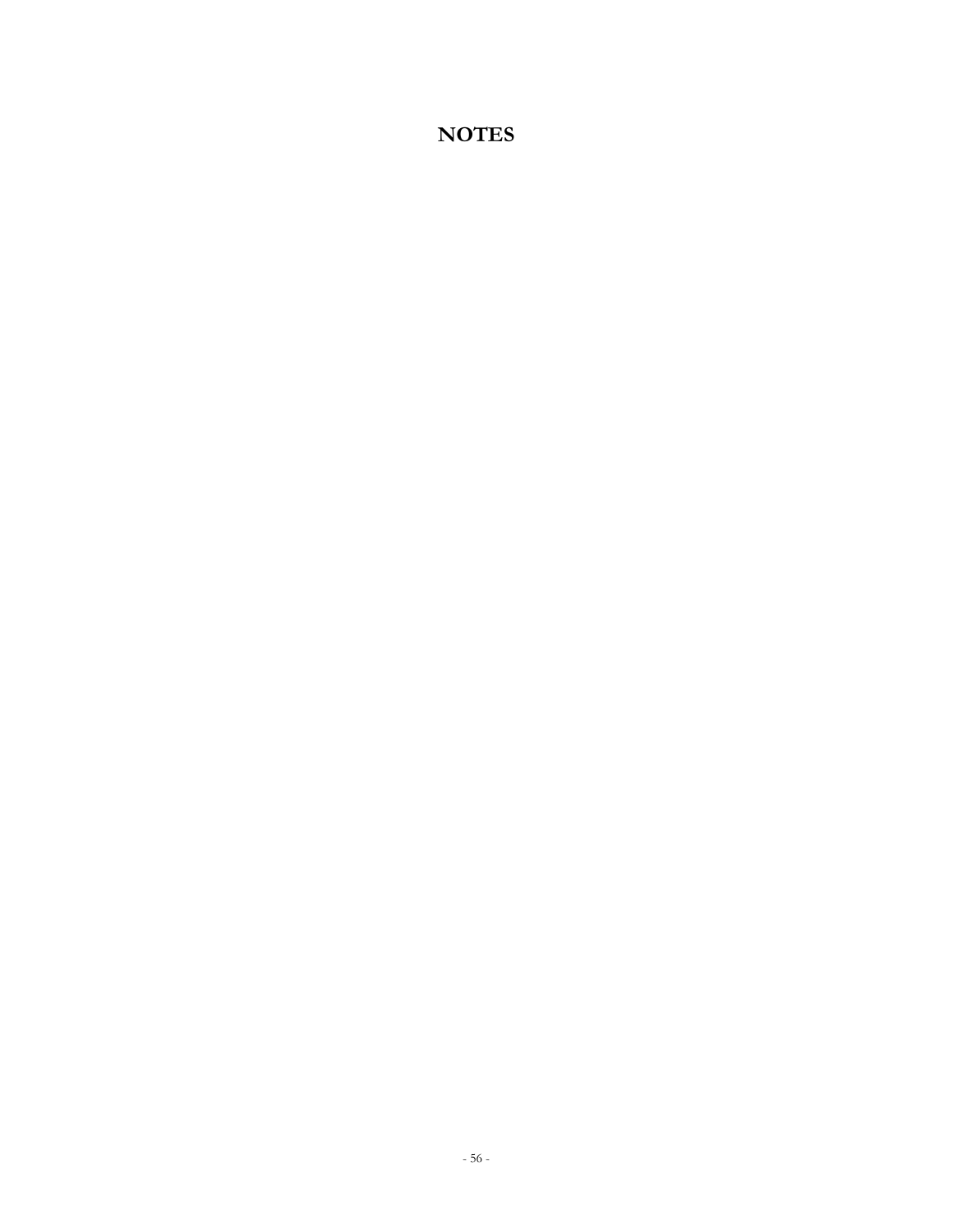# NOTES